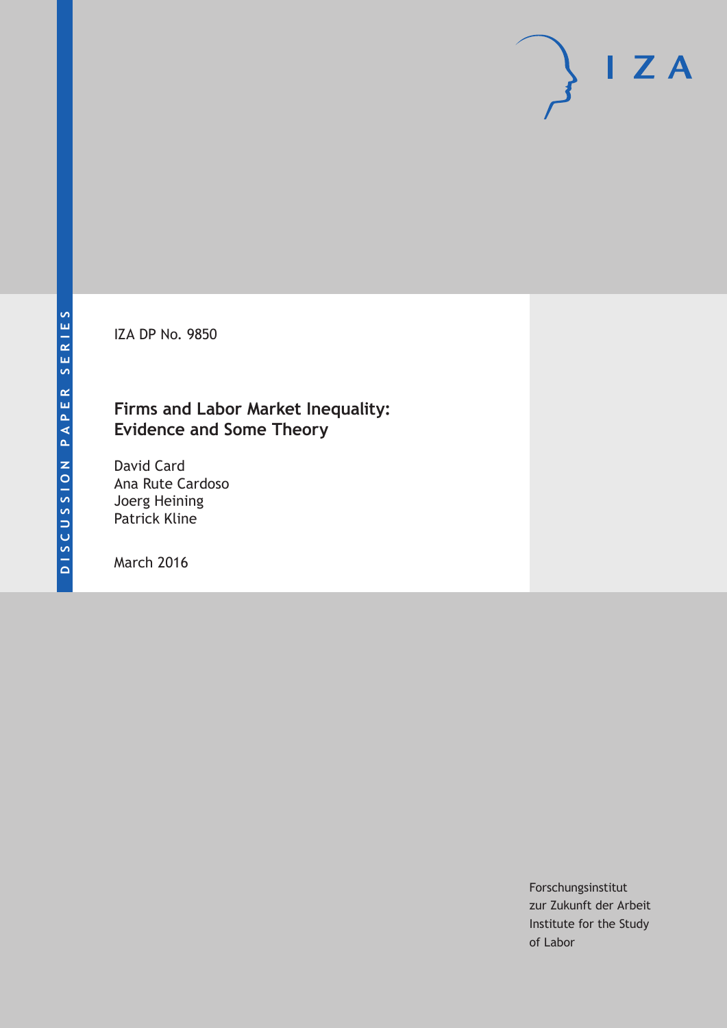DISCUSSION PAPER SERIES

IZA

IZA DP No. 9850

# Firms and Labor Market Inequality: Evidence and Some Theory

David Card
Ana Rute Cardoso
Joerg Heining
Patrick Kline

March 2016

Forschungsinstitut
zur Zukunft der Arbeit
Institute for the Study
of Labor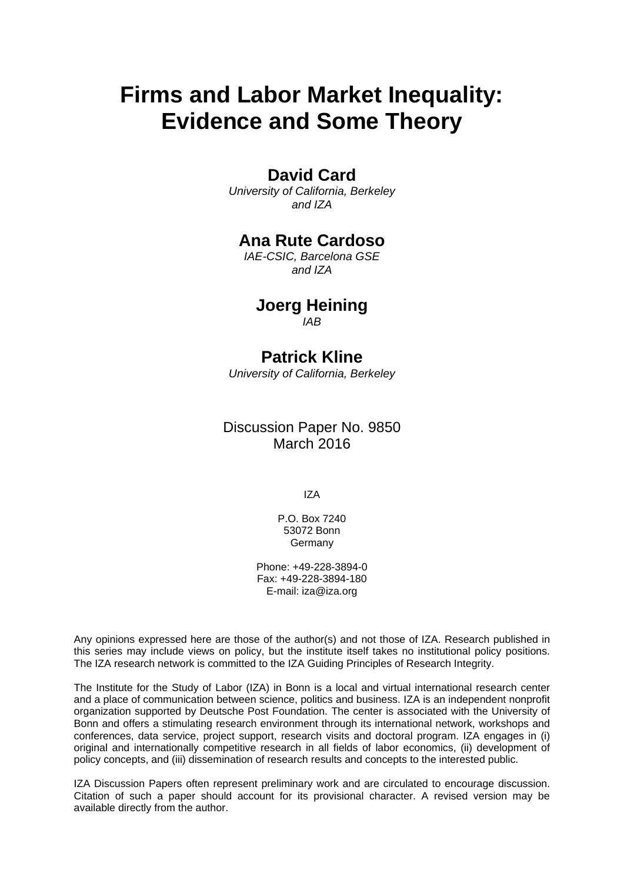# Firms and Labor Market Inequality: Evidence and Some Theory

**David Card**
*University of California, Berkeley and IZA*

**Ana Rute Cardoso**
*IAE-CSIC, Barcelona GSE and IZA*

**Joerg Heining**
*IAB*

**Patrick Kline**
*University of California, Berkeley*

Discussion Paper No. 9850
March 2016

IZA

P.O. Box 7240
53072 Bonn
Germany

Phone: +49-228-3894-0
Fax: +49-228-3894-180
E-mail: iza@iza.org

Any opinions expressed here are those of the author(s) and not those of IZA. Research published in this series may include views on policy, but the institute itself takes no institutional policy positions. The IZA research network is committed to the IZA Guiding Principles of Research Integrity.

The Institute for the Study of Labor (IZA) in Bonn is a local and virtual international research center and a place of communication between science, politics and business. IZA is an independent nonprofit organization supported by Deutsche Post Foundation. The center is associated with the University of Bonn and offers a stimulating research environment through its international network, workshops and conferences, data service, project support, research visits and doctoral program. IZA engages in (i) original and internationally competitive research in all fields of labor economics, (ii) development of policy concepts, and (iii) dissemination of research results and concepts to the interested public.

IZA Discussion Papers often represent preliminary work and are circulated to encourage discussion. Citation of such a paper should account for its provisional character. A revised version may be available directly from the author.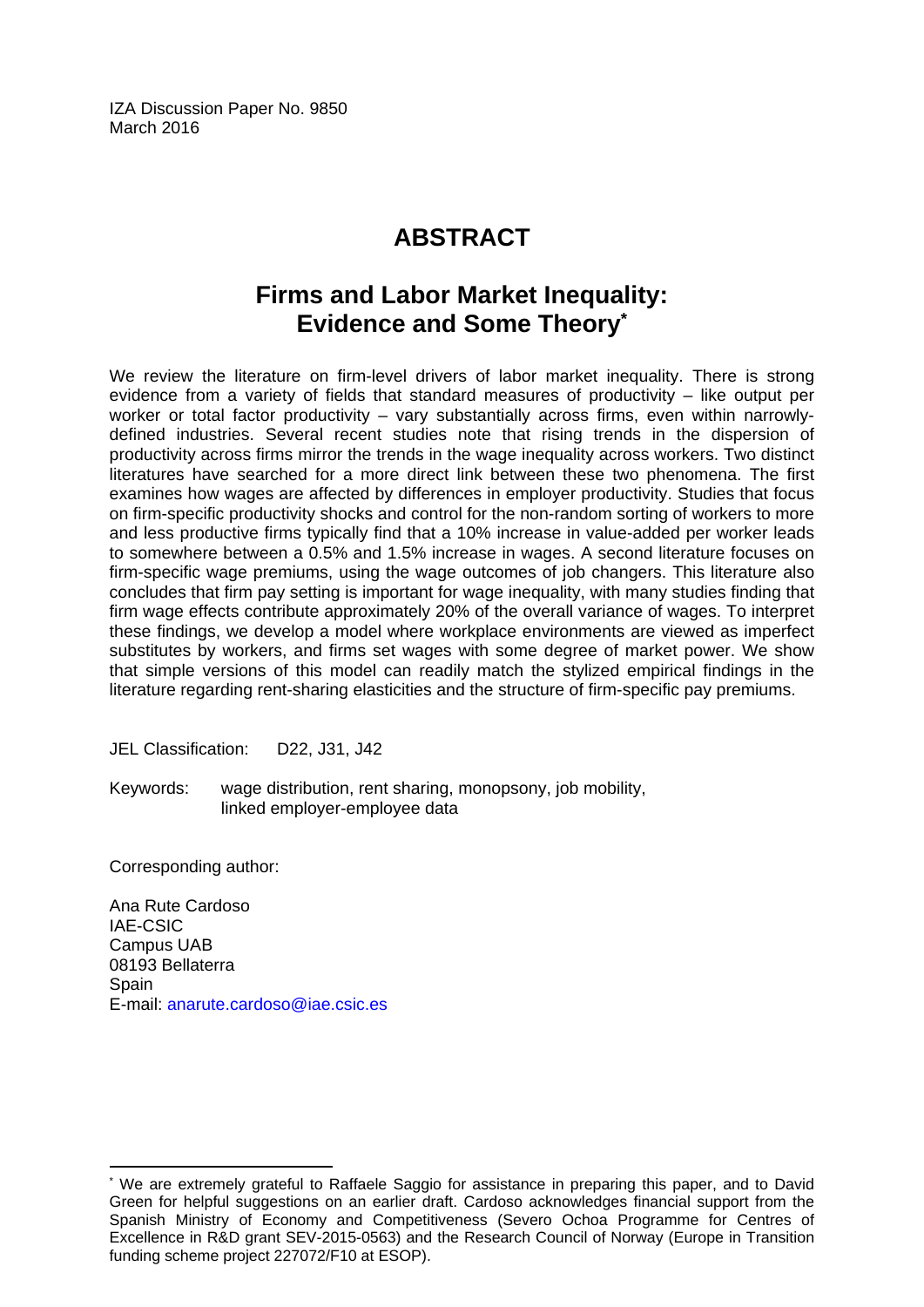IZA Discussion Paper No. 9850
March 2016

# ABSTRACT

## Firms and Labor Market Inequality: Evidence and Some Theory*

We review the literature on firm-level drivers of labor market inequality. There is strong evidence from a variety of fields that standard measures of productivity – like output per worker or total factor productivity – vary substantially across firms, even within narrowly-defined industries. Several recent studies note that rising trends in the dispersion of productivity across firms mirror the trends in the wage inequality across workers. Two distinct literatures have searched for a more direct link between these two phenomena. The first examines how wages are affected by differences in employer productivity. Studies that focus on firm-specific productivity shocks and control for the non-random sorting of workers to more and less productive firms typically find that a 10% increase in value-added per worker leads to somewhere between a 0.5% and 1.5% increase in wages. A second literature focuses on firm-specific wage premiums, using the wage outcomes of job changers. This literature also concludes that firm pay setting is important for wage inequality, with many studies finding that firm wage effects contribute approximately 20% of the overall variance of wages. To interpret these findings, we develop a model where workplace environments are viewed as imperfect substitutes by workers, and firms set wages with some degree of market power. We show that simple versions of this model can readily match the stylized empirical findings in the literature regarding rent-sharing elasticities and the structure of firm-specific pay premiums.

JEL Classification: D22, J31, J42

Keywords: wage distribution, rent sharing, monopsony, job mobility, linked employer-employee data

Corresponding author:

Ana Rute Cardoso
IAE-CSIC
Campus UAB
08193 Bellaterra
Spain
E-mail: anarute.cardoso@iae.csic.es

---

* We are extremely grateful to Raffaele Saggio for assistance in preparing this paper, and to David Green for helpful suggestions on an earlier draft. Cardoso acknowledges financial support from the Spanish Ministry of Economy and Competitiveness (Severo Ochoa Programme for Centres of Excellence in R&D grant SEV-2015-0563) and the Research Council of Norway (Europe in Transition funding scheme project 227072/F10 at ESOP).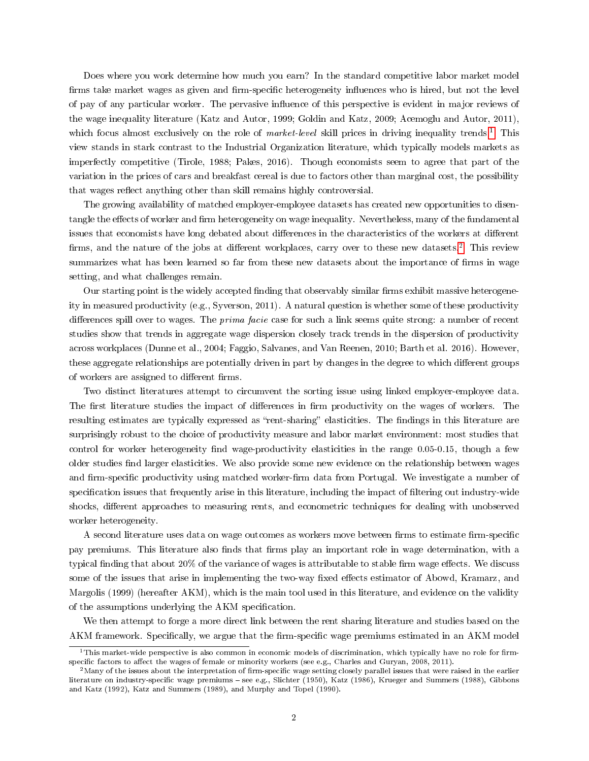Does where you work determine how much you earn? In the standard competitive labor market model firms take market wages as given and firm-specific heterogeneity influences who is hired, but not the level of pay of any particular worker. The pervasive influence of this perspective is evident in major reviews of the wage inequality literature (Katz and Autor, 1999; Goldin and Katz, 2009; Acemoglu and Autor, 2011), which focus almost exclusively on the role of *market-level* skill prices in driving inequality trends.[1] This view stands in stark contrast to the Industrial Organization literature, which typically models markets as imperfectly competitive (Tirole, 1988; Pakes, 2016). Though economists seem to agree that part of the variation in the prices of cars and breakfast cereal is due to factors other than marginal cost, the possibility that wages reflect anything other than skill remains highly controversial.

The growing availability of matched employer-employee datasets has created new opportunities to disentangle the effects of worker and firm heterogeneity on wage inequality. Nevertheless, many of the fundamental issues that economists have long debated about differences in the characteristics of the workers at different firms, and the nature of the jobs at different workplaces, carry over to these new datasets.[2] This review summarizes what has been learned so far from these new datasets about the importance of firms in wage setting, and what challenges remain.

Our starting point is the widely accepted finding that observably similar firms exhibit massive heterogeneity in measured productivity (e.g., Syverson, 2011). A natural question is whether some of these productivity differences spill over to wages. The *prima facie* case for such a link seems quite strong: a number of recent studies show that trends in aggregate wage dispersion closely track trends in the dispersion of productivity across workplaces (Dunne et al., 2004; Faggio, Salvanes, and Van Reenen, 2010; Barth et al. 2016). However, these aggregate relationships are potentially driven in part by changes in the degree to which different groups of workers are assigned to different firms.

Two distinct literatures attempt to circumvent the sorting issue using linked employer-employee data. The first literature studies the impact of differences in firm productivity on the wages of workers. The resulting estimates are typically expressed as "rent-sharing" elasticities. The findings in this literature are surprisingly robust to the choice of productivity measure and labor market environment: most studies that control for worker heterogeneity find wage-productivity elasticities in the range 0.05-0.15, though a few older studies find larger elasticities. We also provide some new evidence on the relationship between wages and firm-specific productivity using matched worker-firm data from Portugal. We investigate a number of specification issues that frequently arise in this literature, including the impact of filtering out industry-wide shocks, different approaches to measuring rents, and econometric techniques for dealing with unobserved worker heterogeneity.

A second literature uses data on wage outcomes as workers move between firms to estimate firm-specific pay premiums. This literature also finds that firms play an important role in wage determination, with a typical finding that about 20% of the variance of wages is attributable to stable firm wage effects. We discuss some of the issues that arise in implementing the two-way fixed effects estimator of Abowd, Kramarz, and Margolis (1999) (hereafter AKM), which is the main tool used in this literature, and evidence on the validity of the assumptions underlying the AKM specification.

We then attempt to forge a more direct link between the rent sharing literature and studies based on the AKM framework. Specifically, we argue that the firm-specific wage premiums estimated in an AKM model

[1] This market-wide perspective is also common in economic models of discrimination, which typically have no role for firm-specific factors to affect the wages of female or minority workers (see e.g., Charles and Guryan, 2008, 2011).

[2] Many of the issues about the interpretation of firm-specific wage setting closely parallel issues that were raised in the earlier literature on industry-specific wage premiums – see e.g., Slichter (1950), Katz (1986), Krueger and Summers (1988), Gibbons and Katz (1992), Katz and Summers (1989), and Murphy and Topel (1990).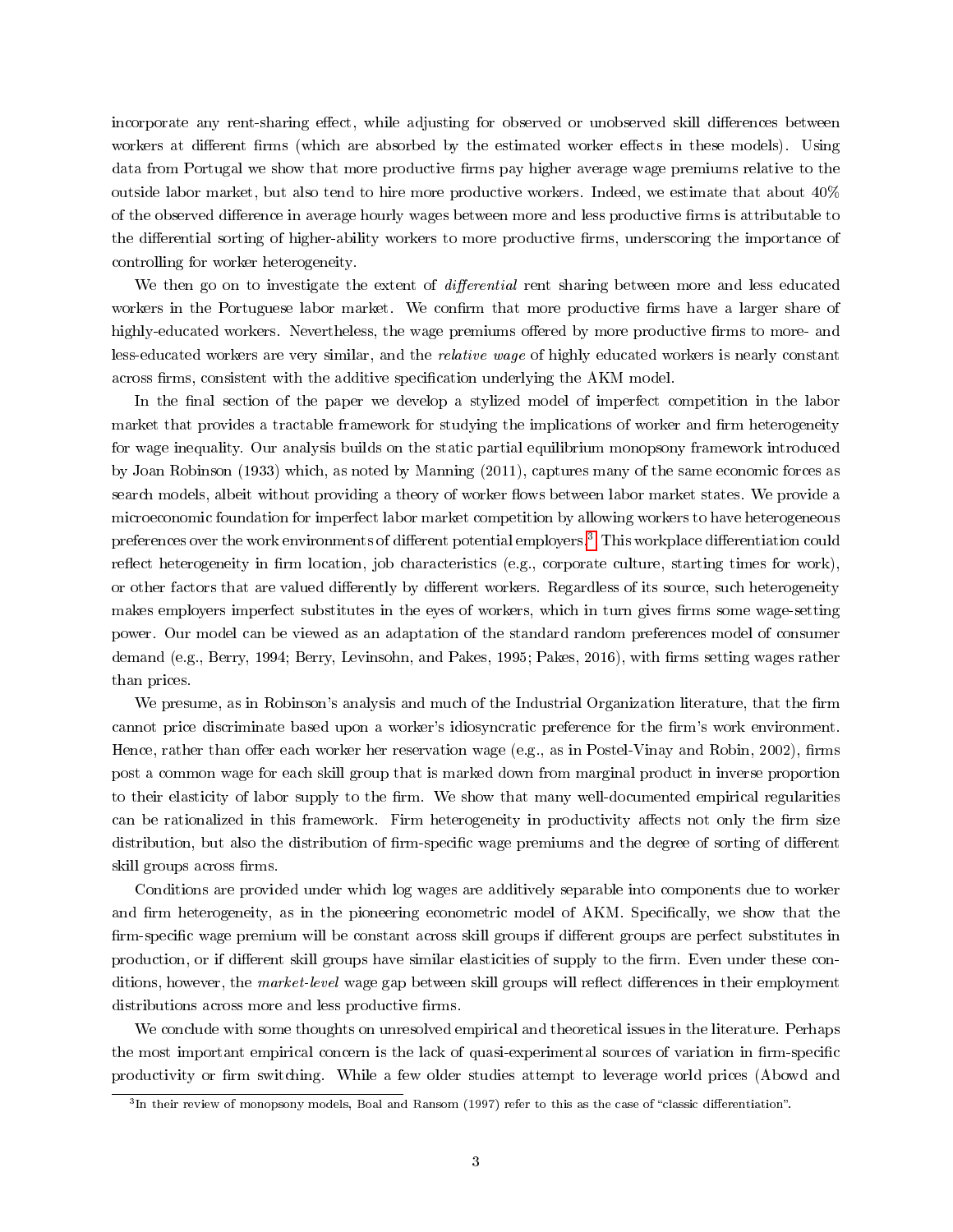incorporate any rent-sharing effect, while adjusting for observed or unobserved skill differences between workers at different firms (which are absorbed by the estimated worker effects in these models). Using data from Portugal we show that more productive firms pay higher average wage premiums relative to the outside labor market, but also tend to hire more productive workers. Indeed, we estimate that about 40% of the observed difference in average hourly wages between more and less productive firms is attributable to the differential sorting of higher-ability workers to more productive firms, underscoring the importance of controlling for worker heterogeneity.

We then go on to investigate the extent of *differential* rent sharing between more and less educated workers in the Portuguese labor market. We confirm that more productive firms have a larger share of highly-educated workers. Nevertheless, the wage premiums offered by more productive firms to more- and less-educated workers are very similar, and the *relative wage* of highly educated workers is nearly constant across firms, consistent with the additive specification underlying the AKM model.

In the final section of the paper we develop a stylized model of imperfect competition in the labor market that provides a tractable framework for studying the implications of worker and firm heterogeneity for wage inequality. Our analysis builds on the static partial equilibrium monopsony framework introduced by Joan Robinson (1933) which, as noted by Manning (2011), captures many of the same economic forces as search models, albeit without providing a theory of worker flows between labor market states. We provide a microeconomic foundation for imperfect labor market competition by allowing workers to have heterogeneous preferences over the work environments of different potential employers.[3] This workplace differentiation could reflect heterogeneity in firm location, job characteristics (e.g., corporate culture, starting times for work), or other factors that are valued differently by different workers. Regardless of its source, such heterogeneity makes employers imperfect substitutes in the eyes of workers, which in turn gives firms some wage-setting power. Our model can be viewed as an adaptation of the standard random preferences model of consumer demand (e.g., Berry, 1994; Berry, Levinsohn, and Pakes, 1995; Pakes, 2016), with firms setting wages rather than prices.

We presume, as in Robinson's analysis and much of the Industrial Organization literature, that the firm cannot price discriminate based upon a worker's idiosyncratic preference for the firm's work environment. Hence, rather than offer each worker her reservation wage (e.g., as in Postel-Vinay and Robin, 2002), firms post a common wage for each skill group that is marked down from marginal product in inverse proportion to their elasticity of labor supply to the firm. We show that many well-documented empirical regularities can be rationalized in this framework. Firm heterogeneity in productivity affects not only the firm size distribution, but also the distribution of firm-specific wage premiums and the degree of sorting of different skill groups across firms.

Conditions are provided under which log wages are additively separable into components due to worker and firm heterogeneity, as in the pioneering econometric model of AKM. Specifically, we show that the firm-specific wage premium will be constant across skill groups if different groups are perfect substitutes in production, or if different skill groups have similar elasticities of supply to the firm. Even under these conditions, however, the *market-level* wage gap between skill groups will reflect differences in their employment distributions across more and less productive firms.

We conclude with some thoughts on unresolved empirical and theoretical issues in the literature. Perhaps the most important empirical concern is the lack of quasi-experimental sources of variation in firm-specific productivity or firm switching. While a few older studies attempt to leverage world prices (Abowd and

[3] In their review of monopsony models, Boal and Ransom (1997) refer to this as the case of "classic differentiation".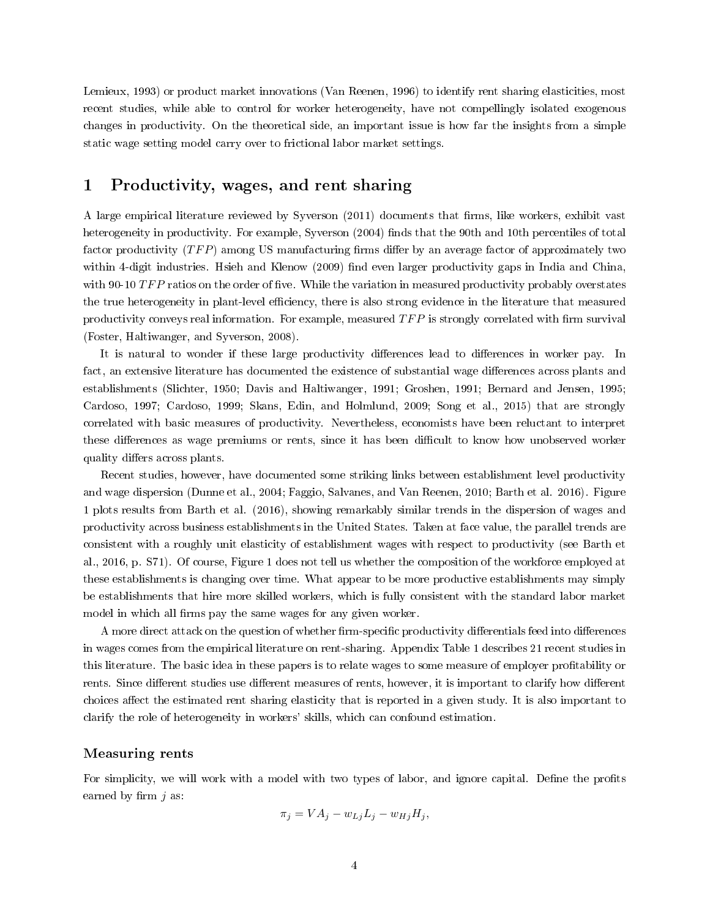Lemieux, 1993) or product market innovations (Van Reenen, 1996) to identify rent sharing elasticities, most recent studies, while able to control for worker heterogeneity, have not compellingly isolated exogenous changes in productivity. On the theoretical side, an important issue is how far the insights from a simple static wage setting model carry over to frictional labor market settings.

# 1 Productivity, wages, and rent sharing

A large empirical literature reviewed by Syverson (2011) documents that firms, like workers, exhibit vast heterogeneity in productivity. For example, Syverson (2004) finds that the 90th and 10th percentiles of total factor productivity ($TFP$) among US manufacturing firms differ by an average factor of approximately two within 4-digit industries. Hsieh and Klenow (2009) find even larger productivity gaps in India and China, with 90-10 $TFP$ ratios on the order of five. While the variation in measured productivity probably overstates the true heterogeneity in plant-level efficiency, there is also strong evidence in the literature that measured productivity conveys real information. For example, measured $TFP$ is strongly correlated with firm survival (Foster, Haltiwanger, and Syverson, 2008).

It is natural to wonder if these large productivity differences lead to differences in worker pay. In fact, an extensive literature has documented the existence of substantial wage differences across plants and establishments (Slichter, 1950; Davis and Haltiwanger, 1991; Groshen, 1991; Bernard and Jensen, 1995; Cardoso, 1997; Cardoso, 1999; Skans, Edin, and Holmlund, 2009; Song et al., 2015) that are strongly correlated with basic measures of productivity. Nevertheless, economists have been reluctant to interpret these differences as wage premiums or rents, since it has been difficult to know how unobserved worker quality differs across plants.

Recent studies, however, have documented some striking links between establishment level productivity and wage dispersion (Dunne et al., 2004; Faggio, Salvanes, and Van Reenen, 2010; Barth et al. 2016). Figure 1 plots results from Barth et al. (2016), showing remarkably similar trends in the dispersion of wages and productivity across business establishments in the United States. Taken at face value, the parallel trends are consistent with a roughly unit elasticity of establishment wages with respect to productivity (see Barth et al., 2016, p. S71). Of course, Figure 1 does not tell us whether the composition of the workforce employed at these establishments is changing over time. What appear to be more productive establishments may simply be establishments that hire more skilled workers, which is fully consistent with the standard labor market model in which all firms pay the same wages for any given worker.

A more direct attack on the question of whether firm-specific productivity differentials feed into differences in wages comes from the empirical literature on rent-sharing. Appendix Table 1 describes 21 recent studies in this literature. The basic idea in these papers is to relate wages to some measure of employer profitability or rents. Since different studies use different measures of rents, however, it is important to clarify how different choices affect the estimated rent sharing elasticity that is reported in a given study. It is also important to clarify the role of heterogeneity in workers' skills, which can confound estimation.

### Measuring rents

For simplicity, we will work with a model with two types of labor, and ignore capital. Define the profits earned by firm $j$ as:

$$\pi_j = VA_j - w_{Lj}L_j - w_{Hj}H_j,$$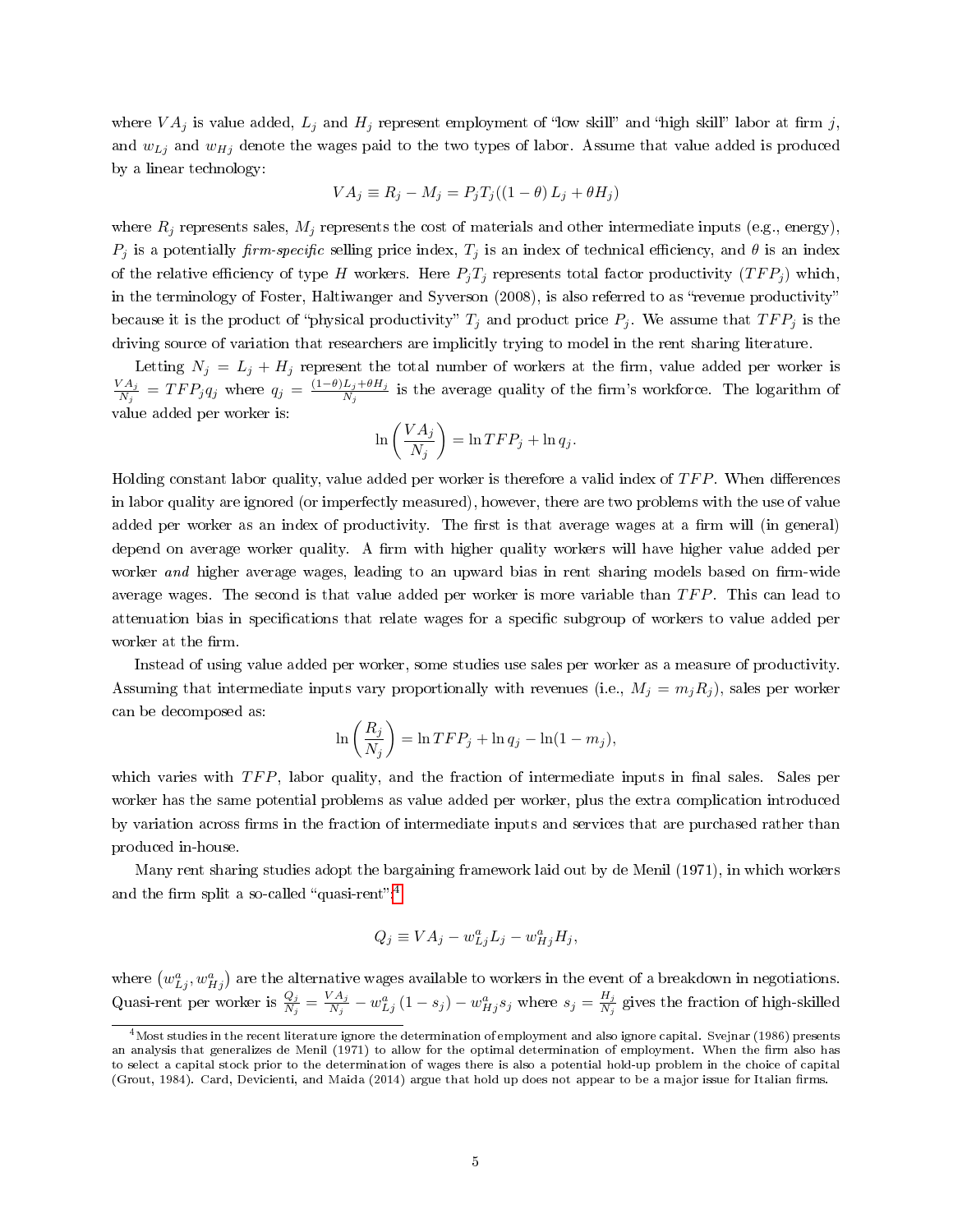where $VA_j$ is value added, $L_j$ and $H_j$ represent employment of "low skill" and "high skill" labor at firm $j$, and $w_{Lj}$ and $w_{Hj}$ denote the wages paid to the two types of labor. Assume that value added is produced by a linear technology:

$$VA_j \equiv R_j - M_j = P_j T_j ((1-\theta) L_j + \theta H_j)$$

where $R_j$ represents sales, $M_j$ represents the cost of materials and other intermediate inputs (e.g., energy), $P_j$ is a potentially *firm-specific* selling price index, $T_j$ is an index of technical efficiency, and $\theta$ is an index of the relative efficiency of type $H$ workers. Here $P_j T_j$ represents total factor productivity ($TFP_j$) which, in the terminology of Foster, Haltiwanger and Syverson (2008), is also referred to as "revenue productivity" because it is the product of "physical productivity" $T_j$ and product price $P_j$. We assume that $TFP_j$ is the driving source of variation that researchers are implicitly trying to model in the rent sharing literature.

Letting $N_j = L_j + H_j$ represent the total number of workers at the firm, value added per worker is $\frac{VA_j}{N_j} = TFP_j q_j$ where $q_j = \frac{(1-\theta)L_j + \theta H_j}{N_j}$ is the average quality of the firm's workforce. The logarithm of value added per worker is:

$$\ln\left(\frac{VA_j}{N_j}\right) = \ln TFP_j + \ln q_j.$$

Holding constant labor quality, value added per worker is therefore a valid index of $TFP$. When differences in labor quality are ignored (or imperfectly measured), however, there are two problems with the use of value added per worker as an index of productivity. The first is that average wages at a firm will (in general) depend on average worker quality. A firm with higher quality workers will have higher value added per worker *and* higher average wages, leading to an upward bias in rent sharing models based on firm-wide average wages. The second is that value added per worker is more variable than $TFP$. This can lead to attenuation bias in specifications that relate wages for a specific subgroup of workers to value added per worker at the firm.

Instead of using value added per worker, some studies use sales per worker as a measure of productivity. Assuming that intermediate inputs vary proportionally with revenues (i.e., $M_j = m_j R_j$), sales per worker can be decomposed as:

$$\ln\left(\frac{R_j}{N_j}\right) = \ln TFP_j + \ln q_j - \ln(1 - m_j),$$

which varies with $TFP$, labor quality, and the fraction of intermediate inputs in final sales. Sales per worker has the same potential problems as value added per worker, plus the extra complication introduced by variation across firms in the fraction of intermediate inputs and services that are purchased rather than produced in-house.

Many rent sharing studies adopt the bargaining framework laid out by de Menil (1971), in which workers and the firm split a so-called "quasi-rent":[4]

$$Q_j \equiv VA_j - w^a_{Lj} L_j - w^a_{Hj} H_j,$$

where $(w^a_{Lj}, w^a_{Hj})$ are the alternative wages available to workers in the event of a breakdown in negotiations. Quasi-rent per worker is $\frac{Q_j}{N_j} = \frac{VA_j}{N_j} - w^a_{Lj}(1 - s_j) - w^a_{Hj} s_j$ where $s_j = \frac{H_j}{N_j}$ gives the fraction of high-skilled

[4] Most studies in the recent literature ignore the determination of employment and also ignore capital. Svejnar (1986) presents an analysis that generalizes de Menil (1971) to allow for the optimal determination of employment. When the firm also has to select a capital stock prior to the determination of wages there is also a potential hold-up problem in the choice of capital (Grout, 1984). Card, Devicienti, and Maida (2014) argue that hold up does not appear to be a major issue for Italian firms.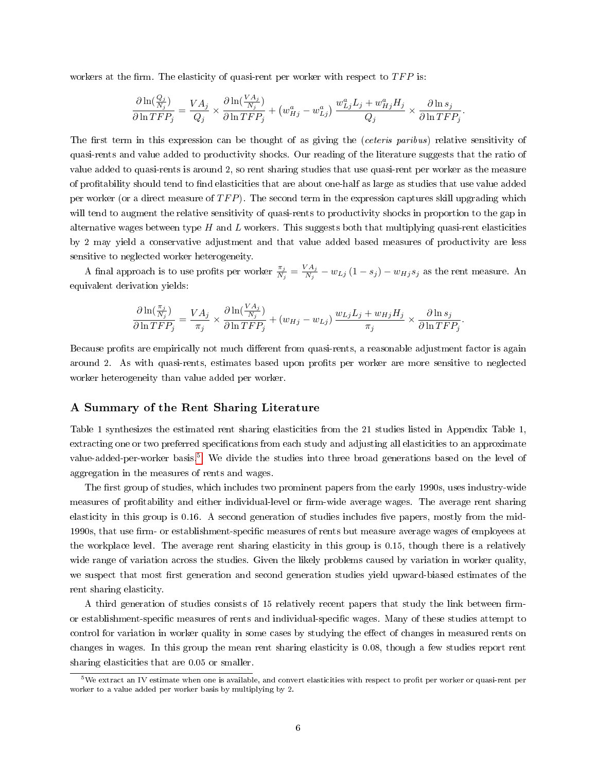workers at the firm. The elasticity of quasi-rent per worker with respect to $TFP$ is:

$$\frac{\partial \ln(\frac{Q_j}{N_j})}{\partial \ln TFP_j} = \frac{VA_j}{Q_j} \times \frac{\partial \ln(\frac{VA_j}{N_j})}{\partial \ln TFP_j} + \left(w^a_{Hj} - w^a_{Lj}\right) \frac{w^a_{Lj} L_j + w^a_{Hj} H_j}{Q_j} \times \frac{\partial \ln s_j}{\partial \ln TFP_j}.$$

The first term in this expression can be thought of as giving the (*ceteris paribus*) relative sensitivity of quasi-rents and value added to productivity shocks. Our reading of the literature suggests that the ratio of value added to quasi-rents is around 2, so rent sharing studies that use quasi-rent per worker as the measure of profitability should tend to find elasticities that are about one-half as large as studies that use value added per worker (or a direct measure of $TFP$). The second term in the expression captures skill upgrading which will tend to augment the relative sensitivity of quasi-rents to productivity shocks in proportion to the gap in alternative wages between type $H$ and $L$ workers. This suggests both that multiplying quasi-rent elasticities by 2 may yield a conservative adjustment and that value added based measures of productivity are less sensitive to neglected worker heterogeneity.

A final approach is to use profits per worker $\frac{\pi_j}{N_j} = \frac{VA_j}{N_j} - w_{Lj}\left(1 - s_j\right) - w_{Hj} s_j$ as the rent measure. An equivalent derivation yields:

$$\frac{\partial \ln(\frac{\pi_j}{N_j})}{\partial \ln TFP_j} = \frac{VA_j}{\pi_j} \times \frac{\partial \ln(\frac{VA_j}{N_j})}{\partial \ln TFP_j} + \left(w_{Hj} - w_{Lj}\right) \frac{w_{Lj} L_j + w_{Hj} H_j}{\pi_j} \times \frac{\partial \ln s_j}{\partial \ln TFP_j}.$$

Because profits are empirically not much different from quasi-rents, a reasonable adjustment factor is again around 2. As with quasi-rents, estimates based upon profits per worker are more sensitive to neglected worker heterogeneity than value added per worker.

## A Summary of the Rent Sharing Literature

Table 1 synthesizes the estimated rent sharing elasticities from the 21 studies listed in Appendix Table 1, extracting one or two preferred specifications from each study and adjusting all elasticities to an approximate value-added-per-worker basis.[5] We divide the studies into three broad generations based on the level of aggregation in the measures of rents and wages.

The first group of studies, which includes two prominent papers from the early 1990s, uses industry-wide measures of profitability and either individual-level or firm-wide average wages. The average rent sharing elasticity in this group is 0.16. A second generation of studies includes five papers, mostly from the mid-1990s, that use firm- or establishment-specific measures of rents but measure average wages of employees at the workplace level. The average rent sharing elasticity in this group is 0.15, though there is a relatively wide range of variation across the studies. Given the likely problems caused by variation in worker quality, we suspect that most first generation and second generation studies yield upward-biased estimates of the rent sharing elasticity.

A third generation of studies consists of 15 relatively recent papers that study the link between firm- or establishment-specific measures of rents and individual-specific wages. Many of these studies attempt to control for variation in worker quality in some cases by studying the effect of changes in measured rents on changes in wages. In this group the mean rent sharing elasticity is 0.08, though a few studies report rent sharing elasticities that are 0.05 or smaller.

[5] We extract an IV estimate when one is available, and convert elasticities with respect to profit per worker or quasi-rent per worker to a value added per worker basis by multiplying by 2.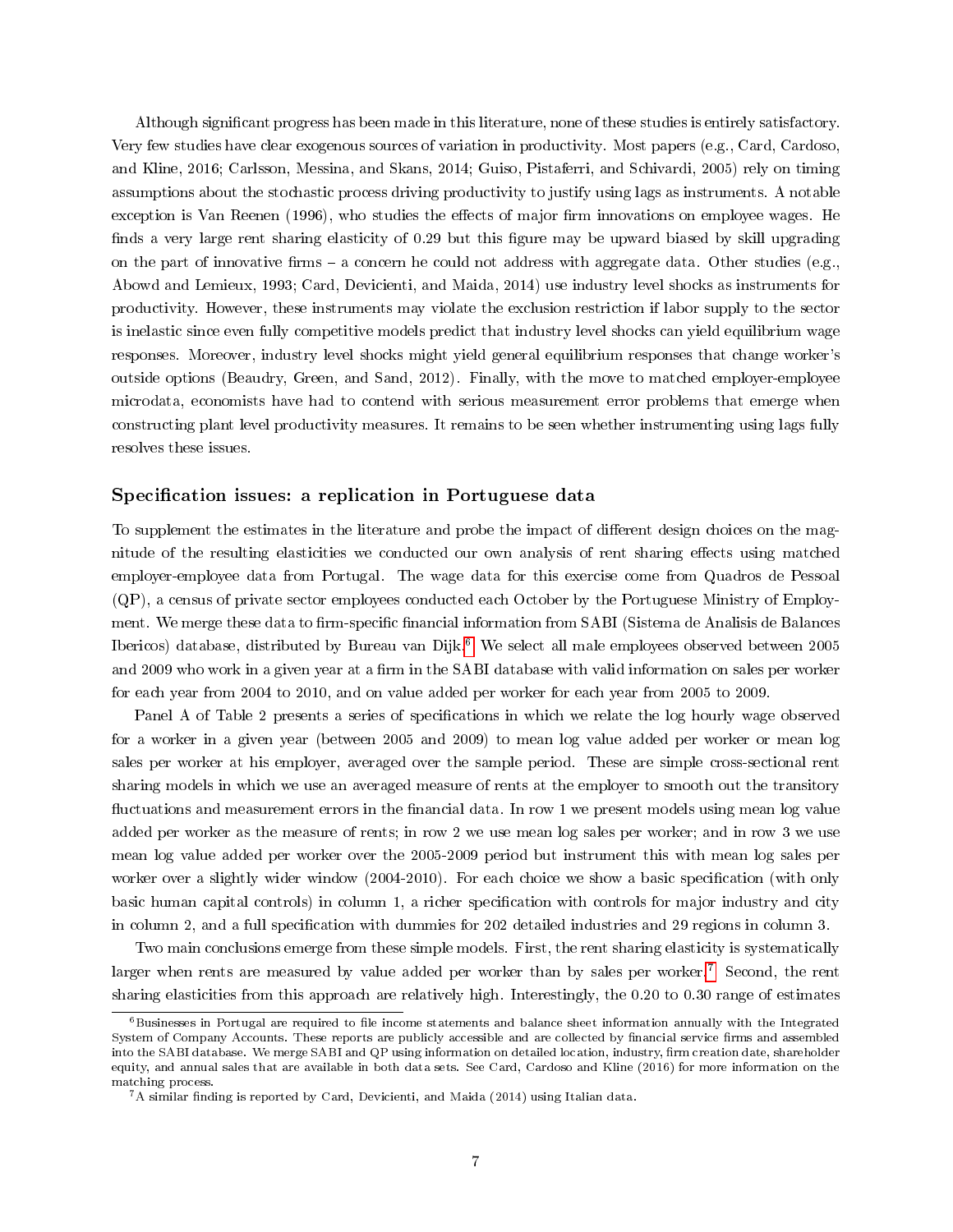Although significant progress has been made in this literature, none of these studies is entirely satisfactory. Very few studies have clear exogenous sources of variation in productivity. Most papers (e.g., Card, Cardoso, and Kline, 2016; Carlsson, Messina, and Skans, 2014; Guiso, Pistaferri, and Schivardi, 2005) rely on timing assumptions about the stochastic process driving productivity to justify using lags as instruments. A notable exception is Van Reenen (1996), who studies the effects of major firm innovations on employee wages. He finds a very large rent sharing elasticity of 0.29 but this figure may be upward biased by skill upgrading on the part of innovative firms – a concern he could not address with aggregate data. Other studies (e.g., Abowd and Lemieux, 1993; Card, Devicienti, and Maida, 2014) use industry level shocks as instruments for productivity. However, these instruments may violate the exclusion restriction if labor supply to the sector is inelastic since even fully competitive models predict that industry level shocks can yield equilibrium wage responses. Moreover, industry level shocks might yield general equilibrium responses that change worker's outside options (Beaudry, Green, and Sand, 2012). Finally, with the move to matched employer-employee microdata, economists have had to contend with serious measurement error problems that emerge when constructing plant level productivity measures. It remains to be seen whether instrumenting using lags fully resolves these issues.

### Specification issues: a replication in Portuguese data

To supplement the estimates in the literature and probe the impact of different design choices on the magnitude of the resulting elasticities we conducted our own analysis of rent sharing effects using matched employer-employee data from Portugal. The wage data for this exercise come from Quadros de Pessoal (QP), a census of private sector employees conducted each October by the Portuguese Ministry of Employment. We merge these data to firm-specific financial information from SABI (Sistema de Analisis de Balances Ibericos) database, distributed by Bureau van Dijk.[6] We select all male employees observed between 2005 and 2009 who work in a given year at a firm in the SABI database with valid information on sales per worker for each year from 2004 to 2010, and on value added per worker for each year from 2005 to 2009.

Panel A of Table 2 presents a series of specifications in which we relate the log hourly wage observed for a worker in a given year (between 2005 and 2009) to mean log value added per worker or mean log sales per worker at his employer, averaged over the sample period. These are simple cross-sectional rent sharing models in which we use an averaged measure of rents at the employer to smooth out the transitory fluctuations and measurement errors in the financial data. In row 1 we present models using mean log value added per worker as the measure of rents; in row 2 we use mean log sales per worker; and in row 3 we use mean log value added per worker over the 2005-2009 period but instrument this with mean log sales per worker over a slightly wider window (2004-2010). For each choice we show a basic specification (with only basic human capital controls) in column 1, a richer specification with controls for major industry and city in column 2, and a full specification with dummies for 202 detailed industries and 29 regions in column 3.

Two main conclusions emerge from these simple models. First, the rent sharing elasticity is systematically larger when rents are measured by value added per worker than by sales per worker.[7] Second, the rent sharing elasticities from this approach are relatively high. Interestingly, the 0.20 to 0.30 range of estimates

[6] Businesses in Portugal are required to file income statements and balance sheet information annually with the Integrated System of Company Accounts. These reports are publicly accessible and are collected by financial service firms and assembled into the SABI database. We merge SABI and QP using information on detailed location, industry, firm creation date, shareholder equity, and annual sales that are available in both data sets. See Card, Cardoso and Kline (2016) for more information on the matching process.

[7] A similar finding is reported by Card, Devicienti, and Maida (2014) using Italian data.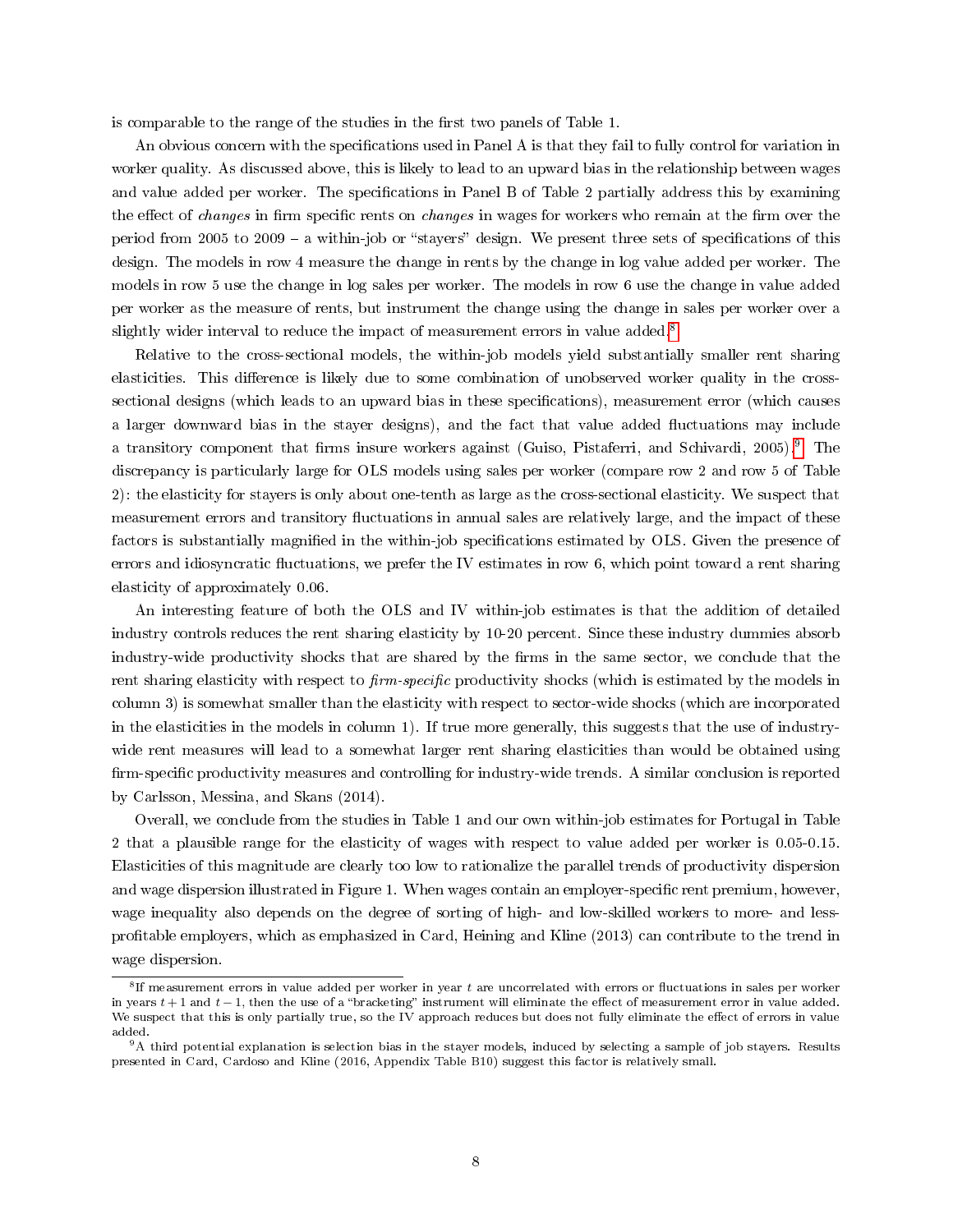is comparable to the range of the studies in the first two panels of Table 1.

An obvious concern with the specifications used in Panel A is that they fail to fully control for variation in worker quality. As discussed above, this is likely to lead to an upward bias in the relationship between wages and value added per worker. The specifications in Panel B of Table 2 partially address this by examining the effect of *changes* in firm specific rents on *changes* in wages for workers who remain at the firm over the period from 2005 to 2009 – a within-job or "stayers" design. We present three sets of specifications of this design. The models in row 4 measure the change in rents by the change in log value added per worker. The models in row 5 use the change in log sales per worker. The models in row 6 use the change in value added per worker as the measure of rents, but instrument the change using the change in sales per worker over a slightly wider interval to reduce the impact of measurement errors in value added.[8]

Relative to the cross-sectional models, the within-job models yield substantially smaller rent sharing elasticities. This difference is likely due to some combination of unobserved worker quality in the cross-sectional designs (which leads to an upward bias in these specifications), measurement error (which causes a larger downward bias in the stayer designs), and the fact that value added fluctuations may include a transitory component that firms insure workers against (Guiso, Pistaferri, and Schivardi, 2005).[9] The discrepancy is particularly large for OLS models using sales per worker (compare row 2 and row 5 of Table 2): the elasticity for stayers is only about one-tenth as large as the cross-sectional elasticity. We suspect that measurement errors and transitory fluctuations in annual sales are relatively large, and the impact of these factors is substantially magnified in the within-job specifications estimated by OLS. Given the presence of errors and idiosyncratic fluctuations, we prefer the IV estimates in row 6, which point toward a rent sharing elasticity of approximately 0.06.

An interesting feature of both the OLS and IV within-job estimates is that the addition of detailed industry controls reduces the rent sharing elasticity by 10-20 percent. Since these industry dummies absorb industry-wide productivity shocks that are shared by the firms in the same sector, we conclude that the rent sharing elasticity with respect to *firm-specific* productivity shocks (which is estimated by the models in column 3) is somewhat smaller than the elasticity with respect to sector-wide shocks (which are incorporated in the elasticities in the models in column 1). If true more generally, this suggests that the use of industry-wide rent measures will lead to a somewhat larger rent sharing elasticities than would be obtained using firm-specific productivity measures and controlling for industry-wide trends. A similar conclusion is reported by Carlsson, Messina, and Skans (2014).

Overall, we conclude from the studies in Table 1 and our own within-job estimates for Portugal in Table 2 that a plausible range for the elasticity of wages with respect to value added per worker is 0.05-0.15. Elasticities of this magnitude are clearly too low to rationalize the parallel trends of productivity dispersion and wage dispersion illustrated in Figure 1. When wages contain an employer-specific rent premium, however, wage inequality also depends on the degree of sorting of high- and low-skilled workers to more- and less-profitable employers, which as emphasized in Card, Heining and Kline (2013) can contribute to the trend in wage dispersion.

---

[8] If measurement errors in value added per worker in year $t$ are uncorrelated with errors or fluctuations in sales per worker in years $t+1$ and $t-1$, then the use of a "bracketing" instrument will eliminate the effect of measurement error in value added. We suspect that this is only partially true, so the IV approach reduces but does not fully eliminate the effect of errors in value added.

[9] A third potential explanation is selection bias in the stayer models, induced by selecting a sample of job stayers. Results presented in Card, Cardoso and Kline (2016, Appendix Table B10) suggest this factor is relatively small.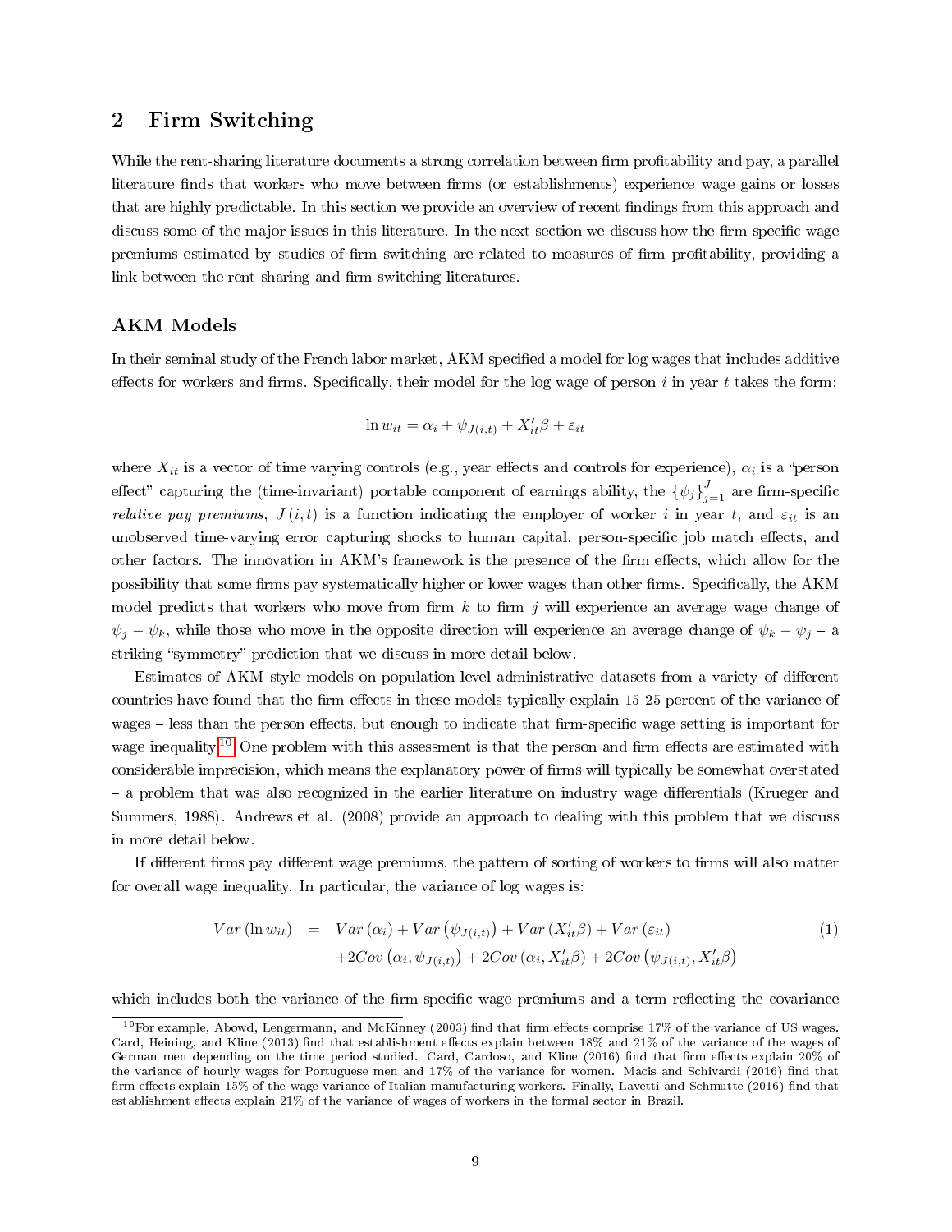## 2 Firm Switching

While the rent-sharing literature documents a strong correlation between firm profitability and pay, a parallel literature finds that workers who move between firms (or establishments) experience wage gains or losses that are highly predictable. In this section we provide an overview of recent findings from this approach and discuss some of the major issues in this literature. In the next section we discuss how the firm-specific wage premiums estimated by studies of firm switching are related to measures of firm profitability, providing a link between the rent sharing and firm switching literatures.

### AKM Models

In their seminal study of the French labor market, AKM specified a model for log wages that includes additive effects for workers and firms. Specifically, their model for the log wage of person $i$ in year $t$ takes the form:

$$\ln w_{it} = \alpha_i + \psi_{J(i,t)} + X_{it}'\beta + \varepsilon_{it}$$

where $X_{it}$ is a vector of time varying controls (e.g., year effects and controls for experience), $\alpha_i$ is a "person effect" capturing the (time-invariant) portable component of earnings ability, the $\{\psi_j\}_{j=1}^{J}$ are firm-specific *relative pay premiums*, $J(i,t)$ is a function indicating the employer of worker $i$ in year $t$, and $\varepsilon_{it}$ is an unobserved time-varying error capturing shocks to human capital, person-specific job match effects, and other factors. The innovation in AKM's framework is the presence of the firm effects, which allow for the possibility that some firms pay systematically higher or lower wages than other firms. Specifically, the AKM model predicts that workers who move from firm $k$ to firm $j$ will experience an average wage change of $\psi_j - \psi_k$, while those who move in the opposite direction will experience an average change of $\psi_k - \psi_j$ – a striking "symmetry" prediction that we discuss in more detail below.

Estimates of AKM style models on population level administrative datasets from a variety of different countries have found that the firm effects in these models typically explain 15-25 percent of the variance of wages – less than the person effects, but enough to indicate that firm-specific wage setting is important for wage inequality.[10] One problem with this assessment is that the person and firm effects are estimated with considerable imprecision, which means the explanatory power of firms will typically be somewhat overstated – a problem that was also recognized in the earlier literature on industry wage differentials (Krueger and Summers, 1988). Andrews et al. (2008) provide an approach to dealing with this problem that we discuss in more detail below.

If different firms pay different wage premiums, the pattern of sorting of workers to firms will also matter for overall wage inequality. In particular, the variance of log wages is:

$$\begin{aligned} Var(\ln w_{it}) \quad = \quad & Var(\alpha_i) + Var\left(\psi_{J(i,t)}\right) + Var\left(X_{it}'\beta\right) + Var(\varepsilon_{it}) \\ & + 2Cov\left(\alpha_i, \psi_{J(i,t)}\right) + 2Cov\left(\alpha_i, X_{it}'\beta\right) + 2Cov\left(\psi_{J(i,t)}, X_{it}'\beta\right) \end{aligned} \tag{1}$$

which includes both the variance of the firm-specific wage premiums and a term reflecting the covariance

[10] For example, Abowd, Lengermann, and McKinney (2003) find that firm effects comprise 17% of the variance of US wages. Card, Heining, and Kline (2013) find that establishment effects explain between 18% and 21% of the variance of the wages of German men depending on the time period studied. Card, Cardoso, and Kline (2016) find that firm effects explain 20% of the variance of hourly wages for Portuguese men and 17% of the variance for women. Macis and Schivardi (2016) find that firm effects explain 15% of the wage variance of Italian manufacturing workers. Finally, Lavetti and Schmutte (2016) find that establishment effects explain 21% of the variance of wages of workers in the formal sector in Brazil.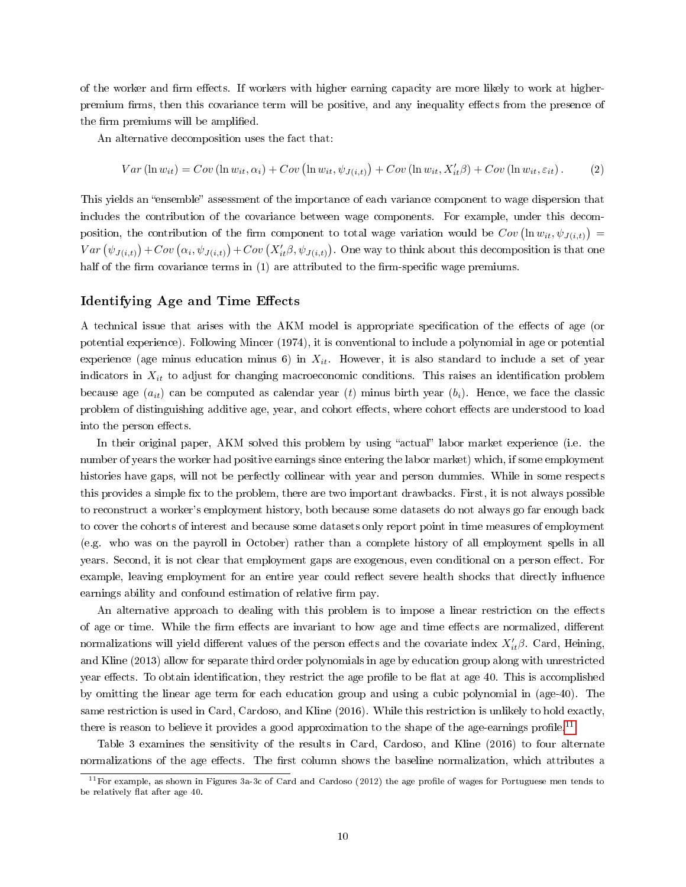of the worker and firm effects. If workers with higher earning capacity are more likely to work at higher-premium firms, then this covariance term will be positive, and any inequality effects from the presence of the firm premiums will be amplified.

An alternative decomposition uses the fact that:

$$Var\left(\ln w_{it}\right) = Cov\left(\ln w_{it}, \alpha_i\right) + Cov\left(\ln w_{it}, \psi_{J(i,t)}\right) + Cov\left(\ln w_{it}, X_{it}'\beta\right) + Cov\left(\ln w_{it}, \varepsilon_{it}\right). \qquad (2)$$

This yields an "ensemble" assessment of the importance of each variance component to wage dispersion that includes the contribution of the covariance between wage components. For example, under this decomposition, the contribution of the firm component to total wage variation would be $Cov\left(\ln w_{it}, \psi_{J(i,t)}\right) = Var\left(\psi_{J(i,t)}\right) + Cov\left(\alpha_i, \psi_{J(i,t)}\right) + Cov\left(X_{it}'\beta, \psi_{J(i,t)}\right)$. One way to think about this decomposition is that one half of the firm covariance terms in (1) are attributed to the firm-specific wage premiums.

## Identifying Age and Time Effects

A technical issue that arises with the AKM model is appropriate specification of the effects of age (or potential experience). Following Mincer (1974), it is conventional to include a polynomial in age or potential experience (age minus education minus 6) in $X_{it}$. However, it is also standard to include a set of year indicators in $X_{it}$ to adjust for changing macroeconomic conditions. This raises an identification problem because age ($a_{it}$) can be computed as calendar year ($t$) minus birth year ($b_i$). Hence, we face the classic problem of distinguishing additive age, year, and cohort effects, where cohort effects are understood to load into the person effects.

In their original paper, AKM solved this problem by using "actual" labor market experience (i.e. the number of years the worker had positive earnings since entering the labor market) which, if some employment histories have gaps, will not be perfectly collinear with year and person dummies. While in some respects this provides a simple fix to the problem, there are two important drawbacks. First, it is not always possible to reconstruct a worker's employment history, both because some datasets do not always go far enough back to cover the cohorts of interest and because some datasets only report point in time measures of employment (e.g. who was on the payroll in October) rather than a complete history of all employment spells in all years. Second, it is not clear that employment gaps are exogenous, even conditional on a person effect. For example, leaving employment for an entire year could reflect severe health shocks that directly influence earnings ability and confound estimation of relative firm pay.

An alternative approach to dealing with this problem is to impose a linear restriction on the effects of age or time. While the firm effects are invariant to how age and time effects are normalized, different normalizations will yield different values of the person effects and the covariate index $X_{it}'\beta$. Card, Heining, and Kline (2013) allow for separate third order polynomials in age by education group along with unrestricted year effects. To obtain identification, they restrict the age profile to be flat at age 40. This is accomplished by omitting the linear age term for each education group and using a cubic polynomial in (age-40). The same restriction is used in Card, Cardoso, and Kline (2016). While this restriction is unlikely to hold exactly, there is reason to believe it provides a good approximation to the shape of the age-earnings profile.[11]

Table 3 examines the sensitivity of the results in Card, Cardoso, and Kline (2016) to four alternate normalizations of the age effects. The first column shows the baseline normalization, which attributes a

[11] For example, as shown in Figures 3a-3c of Card and Cardoso (2012) the age profile of wages for Portuguese men tends to be relatively flat after age 40.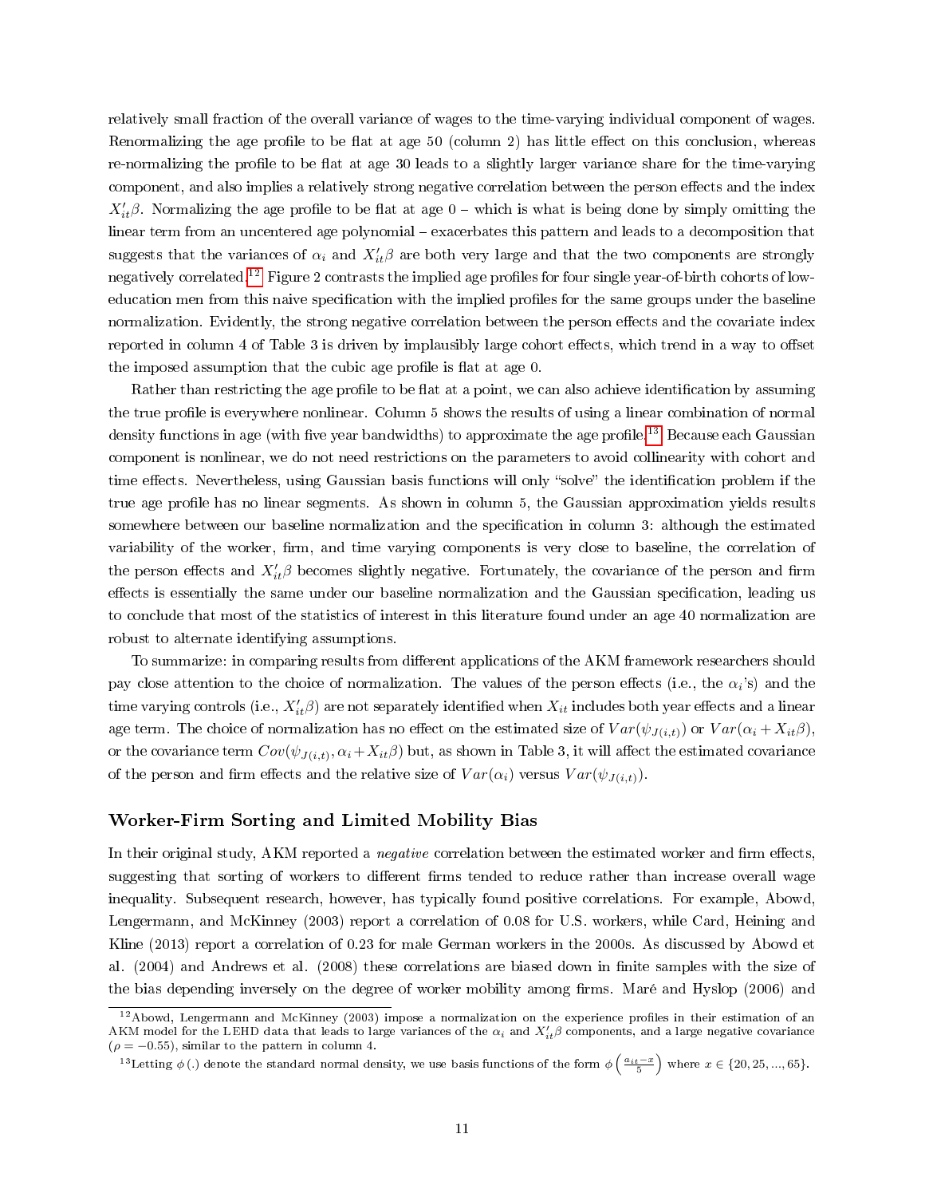relatively small fraction of the overall variance of wages to the time-varying individual component of wages. Renormalizing the age profile to be flat at age 50 (column 2) has little effect on this conclusion, whereas re-normalizing the profile to be flat at age 30 leads to a slightly larger variance share for the time-varying component, and also implies a relatively strong negative correlation between the person effects and the index $X_{it}'\beta$. Normalizing the age profile to be flat at age 0 – which is what is being done by simply omitting the linear term from an uncentered age polynomial – exacerbates this pattern and leads to a decomposition that suggests that the variances of $\alpha_i$ and $X_{it}'\beta$ are both very large and that the two components are strongly negatively correlated.[12] Figure 2 contrasts the implied age profiles for four single year-of-birth cohorts of low-education men from this naive specification with the implied profiles for the same groups under the baseline normalization. Evidently, the strong negative correlation between the person effects and the covariate index reported in column 4 of Table 3 is driven by implausibly large cohort effects, which trend in a way to offset the imposed assumption that the cubic age profile is flat at age 0.

Rather than restricting the age profile to be flat at a point, we can also achieve identification by assuming the true profile is everywhere nonlinear. Column 5 shows the results of using a linear combination of normal density functions in age (with five year bandwidths) to approximate the age profile.[13] Because each Gaussian component is nonlinear, we do not need restrictions on the parameters to avoid collinearity with cohort and time effects. Nevertheless, using Gaussian basis functions will only "solve" the identification problem if the true age profile has no linear segments. As shown in column 5, the Gaussian approximation yields results somewhere between our baseline normalization and the specification in column 3: although the estimated variability of the worker, firm, and time varying components is very close to baseline, the correlation of the person effects and $X_{it}'\beta$ becomes slightly negative. Fortunately, the covariance of the person and firm effects is essentially the same under our baseline normalization and the Gaussian specification, leading us to conclude that most of the statistics of interest in this literature found under an age 40 normalization are robust to alternate identifying assumptions.

To summarize: in comparing results from different applications of the AKM framework researchers should pay close attention to the choice of normalization. The values of the person effects (i.e., the $\alpha_i$'s) and the time varying controls (i.e., $X_{it}'\beta$) are not separately identified when $X_{it}$ includes both year effects and a linear age term. The choice of normalization has no effect on the estimated size of $Var(\psi_{J(i,t)})$ or $Var(\alpha_i + X_{it}\beta)$, or the covariance term $Cov(\psi_{J(i,t)}, \alpha_i + X_{it}\beta)$ but, as shown in Table 3, it will affect the estimated covariance of the person and firm effects and the relative size of $Var(\alpha_i)$ versus $Var(\psi_{J(i,t)})$.

## Worker-Firm Sorting and Limited Mobility Bias

In their original study, AKM reported a *negative* correlation between the estimated worker and firm effects, suggesting that sorting of workers to different firms tended to reduce rather than increase overall wage inequality. Subsequent research, however, has typically found positive correlations. For example, Abowd, Lengermann, and McKinney (2003) report a correlation of 0.08 for U.S. workers, while Card, Heining and Kline (2013) report a correlation of 0.23 for male German workers in the 2000s. As discussed by Abowd et al. (2004) and Andrews et al. (2008) these correlations are biased down in finite samples with the size of the bias depending inversely on the degree of worker mobility among firms. Maré and Hyslop (2006) and

---

[12] Abowd, Lengermann and McKinney (2003) impose a normalization on the experience profiles in their estimation of an AKM model for the LEHD data that leads to large variances of the $\alpha_i$ and $X_{it}'\beta$ components, and a large negative covariance ($\rho = -0.55$), similar to the pattern in column 4.

[13] Letting $\phi(.)$ denote the standard normal density, we use basis functions of the form $\phi\left(\frac{a_{it}-x}{5}\right)$ where $x \in \{20, 25, ..., 65\}$.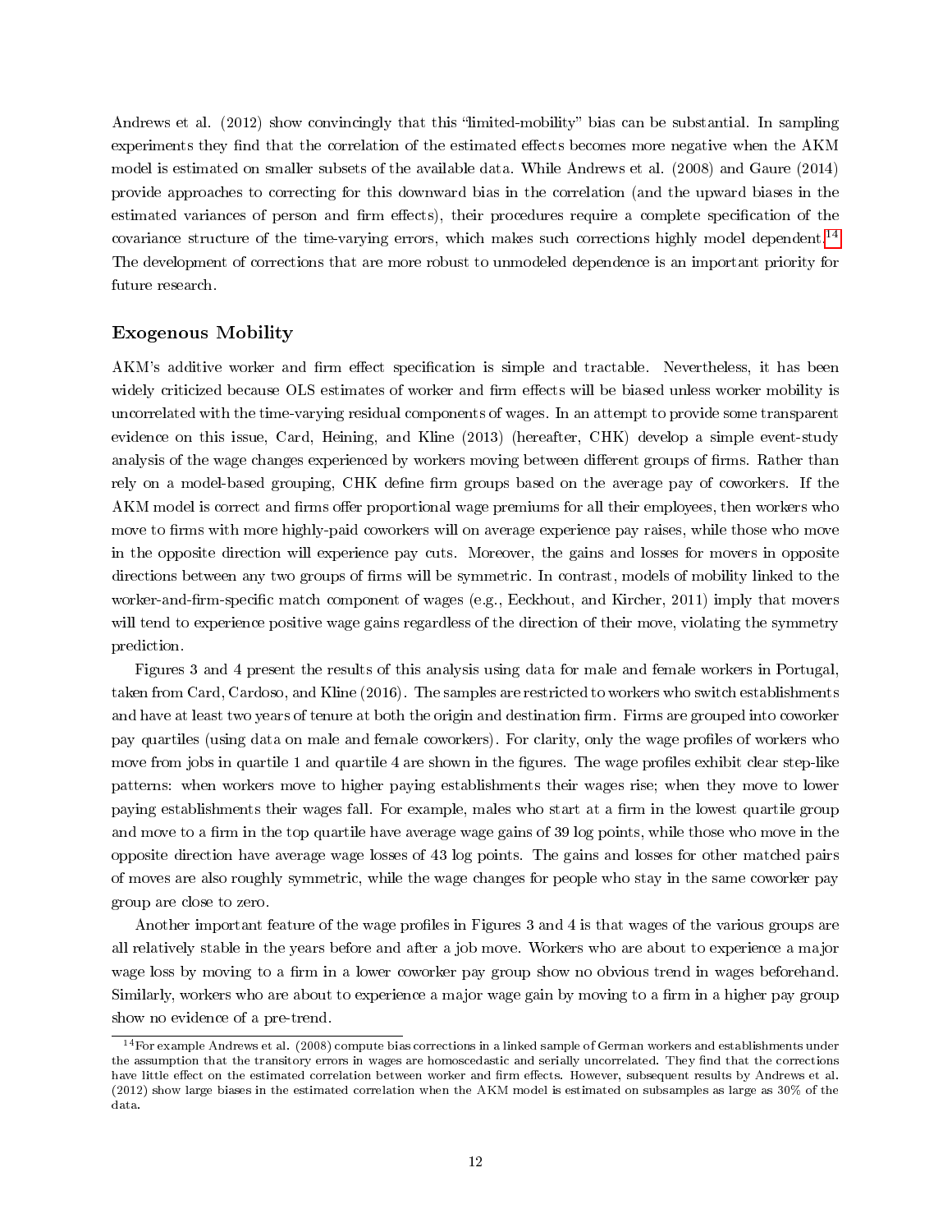Andrews et al. (2012) show convincingly that this "limited-mobility" bias can be substantial. In sampling experiments they find that the correlation of the estimated effects becomes more negative when the AKM model is estimated on smaller subsets of the available data. While Andrews et al. (2008) and Gaure (2014) provide approaches to correcting for this downward bias in the correlation (and the upward biases in the estimated variances of person and firm effects), their procedures require a complete specification of the covariance structure of the time-varying errors, which makes such corrections highly model dependent.[14] The development of corrections that are more robust to unmodeled dependence is an important priority for future research.

### Exogenous Mobility

AKM's additive worker and firm effect specification is simple and tractable. Nevertheless, it has been widely criticized because OLS estimates of worker and firm effects will be biased unless worker mobility is uncorrelated with the time-varying residual components of wages. In an attempt to provide some transparent evidence on this issue, Card, Heining, and Kline (2013) (hereafter, CHK) develop a simple event-study analysis of the wage changes experienced by workers moving between different groups of firms. Rather than rely on a model-based grouping, CHK define firm groups based on the average pay of coworkers. If the AKM model is correct and firms offer proportional wage premiums for all their employees, then workers who move to firms with more highly-paid coworkers will on average experience pay raises, while those who move in the opposite direction will experience pay cuts. Moreover, the gains and losses for movers in opposite directions between any two groups of firms will be symmetric. In contrast, models of mobility linked to the worker-and-firm-specific match component of wages (e.g., Eeckhout, and Kircher, 2011) imply that movers will tend to experience positive wage gains regardless of the direction of their move, violating the symmetry prediction.

Figures 3 and 4 present the results of this analysis using data for male and female workers in Portugal, taken from Card, Cardoso, and Kline (2016). The samples are restricted to workers who switch establishments and have at least two years of tenure at both the origin and destination firm. Firms are grouped into coworker pay quartiles (using data on male and female coworkers). For clarity, only the wage profiles of workers who move from jobs in quartile 1 and quartile 4 are shown in the figures. The wage profiles exhibit clear step-like patterns: when workers move to higher paying establishments their wages rise; when they move to lower paying establishments their wages fall. For example, males who start at a firm in the lowest quartile group and move to a firm in the top quartile have average wage gains of 39 log points, while those who move in the opposite direction have average wage losses of 43 log points. The gains and losses for other matched pairs of moves are also roughly symmetric, while the wage changes for people who stay in the same coworker pay group are close to zero.

Another important feature of the wage profiles in Figures 3 and 4 is that wages of the various groups are all relatively stable in the years before and after a job move. Workers who are about to experience a major wage loss by moving to a firm in a lower coworker pay group show no obvious trend in wages beforehand. Similarly, workers who are about to experience a major wage gain by moving to a firm in a higher pay group show no evidence of a pre-trend.

[14] For example Andrews et al. (2008) compute bias corrections in a linked sample of German workers and establishments under the assumption that the transitory errors in wages are homoscedastic and serially uncorrelated. They find that the corrections have little effect on the estimated correlation between worker and firm effects. However, subsequent results by Andrews et al. (2012) show large biases in the estimated correlation when the AKM model is estimated on subsamples as large as 30% of the data.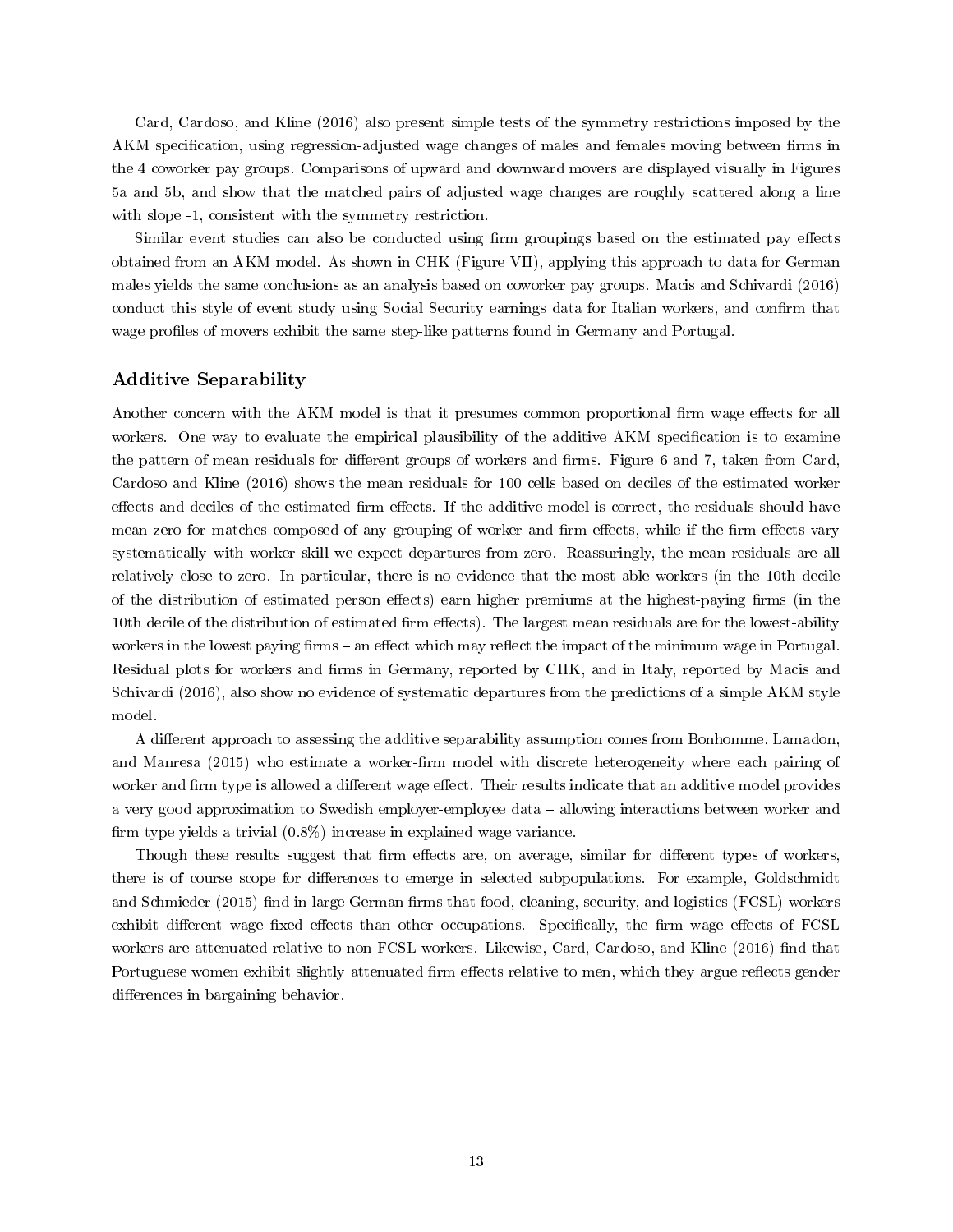Card, Cardoso, and Kline (2016) also present simple tests of the symmetry restrictions imposed by the AKM specification, using regression-adjusted wage changes of males and females moving between firms in the 4 coworker pay groups. Comparisons of upward and downward movers are displayed visually in Figures 5a and 5b, and show that the matched pairs of adjusted wage changes are roughly scattered along a line with slope -1, consistent with the symmetry restriction.

Similar event studies can also be conducted using firm groupings based on the estimated pay effects obtained from an AKM model. As shown in CHK (Figure VII), applying this approach to data for German males yields the same conclusions as an analysis based on coworker pay groups. Macis and Schivardi (2016) conduct this style of event study using Social Security earnings data for Italian workers, and confirm that wage profiles of movers exhibit the same step-like patterns found in Germany and Portugal.

### Additive Separability

Another concern with the AKM model is that it presumes common proportional firm wage effects for all workers. One way to evaluate the empirical plausibility of the additive AKM specification is to examine the pattern of mean residuals for different groups of workers and firms. Figure 6 and 7, taken from Card, Cardoso and Kline (2016) shows the mean residuals for 100 cells based on deciles of the estimated worker effects and deciles of the estimated firm effects. If the additive model is correct, the residuals should have mean zero for matches composed of any grouping of worker and firm effects, while if the firm effects vary systematically with worker skill we expect departures from zero. Reassuringly, the mean residuals are all relatively close to zero. In particular, there is no evidence that the most able workers (in the 10th decile of the distribution of estimated person effects) earn higher premiums at the highest-paying firms (in the 10th decile of the distribution of estimated firm effects). The largest mean residuals are for the lowest-ability workers in the lowest paying firms – an effect which may reflect the impact of the minimum wage in Portugal. Residual plots for workers and firms in Germany, reported by CHK, and in Italy, reported by Macis and Schivardi (2016), also show no evidence of systematic departures from the predictions of a simple AKM style model.

A different approach to assessing the additive separability assumption comes from Bonhomme, Lamadon, and Manresa (2015) who estimate a worker-firm model with discrete heterogeneity where each pairing of worker and firm type is allowed a different wage effect. Their results indicate that an additive model provides a very good approximation to Swedish employer-employee data – allowing interactions between worker and firm type yields a trivial (0.8%) increase in explained wage variance.

Though these results suggest that firm effects are, on average, similar for different types of workers, there is of course scope for differences to emerge in selected subpopulations. For example, Goldschmidt and Schmieder (2015) find in large German firms that food, cleaning, security, and logistics (FCSL) workers exhibit different wage fixed effects than other occupations. Specifically, the firm wage effects of FCSL workers are attenuated relative to non-FCSL workers. Likewise, Card, Cardoso, and Kline (2016) find that Portuguese women exhibit slightly attenuated firm effects relative to men, which they argue reflects gender differences in bargaining behavior.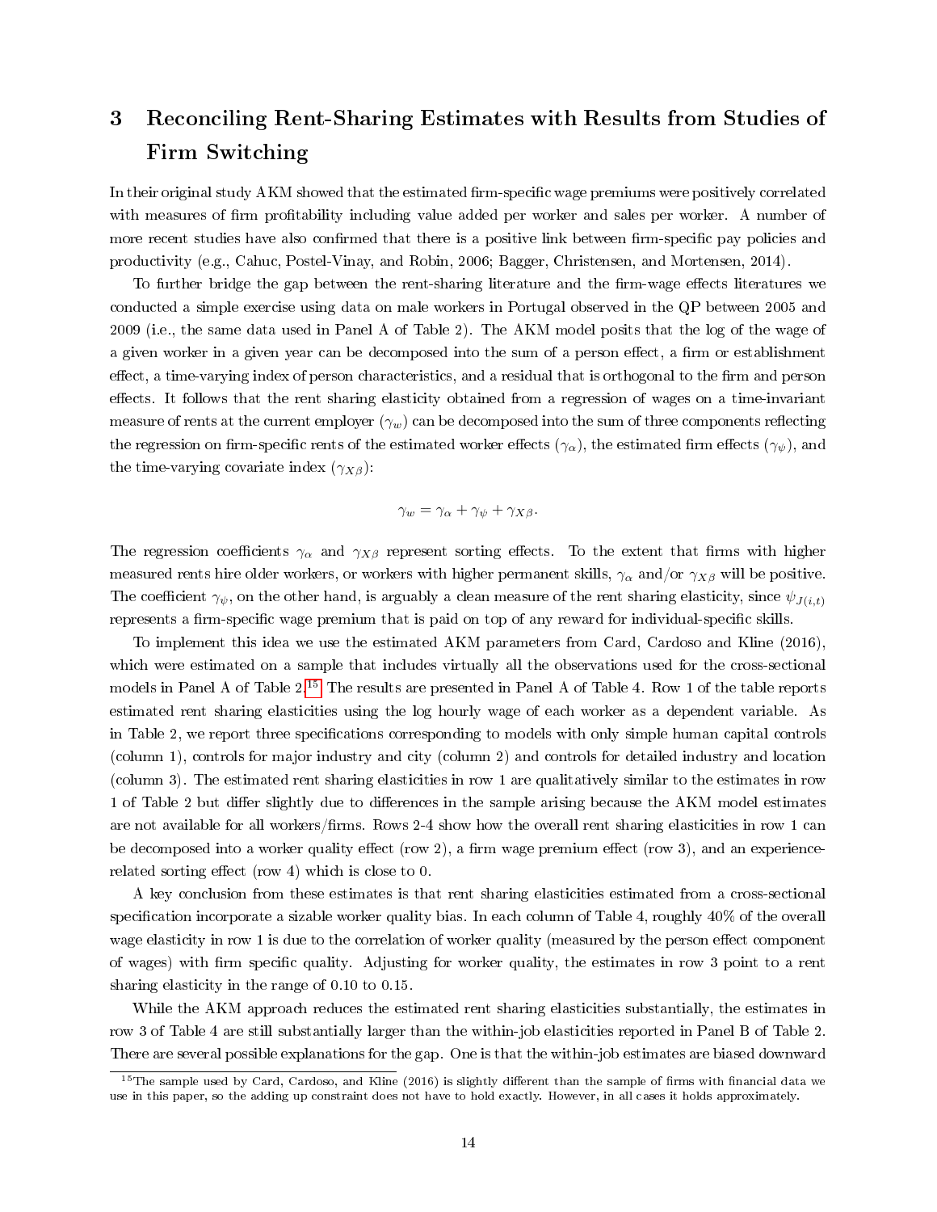# 3 Reconciling Rent-Sharing Estimates with Results from Studies of Firm Switching

In their original study AKM showed that the estimated firm-specific wage premiums were positively correlated with measures of firm profitability including value added per worker and sales per worker. A number of more recent studies have also confirmed that there is a positive link between firm-specific pay policies and productivity (e.g., Cahuc, Postel-Vinay, and Robin, 2006; Bagger, Christensen, and Mortensen, 2014).

To further bridge the gap between the rent-sharing literature and the firm-wage effects literatures we conducted a simple exercise using data on male workers in Portugal observed in the QP between 2005 and 2009 (i.e., the same data used in Panel A of Table 2). The AKM model posits that the log of the wage of a given worker in a given year can be decomposed into the sum of a person effect, a firm or establishment effect, a time-varying index of person characteristics, and a residual that is orthogonal to the firm and person effects. It follows that the rent sharing elasticity obtained from a regression of wages on a time-invariant measure of rents at the current employer ($\gamma_w$) can be decomposed into the sum of three components reflecting the regression on firm-specific rents of the estimated worker effects ($\gamma_\alpha$), the estimated firm effects ($\gamma_\psi$), and the time-varying covariate index ($\gamma_{X\beta}$):

$$\gamma_w = \gamma_\alpha + \gamma_\psi + \gamma_{X\beta}.$$

The regression coefficients $\gamma_\alpha$ and $\gamma_{X\beta}$ represent sorting effects. To the extent that firms with higher measured rents hire older workers, or workers with higher permanent skills, $\gamma_\alpha$ and/or $\gamma_{X\beta}$ will be positive. The coefficient $\gamma_\psi$, on the other hand, is arguably a clean measure of the rent sharing elasticity, since $\psi_{J(i,t)}$ represents a firm-specific wage premium that is paid on top of any reward for individual-specific skills.

To implement this idea we use the estimated AKM parameters from Card, Cardoso and Kline (2016), which were estimated on a sample that includes virtually all the observations used for the cross-sectional models in Panel A of Table 2.[15] The results are presented in Panel A of Table 4. Row 1 of the table reports estimated rent sharing elasticities using the log hourly wage of each worker as a dependent variable. As in Table 2, we report three specifications corresponding to models with only simple human capital controls (column 1), controls for major industry and city (column 2) and controls for detailed industry and location (column 3). The estimated rent sharing elasticities in row 1 are qualitatively similar to the estimates in row 1 of Table 2 but differ slightly due to differences in the sample arising because the AKM model estimates are not available for all workers/firms. Rows 2-4 show how the overall rent sharing elasticities in row 1 can be decomposed into a worker quality effect (row 2), a firm wage premium effect (row 3), and an experience-related sorting effect (row 4) which is close to 0.

A key conclusion from these estimates is that rent sharing elasticities estimated from a cross-sectional specification incorporate a sizable worker quality bias. In each column of Table 4, roughly 40% of the overall wage elasticity in row 1 is due to the correlation of worker quality (measured by the person effect component of wages) with firm specific quality. Adjusting for worker quality, the estimates in row 3 point to a rent sharing elasticity in the range of 0.10 to 0.15.

While the AKM approach reduces the estimated rent sharing elasticities substantially, the estimates in row 3 of Table 4 are still substantially larger than the within-job elasticities reported in Panel B of Table 2. There are several possible explanations for the gap. One is that the within-job estimates are biased downward

[15] The sample used by Card, Cardoso, and Kline (2016) is slightly different than the sample of firms with financial data we use in this paper, so the adding up constraint does not have to hold exactly. However, in all cases it holds approximately.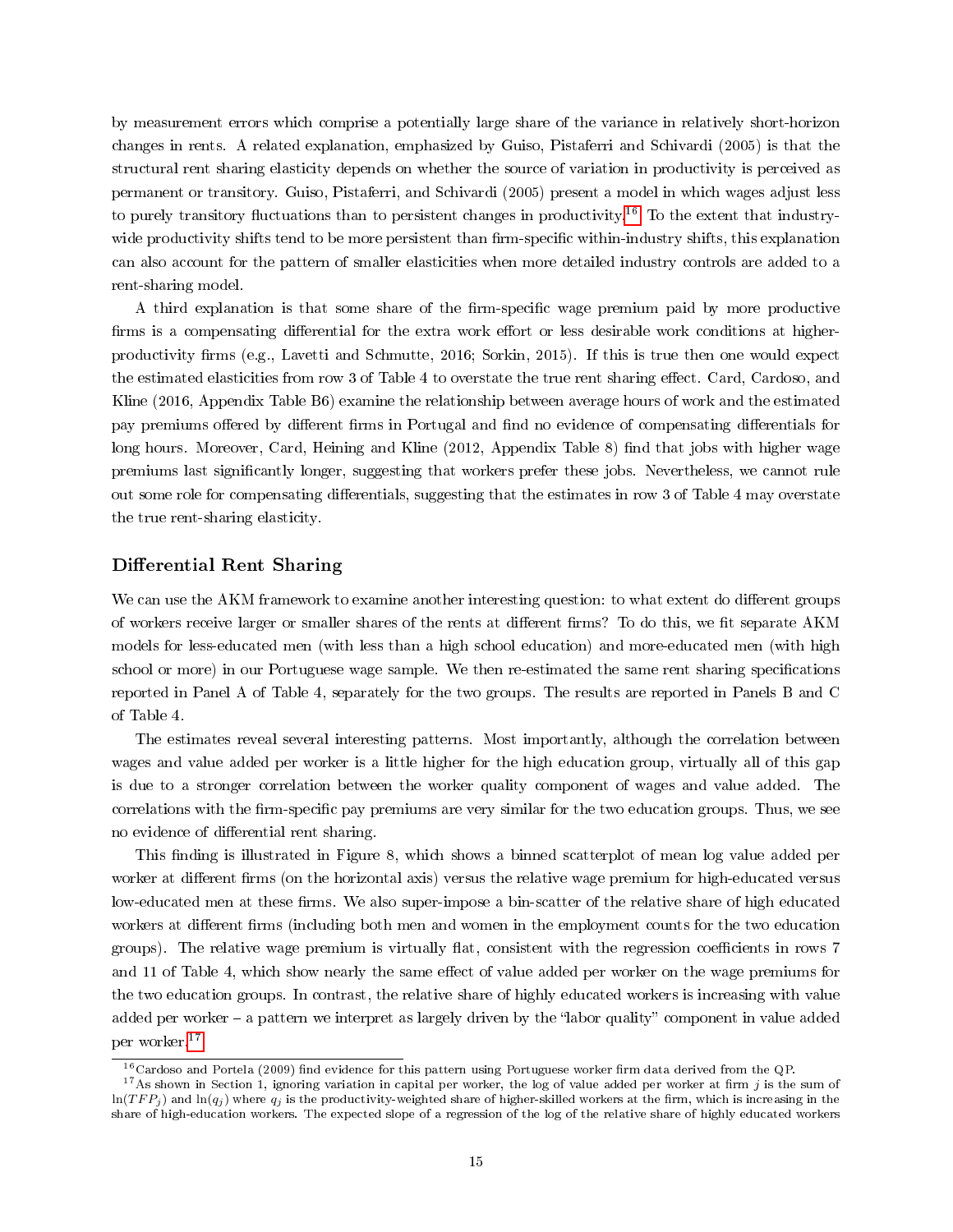by measurement errors which comprise a potentially large share of the variance in relatively short-horizon changes in rents. A related explanation, emphasized by Guiso, Pistaferri and Schivardi (2005) is that the structural rent sharing elasticity depends on whether the source of variation in productivity is perceived as permanent or transitory. Guiso, Pistaferri, and Schivardi (2005) present a model in which wages adjust less to purely transitory fluctuations than to persistent changes in productivity.[16] To the extent that industry-wide productivity shifts tend to be more persistent than firm-specific within-industry shifts, this explanation can also account for the pattern of smaller elasticities when more detailed industry controls are added to a rent-sharing model.

A third explanation is that some share of the firm-specific wage premium paid by more productive firms is a compensating differential for the extra work effort or less desirable work conditions at higher-productivity firms (e.g., Lavetti and Schmutte, 2016; Sorkin, 2015). If this is true then one would expect the estimated elasticities from row 3 of Table 4 to overstate the true rent sharing effect. Card, Cardoso, and Kline (2016, Appendix Table B6) examine the relationship between average hours of work and the estimated pay premiums offered by different firms in Portugal and find no evidence of compensating differentials for long hours. Moreover, Card, Heining and Kline (2012, Appendix Table 8) find that jobs with higher wage premiums last significantly longer, suggesting that workers prefer these jobs. Nevertheless, we cannot rule out some role for compensating differentials, suggesting that the estimates in row 3 of Table 4 may overstate the true rent-sharing elasticity.

## Differential Rent Sharing

We can use the AKM framework to examine another interesting question: to what extent do different groups of workers receive larger or smaller shares of the rents at different firms? To do this, we fit separate AKM models for less-educated men (with less than a high school education) and more-educated men (with high school or more) in our Portuguese wage sample. We then re-estimated the same rent sharing specifications reported in Panel A of Table 4, separately for the two groups. The results are reported in Panels B and C of Table 4.

The estimates reveal several interesting patterns. Most importantly, although the correlation between wages and value added per worker is a little higher for the high education group, virtually all of this gap is due to a stronger correlation between the worker quality component of wages and value added. The correlations with the firm-specific pay premiums are very similar for the two education groups. Thus, we see no evidence of differential rent sharing.

This finding is illustrated in Figure 8, which shows a binned scatterplot of mean log value added per worker at different firms (on the horizontal axis) versus the relative wage premium for high-educated versus low-educated men at these firms. We also super-impose a bin-scatter of the relative share of high educated workers at different firms (including both men and women in the employment counts for the two education groups). The relative wage premium is virtually flat, consistent with the regression coefficients in rows 7 and 11 of Table 4, which show nearly the same effect of value added per worker on the wage premiums for the two education groups. In contrast, the relative share of highly educated workers is increasing with value added per worker – a pattern we interpret as largely driven by the "labor quality" component in value added per worker.[17]

---

[16] Cardoso and Portela (2009) find evidence for this pattern using Portuguese worker firm data derived from the QP.

[17] As shown in Section 1, ignoring variation in capital per worker, the log of value added per worker at firm $j$ is the sum of $\ln(TFP_j)$ and $\ln(q_j)$ where $q_j$ is the productivity-weighted share of higher-skilled workers at the firm, which is increasing in the share of high-education workers. The expected slope of a regression of the log of the relative share of highly educated workers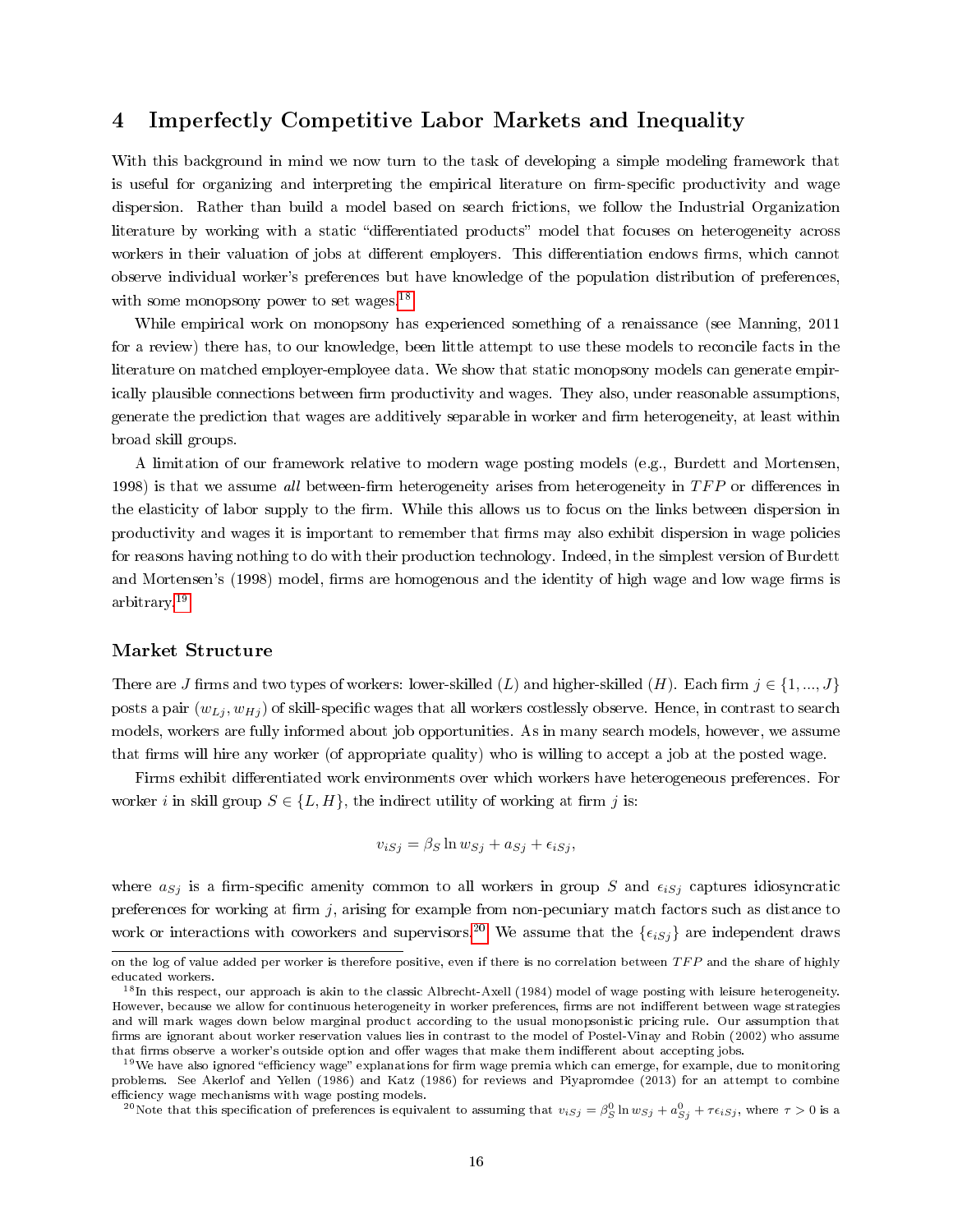# 4 Imperfectly Competitive Labor Markets and Inequality

With this background in mind we now turn to the task of developing a simple modeling framework that is useful for organizing and interpreting the empirical literature on firm-specific productivity and wage dispersion. Rather than build a model based on search frictions, we follow the Industrial Organization literature by working with a static "differentiated products" model that focuses on heterogeneity across workers in their valuation of jobs at different employers. This differentiation endows firms, which cannot observe individual worker's preferences but have knowledge of the population distribution of preferences, with some monopsony power to set wages.[18]

While empirical work on monopsony has experienced something of a renaissance (see Manning, 2011 for a review) there has, to our knowledge, been little attempt to use these models to reconcile facts in the literature on matched employer-employee data. We show that static monopsony models can generate empirically plausible connections between firm productivity and wages. They also, under reasonable assumptions, generate the prediction that wages are additively separable in worker and firm heterogeneity, at least within broad skill groups.

A limitation of our framework relative to modern wage posting models (e.g., Burdett and Mortensen, 1998) is that we assume *all* between-firm heterogeneity arises from heterogeneity in $TFP$ or differences in the elasticity of labor supply to the firm. While this allows us to focus on the links between dispersion in productivity and wages it is important to remember that firms may also exhibit dispersion in wage policies for reasons having nothing to do with their production technology. Indeed, in the simplest version of Burdett and Mortensen's (1998) model, firms are homogenous and the identity of high wage and low wage firms is arbitrary.[19]

### Market Structure

There are $J$ firms and two types of workers: lower-skilled ($L$) and higher-skilled ($H$). Each firm $j \in \{1, ..., J\}$ posts a pair $(w_{Lj}, w_{Hj})$ of skill-specific wages that all workers costlessly observe. Hence, in contrast to search models, workers are fully informed about job opportunities. As in many search models, however, we assume that firms will hire any worker (of appropriate quality) who is willing to accept a job at the posted wage.

Firms exhibit differentiated work environments over which workers have heterogeneous preferences. For worker $i$ in skill group $S \in \{L, H\}$, the indirect utility of working at firm $j$ is:

$$v_{iSj} = \beta_S \ln w_{Sj} + a_{Sj} + \epsilon_{iSj},$$

where $a_{Sj}$ is a firm-specific amenity common to all workers in group $S$ and $\epsilon_{iSj}$ captures idiosyncratic preferences for working at firm $j$, arising for example from non-pecuniary match factors such as distance to work or interactions with coworkers and supervisors.[20] We assume that the $\{\epsilon_{iSj}\}$ are independent draws

---

on the log of value added per worker is therefore positive, even if there is no correlation between $TFP$ and the share of highly educated workers.

[18] In this respect, our approach is akin to the classic Albrecht-Axell (1984) model of wage posting with leisure heterogeneity. However, because we allow for continuous heterogeneity in worker preferences, firms are not indifferent between wage strategies and will mark wages down below marginal product according to the usual monopsonistic pricing rule. Our assumption that firms are ignorant about worker reservation values lies in contrast to the model of Postel-Vinay and Robin (2002) who assume that firms observe a worker's outside option and offer wages that make them indifferent about accepting jobs.

[19] We have also ignored "efficiency wage" explanations for firm wage premia which can emerge, for example, due to monitoring problems. See Akerlof and Yellen (1986) and Katz (1986) for reviews and Piyapromdee (2013) for an attempt to combine efficiency wage mechanisms with wage posting models.

[20] Note that this specification of preferences is equivalent to assuming that $v_{iSj} = \beta_S^0 \ln w_{Sj} + a_{Sj}^0 + \tau \epsilon_{iSj}$, where $\tau > 0$ is a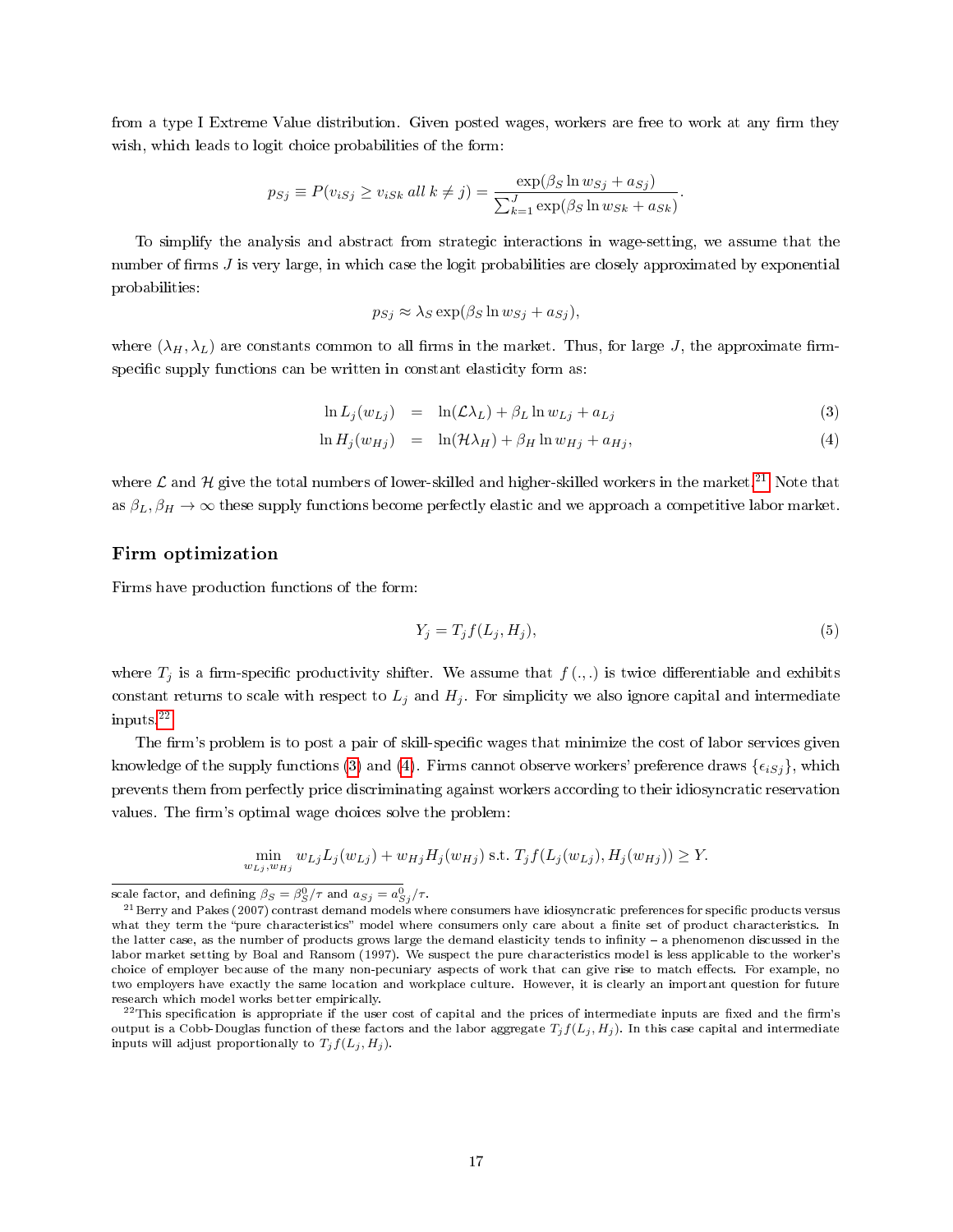from a type I Extreme Value distribution. Given posted wages, workers are free to work at any firm they wish, which leads to logit choice probabilities of the form:

$$p_{Sj} \equiv P(v_{iSj} \geq v_{iSk} \; all \; k \neq j) = \frac{\exp(\beta_S \ln w_{Sj} + a_{Sj})}{\sum_{k=1}^{J} \exp(\beta_S \ln w_{Sk} + a_{Sk})}.$$

To simplify the analysis and abstract from strategic interactions in wage-setting, we assume that the number of firms $J$ is very large, in which case the logit probabilities are closely approximated by exponential probabilities:

$$p_{Sj} \approx \lambda_S \exp(\beta_S \ln w_{Sj} + a_{Sj}),$$

where $(\lambda_H, \lambda_L)$ are constants common to all firms in the market. Thus, for large $J$, the approximate firm-specific supply functions can be written in constant elasticity form as:

$$\ln L_j(w_{Lj}) = \ln(\mathcal{L}\lambda_L) + \beta_L \ln w_{Lj} + a_{Lj} \tag{3}$$

$$\ln H_j(w_{Hj}) = \ln(\mathcal{H}\lambda_H) + \beta_H \ln w_{Hj} + a_{Hj}, \tag{4}$$

where $\mathcal{L}$ and $\mathcal{H}$ give the total numbers of lower-skilled and higher-skilled workers in the market.[21] Note that as $\beta_L, \beta_H \to \infty$ these supply functions become perfectly elastic and we approach a competitive labor market.

## Firm optimization

Firms have production functions of the form:

$$Y_j = T_j f(L_j, H_j), \tag{5}$$

where $T_j$ is a firm-specific productivity shifter. We assume that $f(.,.)$ is twice differentiable and exhibits constant returns to scale with respect to $L_j$ and $H_j$. For simplicity we also ignore capital and intermediate inputs.[22]

The firm's problem is to post a pair of skill-specific wages that minimize the cost of labor services given knowledge of the supply functions (3) and (4). Firms cannot observe workers' preference draws $\{\epsilon_{iSj}\}$, which prevents them from perfectly price discriminating against workers according to their idiosyncratic reservation values. The firm's optimal wage choices solve the problem:

$$\min_{w_{Lj}, w_{Hj}} w_{Lj} L_j(w_{Lj}) + w_{Hj} H_j(w_{Hj}) \text{ s.t. } T_j f(L_j(w_{Lj}), H_j(w_{Hj})) \geq Y.$$

---

scale factor, and defining $\beta_S = \beta_S^0/\tau$ and $a_{Sj} = a_{Sj}^0/\tau$.

[21] Berry and Pakes (2007) contrast demand models where consumers have idiosyncratic preferences for specific products versus what they term the "pure characteristics" model where consumers only care about a finite set of product characteristics. In the latter case, as the number of products grows large the demand elasticity tends to infinity – a phenomenon discussed in the labor market setting by Boal and Ransom (1997). We suspect the pure characteristics model is less applicable to the worker's choice of employer because of the many non-pecuniary aspects of work that can give rise to match effects. For example, no two employers have exactly the same location and workplace culture. However, it is clearly an important question for future research which model works better empirically.

[22] This specification is appropriate if the user cost of capital and the prices of intermediate inputs are fixed and the firm's output is a Cobb-Douglas function of these factors and the labor aggregate $T_j f(L_j, H_j)$. In this case capital and intermediate inputs will adjust proportionally to $T_j f(L_j, H_j)$.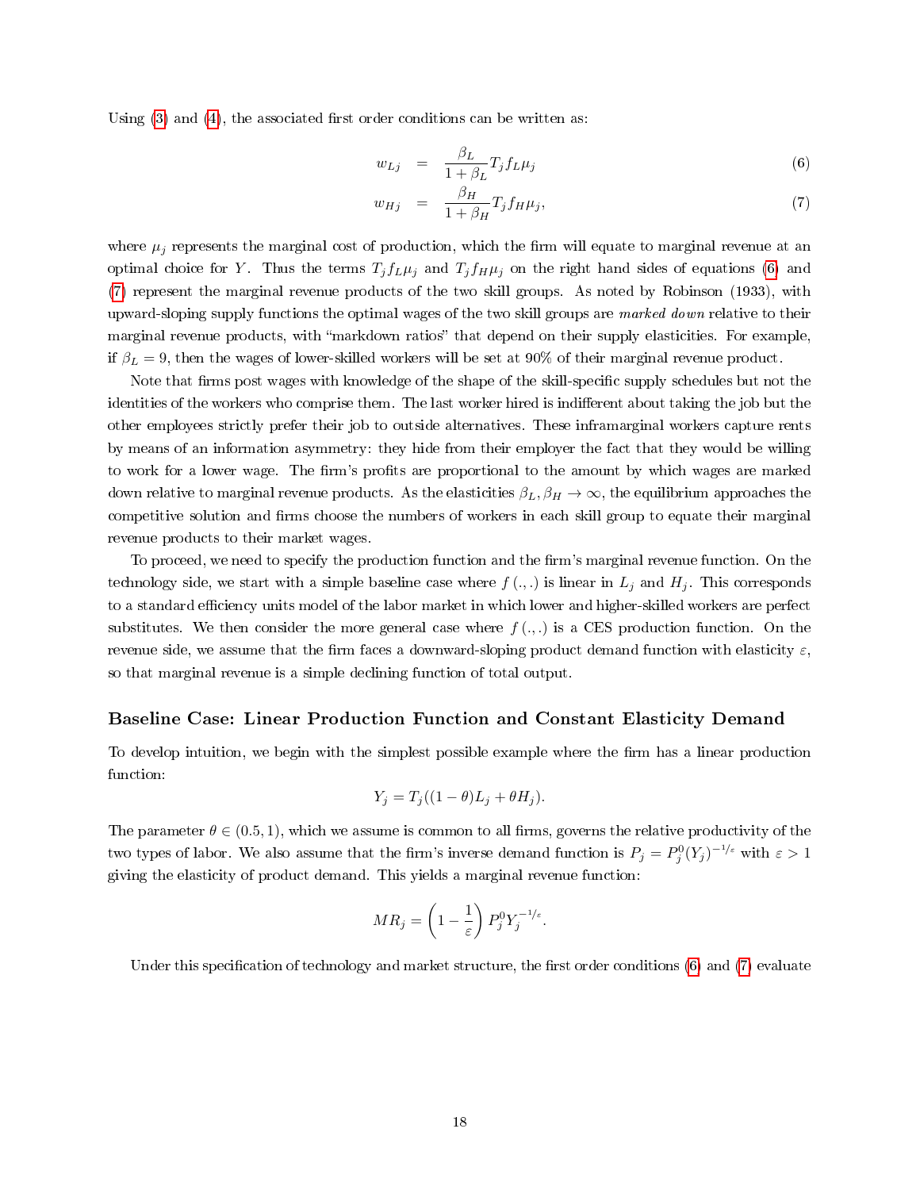Using (3) and (4), the associated first order conditions can be written as:

$$w_{Lj} = \frac{\beta_L}{1+\beta_L} T_j f_L \mu_j \tag{6}$$

$$w_{Hj} = \frac{\beta_H}{1+\beta_H} T_j f_H \mu_j, \tag{7}$$

where $\mu_j$ represents the marginal cost of production, which the firm will equate to marginal revenue at an optimal choice for $Y$. Thus the terms $T_j f_L \mu_j$ and $T_j f_H \mu_j$ on the right hand sides of equations (6) and (7) represent the marginal revenue products of the two skill groups. As noted by Robinson (1933), with upward-sloping supply functions the optimal wages of the two skill groups are *marked down* relative to their marginal revenue products, with "markdown ratios" that depend on their supply elasticities. For example, if $\beta_L = 9$, then the wages of lower-skilled workers will be set at 90% of their marginal revenue product.

Note that firms post wages with knowledge of the shape of the skill-specific supply schedules but not the identities of the workers who comprise them. The last worker hired is indifferent about taking the job but the other employees strictly prefer their job to outside alternatives. These inframarginal workers capture rents by means of an information asymmetry: they hide from their employer the fact that they would be willing to work for a lower wage. The firm's profits are proportional to the amount by which wages are marked down relative to marginal revenue products. As the elasticities $\beta_L, \beta_H \to \infty$, the equilibrium approaches the competitive solution and firms choose the numbers of workers in each skill group to equate their marginal revenue products to their market wages.

To proceed, we need to specify the production function and the firm's marginal revenue function. On the technology side, we start with a simple baseline case where $f(.,.)$ is linear in $L_j$ and $H_j$. This corresponds to a standard efficiency units model of the labor market in which lower and higher-skilled workers are perfect substitutes. We then consider the more general case where $f(.,.)$ is a CES production function. On the revenue side, we assume that the firm faces a downward-sloping product demand function with elasticity $\varepsilon$, so that marginal revenue is a simple declining function of total output.

### Baseline Case: Linear Production Function and Constant Elasticity Demand

To develop intuition, we begin with the simplest possible example where the firm has a linear production function:

$$Y_j = T_j((1-\theta)L_j + \theta H_j).$$

The parameter $\theta \in (0.5, 1)$, which we assume is common to all firms, governs the relative productivity of the two types of labor. We also assume that the firm's inverse demand function is $P_j = P_j^0 (Y_j)^{-1/\varepsilon}$ with $\varepsilon > 1$ giving the elasticity of product demand. This yields a marginal revenue function:

$$MR_j = \left(1 - \frac{1}{\varepsilon}\right) P_j^0 Y_j^{-1/\varepsilon}.$$

Under this specification of technology and market structure, the first order conditions (6) and (7) evaluate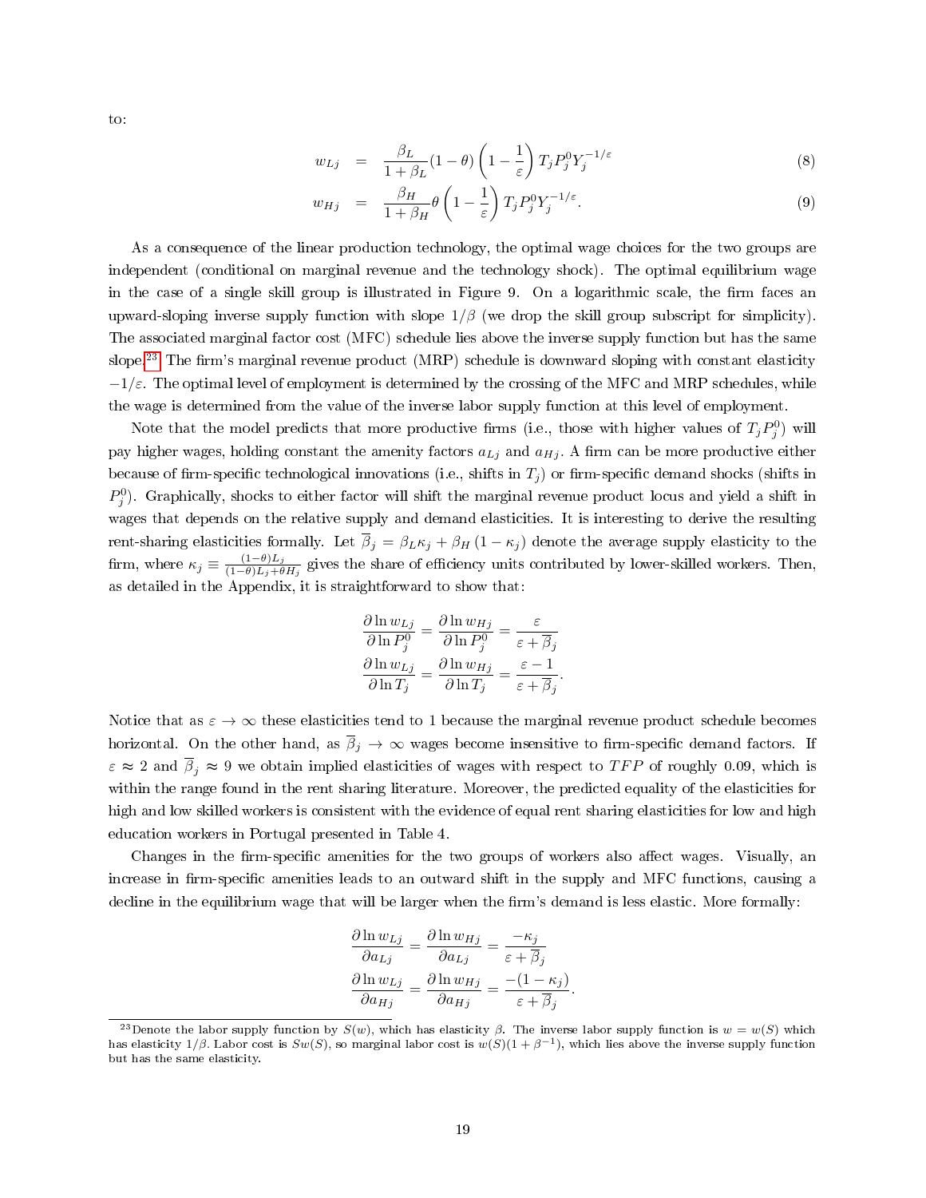to:

$$
\begin{aligned}
w_{Lj} &= \frac{\beta_L}{1+\beta_L}(1-\theta)\left(1-\frac{1}{\varepsilon}\right)T_j P_j^0 Y_j^{-1/\varepsilon} && (8)\\
w_{Hj} &= \frac{\beta_H}{1+\beta_H}\theta\left(1-\frac{1}{\varepsilon}\right)T_j P_j^0 Y_j^{-1/\varepsilon}. && (9)
\end{aligned}
$$

As a consequence of the linear production technology, the optimal wage choices for the two groups are independent (conditional on marginal revenue and the technology shock). The optimal equilibrium wage in the case of a single skill group is illustrated in Figure 9. On a logarithmic scale, the firm faces an upward-sloping inverse supply function with slope $1/\beta$ (we drop the skill group subscript for simplicity). The associated marginal factor cost (MFC) schedule lies above the inverse supply function but has the same slope.[23] The firm's marginal revenue product (MRP) schedule is downward sloping with constant elasticity $-1/\varepsilon$. The optimal level of employment is determined by the crossing of the MFC and MRP schedules, while the wage is determined from the value of the inverse labor supply function at this level of employment.

Note that the model predicts that more productive firms (i.e., those with higher values of $T_j P_j^0$) will pay higher wages, holding constant the amenity factors $a_{Lj}$ and $a_{Hj}$. A firm can be more productive either because of firm-specific technological innovations (i.e., shifts in $T_j$) or firm-specific demand shocks (shifts in $P_j^0$). Graphically, shocks to either factor will shift the marginal revenue product locus and yield a shift in wages that depends on the relative supply and demand elasticities. It is interesting to derive the resulting rent-sharing elasticities formally. Let $\overline{\beta}_j = \beta_L \kappa_j + \beta_H (1-\kappa_j)$ denote the average supply elasticity to the firm, where $\kappa_j \equiv \frac{(1-\theta)L_j}{(1-\theta)L_j + \theta H_j}$ gives the share of efficiency units contributed by lower-skilled workers. Then, as detailed in the Appendix, it is straightforward to show that:

$$
\begin{aligned}
\frac{\partial \ln w_{Lj}}{\partial \ln P_j^0} &= \frac{\partial \ln w_{Hj}}{\partial \ln P_j^0} = \frac{\varepsilon}{\varepsilon + \overline{\beta}_j}\\
\frac{\partial \ln w_{Lj}}{\partial \ln T_j} &= \frac{\partial \ln w_{Hj}}{\partial \ln T_j} = \frac{\varepsilon - 1}{\varepsilon + \overline{\beta}_j}.
\end{aligned}
$$

Notice that as $\varepsilon \to \infty$ these elasticities tend to 1 because the marginal revenue product schedule becomes horizontal. On the other hand, as $\overline{\beta}_j \to \infty$ wages become insensitive to firm-specific demand factors. If $\varepsilon \approx 2$ and $\overline{\beta}_j \approx 9$ we obtain implied elasticities of wages with respect to $TFP$ of roughly 0.09, which is within the range found in the rent sharing literature. Moreover, the predicted equality of the elasticities for high and low skilled workers is consistent with the evidence of equal rent sharing elasticities for low and high education workers in Portugal presented in Table 4.

Changes in the firm-specific amenities for the two groups of workers also affect wages. Visually, an increase in firm-specific amenities leads to an outward shift in the supply and MFC functions, causing a decline in the equilibrium wage that will be larger when the firm's demand is less elastic. More formally:

$$
\begin{aligned}
\frac{\partial \ln w_{Lj}}{\partial a_{Lj}} &= \frac{\partial \ln w_{Hj}}{\partial a_{Lj}} = \frac{-\kappa_j}{\varepsilon + \overline{\beta}_j}\\
\frac{\partial \ln w_{Lj}}{\partial a_{Hj}} &= \frac{\partial \ln w_{Hj}}{\partial a_{Hj}} = \frac{-(1-\kappa_j)}{\varepsilon + \overline{\beta}_j}.
\end{aligned}
$$

[23] Denote the labor supply function by $S(w)$, which has elasticity $\beta$. The inverse labor supply function is $w = w(S)$ which has elasticity $1/\beta$. Labor cost is $Sw(S)$, so marginal labor cost is $w(S)(1+\beta^{-1})$, which lies above the inverse supply function but has the same elasticity.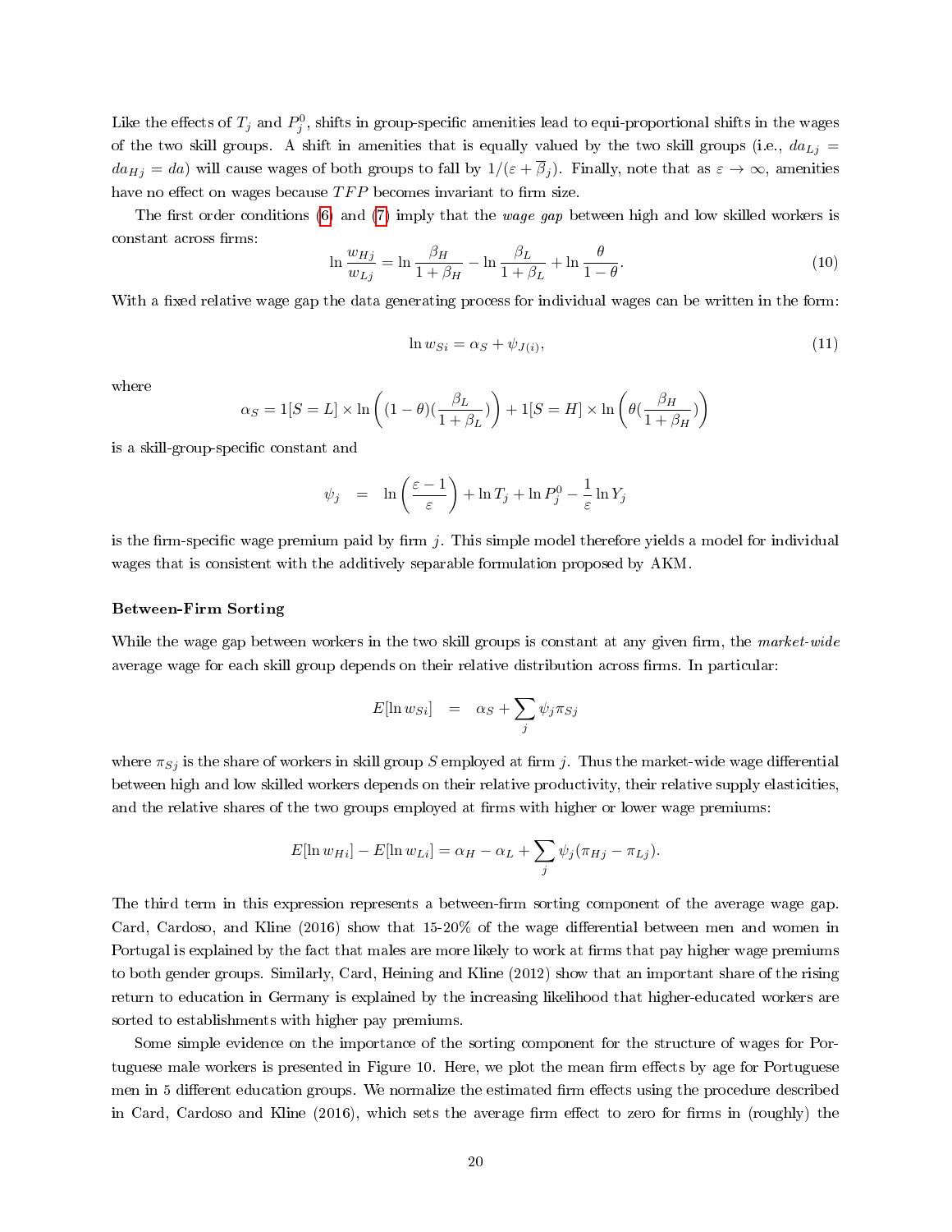Like the effects of $T_j$ and $P_j^0$, shifts in group-specific amenities lead to equi-proportional shifts in the wages of the two skill groups. A shift in amenities that is equally valued by the two skill groups (i.e., $da_{Lj} = da_{Hj} = da$) will cause wages of both groups to fall by $1/(\varepsilon + \overline{\beta}_j)$. Finally, note that as $\varepsilon \to \infty$, amenities have no effect on wages because $TFP$ becomes invariant to firm size.

The first order conditions (6) and (7) imply that the *wage gap* between high and low skilled workers is constant across firms:

$$\ln \frac{w_{Hj}}{w_{Lj}} = \ln \frac{\beta_H}{1+\beta_H} - \ln \frac{\beta_L}{1+\beta_L} + \ln \frac{\theta}{1-\theta}. \tag{10}$$

With a fixed relative wage gap the data generating process for individual wages can be written in the form:

$$\ln w_{Si} = \alpha_S + \psi_{J(i)}, \tag{11}$$

where

$$\alpha_S = 1[S = L] \times \ln \left( (1-\theta)(\frac{\beta_L}{1+\beta_L}) \right) + 1[S = H] \times \ln \left( \theta(\frac{\beta_H}{1+\beta_H}) \right)$$

is a skill-group-specific constant and

$$\psi_j \quad = \quad \ln \left( \frac{\varepsilon - 1}{\varepsilon} \right) + \ln T_j + \ln P_j^0 - \frac{1}{\varepsilon} \ln Y_j$$

is the firm-specific wage premium paid by firm $j$. This simple model therefore yields a model for individual wages that is consistent with the additively separable formulation proposed by AKM.

**Between-Firm Sorting**

While the wage gap between workers in the two skill groups is constant at any given firm, the *market-wide* average wage for each skill group depends on their relative distribution across firms. In particular:

$$E[\ln w_{Si}] \quad = \quad \alpha_S + \sum_j \psi_j \pi_{Sj}$$

where $\pi_{Sj}$ is the share of workers in skill group $S$ employed at firm $j$. Thus the market-wide wage differential between high and low skilled workers depends on their relative productivity, their relative supply elasticities, and the relative shares of the two groups employed at firms with higher or lower wage premiums:

$$E[\ln w_{Hi}] - E[\ln w_{Li}] = \alpha_H - \alpha_L + \sum_j \psi_j (\pi_{Hj} - \pi_{Lj}).$$

The third term in this expression represents a between-firm sorting component of the average wage gap. Card, Cardoso, and Kline (2016) show that 15-20% of the wage differential between men and women in Portugal is explained by the fact that males are more likely to work at firms that pay higher wage premiums to both gender groups. Similarly, Card, Heining and Kline (2012) show that an important share of the rising return to education in Germany is explained by the increasing likelihood that higher-educated workers are sorted to establishments with higher pay premiums.

Some simple evidence on the importance of the sorting component for the structure of wages for Portuguese male workers is presented in Figure 10. Here, we plot the mean firm effects by age for Portuguese men in 5 different education groups. We normalize the estimated firm effects using the procedure described in Card, Cardoso and Kline (2016), which sets the average firm effect to zero for firms in (roughly) the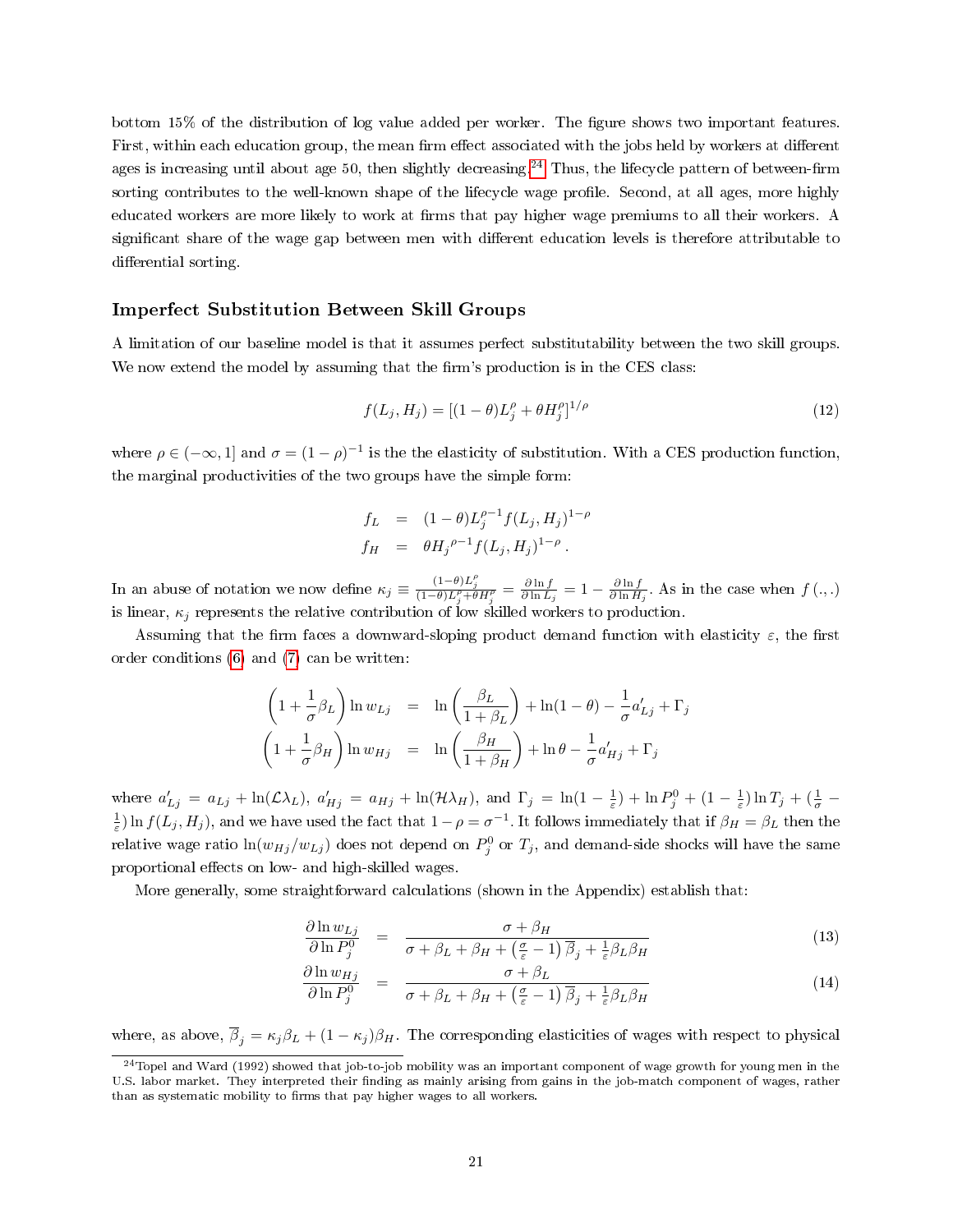bottom 15% of the distribution of log value added per worker. The figure shows two important features. First, within each education group, the mean firm effect associated with the jobs held by workers at different ages is increasing until about age 50, then slightly decreasing.[24] Thus, the lifecycle pattern of between-firm sorting contributes to the well-known shape of the lifecycle wage profile. Second, at all ages, more highly educated workers are more likely to work at firms that pay higher wage premiums to all their workers. A significant share of the wage gap between men with different education levels is therefore attributable to differential sorting.

### Imperfect Substitution Between Skill Groups

A limitation of our baseline model is that it assumes perfect substitutability between the two skill groups. We now extend the model by assuming that the firm's production is in the CES class:

$$f(L_j, H_j) = [(1-\theta)L_j^{\rho} + \theta H_j^{\rho}]^{1/\rho} \tag{12}$$

where $\rho \in (-\infty, 1]$ and $\sigma = (1-\rho)^{-1}$ is the the elasticity of substitution. With a CES production function, the marginal productivities of the two groups have the simple form:

$$\begin{aligned} f_L &= (1-\theta)L_j^{\rho-1} f(L_j, H_j)^{1-\rho} \\ f_H &= \theta {H_j}^{\rho-1} f(L_j, H_j)^{1-\rho} . \end{aligned}$$

In an abuse of notation we now define $\kappa_j \equiv \frac{(1-\theta)L_j^{\rho}}{(1-\theta)L_j^{\rho}+\theta H_j^{\rho}} = \frac{\partial \ln f}{\partial \ln L_j} = 1 - \frac{\partial \ln f}{\partial \ln H_j}$. As in the case when $f(.,.)$ is linear, $\kappa_j$ represents the relative contribution of low skilled workers to production.

Assuming that the firm faces a downward-sloping product demand function with elasticity $\varepsilon$, the first order conditions (6) and (7) can be written:

$$\begin{aligned} \left(1 + \frac{1}{\sigma}\beta_L\right) \ln w_{Lj} &= \ln\left(\frac{\beta_L}{1+\beta_L}\right) + \ln(1-\theta) - \frac{1}{\sigma} a'_{Lj} + \Gamma_j \\ \left(1 + \frac{1}{\sigma}\beta_H\right) \ln w_{Hj} &= \ln\left(\frac{\beta_H}{1+\beta_H}\right) + \ln\theta - \frac{1}{\sigma} a'_{Hj} + \Gamma_j \end{aligned}$$

where $a'_{Lj} = a_{Lj} + \ln(\mathcal{L}\lambda_L)$, $a'_{Hj} = a_{Hj} + \ln(\mathcal{H}\lambda_H)$, and $\Gamma_j = \ln(1 - \frac{1}{\varepsilon}) + \ln P_j^0 + (1 - \frac{1}{\varepsilon})\ln T_j + (\frac{1}{\sigma} - \frac{1}{\varepsilon})\ln f(L_j, H_j)$, and we have used the fact that $1-\rho = \sigma^{-1}$. It follows immediately that if $\beta_H = \beta_L$ then the relative wage ratio $\ln(w_{Hj}/w_{Lj})$ does not depend on $P_j^0$ or $T_j$, and demand-side shocks will have the same proportional effects on low- and high-skilled wages.

More generally, some straightforward calculations (shown in the Appendix) establish that:

$$\frac{\partial \ln w_{Lj}}{\partial \ln P_j^0} = \frac{\sigma + \beta_H}{\sigma + \beta_L + \beta_H + \left(\frac{\sigma}{\varepsilon} - 1\right)\overline{\beta}_j + \frac{1}{\varepsilon}\beta_L\beta_H} \tag{13}$$

$$\frac{\partial \ln w_{Hj}}{\partial \ln P_j^0} = \frac{\sigma + \beta_L}{\sigma + \beta_L + \beta_H + \left(\frac{\sigma}{\varepsilon} - 1\right)\overline{\beta}_j + \frac{1}{\varepsilon}\beta_L\beta_H} \tag{14}$$

where, as above, $\overline{\beta}_j = \kappa_j\beta_L + (1-\kappa_j)\beta_H$. The corresponding elasticities of wages with respect to physical

[24] Topel and Ward (1992) showed that job-to-job mobility was an important component of wage growth for young men in the U.S. labor market. They interpreted their finding as mainly arising from gains in the job-match component of wages, rather than as systematic mobility to firms that pay higher wages to all workers.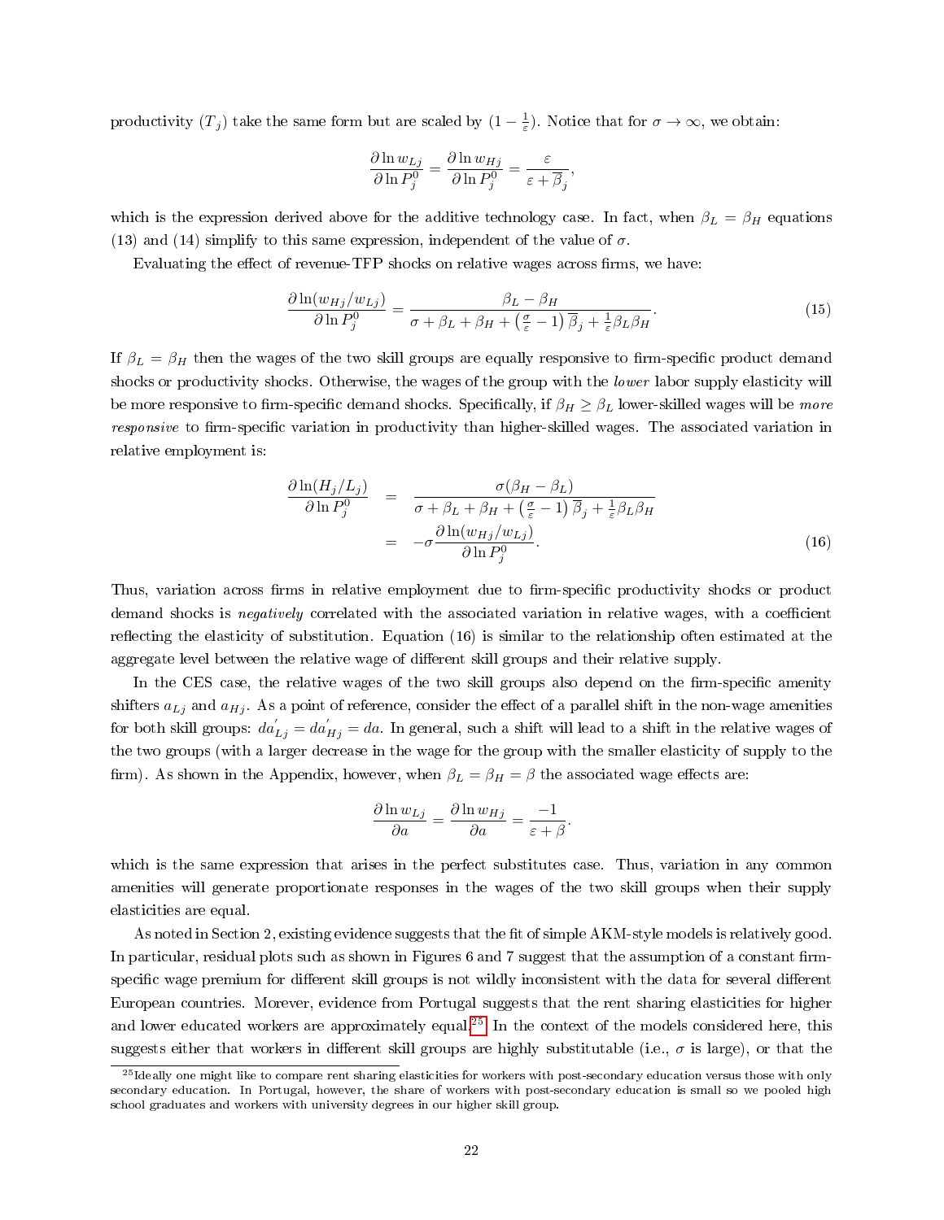productivity ($T_j$) take the same form but are scaled by $(1 - \frac{1}{\varepsilon})$. Notice that for $\sigma \to \infty$, we obtain:

$$\frac{\partial \ln w_{Lj}}{\partial \ln P_j^0} = \frac{\partial \ln w_{Hj}}{\partial \ln P_j^0} = \frac{\varepsilon}{\varepsilon + \overline{\beta}_j},$$

which is the expression derived above for the additive technology case. In fact, when $\beta_L = \beta_H$ equations (13) and (14) simplify to this same expression, independent of the value of $\sigma$.

Evaluating the effect of revenue-TFP shocks on relative wages across firms, we have:

$$\frac{\partial \ln(w_{Hj}/w_{Lj})}{\partial \ln P_j^0} = \frac{\beta_L - \beta_H}{\sigma + \beta_L + \beta_H + \left(\frac{\sigma}{\varepsilon} - 1\right)\overline{\beta}_j + \frac{1}{\varepsilon}\beta_L \beta_H}. \tag{15}$$

If $\beta_L = \beta_H$ then the wages of the two skill groups are equally responsive to firm-specific product demand shocks or productivity shocks. Otherwise, the wages of the group with the *lower* labor supply elasticity will be more responsive to firm-specific demand shocks. Specifically, if $\beta_H \geq \beta_L$ lower-skilled wages will be *more responsive* to firm-specific variation in productivity than higher-skilled wages. The associated variation in relative employment is:

$$\begin{aligned}\frac{\partial \ln(H_j/L_j)}{\partial \ln P_j^0} &= \frac{\sigma(\beta_H - \beta_L)}{\sigma + \beta_L + \beta_H + \left(\frac{\sigma}{\varepsilon} - 1\right)\overline{\beta}_j + \frac{1}{\varepsilon}\beta_L \beta_H} \\ &= -\sigma \frac{\partial \ln(w_{Hj}/w_{Lj})}{\partial \ln P_j^0}.\end{aligned} \tag{16}$$

Thus, variation across firms in relative employment due to firm-specific productivity shocks or product demand shocks is *negatively* correlated with the associated variation in relative wages, with a coefficient reflecting the elasticity of substitution. Equation (16) is similar to the relationship often estimated at the aggregate level between the relative wage of different skill groups and their relative supply.

In the CES case, the relative wages of the two skill groups also depend on the firm-specific amenity shifters $a_{Lj}$ and $a_{Hj}$. As a point of reference, consider the effect of a parallel shift in the non-wage amenities for both skill groups: $da'_{Lj} = da'_{Hj} = da$. In general, such a shift will lead to a shift in the relative wages of the two groups (with a larger decrease in the wage for the group with the smaller elasticity of supply to the firm). As shown in the Appendix, however, when $\beta_L = \beta_H = \beta$ the associated wage effects are:

$$\frac{\partial \ln w_{Lj}}{\partial a} = \frac{\partial \ln w_{Hj}}{\partial a} = \frac{-1}{\varepsilon + \beta}.$$

which is the same expression that arises in the perfect substitutes case. Thus, variation in any common amenities will generate proportionate responses in the wages of the two skill groups when their supply elasticities are equal.

As noted in Section 2, existing evidence suggests that the fit of simple AKM-style models is relatively good. In particular, residual plots such as shown in Figures 6 and 7 suggest that the assumption of a constant firm-specific wage premium for different skill groups is not wildly inconsistent with the data for several different European countries. Morever, evidence from Portugal suggests that the rent sharing elasticities for higher and lower educated workers are approximately equal.[25] In the context of the models considered here, this suggests either that workers in different skill groups are highly substitutable (i.e., $\sigma$ is large), or that the

[25] Ideally one might like to compare rent sharing elasticities for workers with post-secondary education versus those with only secondary education. In Portugal, however, the share of workers with post-secondary education is small so we pooled high school graduates and workers with university degrees in our higher skill group.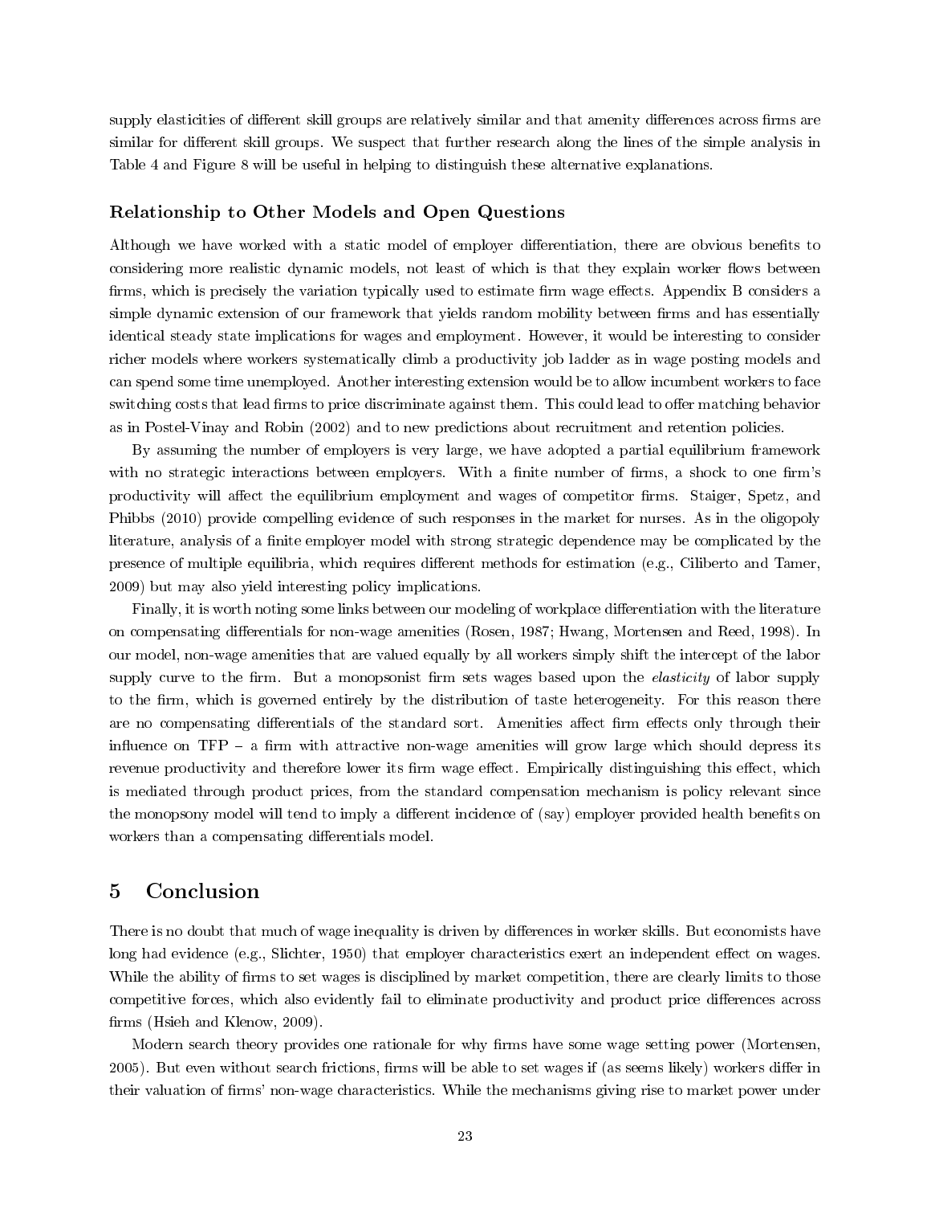supply elasticities of different skill groups are relatively similar and that amenity differences across firms are similar for different skill groups. We suspect that further research along the lines of the simple analysis in Table 4 and Figure 8 will be useful in helping to distinguish these alternative explanations.

### Relationship to Other Models and Open Questions

Although we have worked with a static model of employer differentiation, there are obvious benefits to considering more realistic dynamic models, not least of which is that they explain worker flows between firms, which is precisely the variation typically used to estimate firm wage effects. Appendix B considers a simple dynamic extension of our framework that yields random mobility between firms and has essentially identical steady state implications for wages and employment. However, it would be interesting to consider richer models where workers systematically climb a productivity job ladder as in wage posting models and can spend some time unemployed. Another interesting extension would be to allow incumbent workers to face switching costs that lead firms to price discriminate against them. This could lead to offer matching behavior as in Postel-Vinay and Robin (2002) and to new predictions about recruitment and retention policies.

By assuming the number of employers is very large, we have adopted a partial equilibrium framework with no strategic interactions between employers. With a finite number of firms, a shock to one firm's productivity will affect the equilibrium employment and wages of competitor firms. Staiger, Spetz, and Phibbs (2010) provide compelling evidence of such responses in the market for nurses. As in the oligopoly literature, analysis of a finite employer model with strong strategic dependence may be complicated by the presence of multiple equilibria, which requires different methods for estimation (e.g., Ciliberto and Tamer, 2009) but may also yield interesting policy implications.

Finally, it is worth noting some links between our modeling of workplace differentiation with the literature on compensating differentials for non-wage amenities (Rosen, 1987; Hwang, Mortensen and Reed, 1998). In our model, non-wage amenities that are valued equally by all workers simply shift the intercept of the labor supply curve to the firm. But a monopsonist firm sets wages based upon the *elasticity* of labor supply to the firm, which is governed entirely by the distribution of taste heterogeneity. For this reason there are no compensating differentials of the standard sort. Amenities affect firm effects only through their influence on TFP – a firm with attractive non-wage amenities will grow large which should depress its revenue productivity and therefore lower its firm wage effect. Empirically distinguishing this effect, which is mediated through product prices, from the standard compensation mechanism is policy relevant since the monopsony model will tend to imply a different incidence of (say) employer provided health benefits on workers than a compensating differentials model.

## 5 Conclusion

There is no doubt that much of wage inequality is driven by differences in worker skills. But economists have long had evidence (e.g., Slichter, 1950) that employer characteristics exert an independent effect on wages. While the ability of firms to set wages is disciplined by market competition, there are clearly limits to those competitive forces, which also evidently fail to eliminate productivity and product price differences across firms (Hsieh and Klenow, 2009).

Modern search theory provides one rationale for why firms have some wage setting power (Mortensen, 2005). But even without search frictions, firms will be able to set wages if (as seems likely) workers differ in their valuation of firms' non-wage characteristics. While the mechanisms giving rise to market power under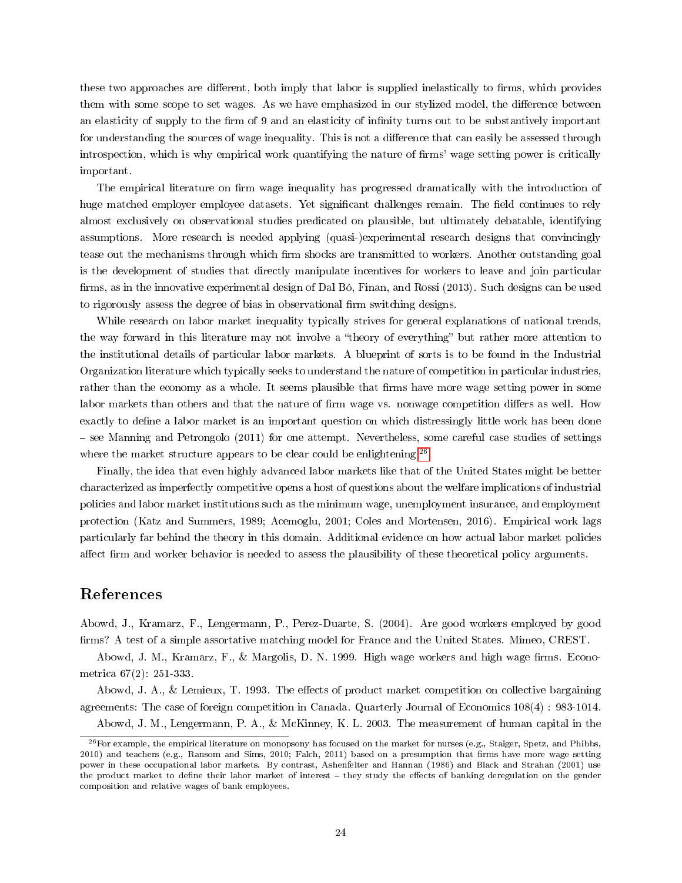these two approaches are different, both imply that labor is supplied inelastically to firms, which provides them with some scope to set wages. As we have emphasized in our stylized model, the difference between an elasticity of supply to the firm of 9 and an elasticity of infinity turns out to be substantively important for understanding the sources of wage inequality. This is not a difference that can easily be assessed through introspection, which is why empirical work quantifying the nature of firms' wage setting power is critically important.

The empirical literature on firm wage inequality has progressed dramatically with the introduction of huge matched employer employee datasets. Yet significant challenges remain. The field continues to rely almost exclusively on observational studies predicated on plausible, but ultimately debatable, identifying assumptions. More research is needed applying (quasi-)experimental research designs that convincingly tease out the mechanisms through which firm shocks are transmitted to workers. Another outstanding goal is the development of studies that directly manipulate incentives for workers to leave and join particular firms, as in the innovative experimental design of Dal Bó, Finan, and Rossi (2013). Such designs can be used to rigorously assess the degree of bias in observational firm switching designs.

While research on labor market inequality typically strives for general explanations of national trends, the way forward in this literature may not involve a "theory of everything" but rather more attention to the institutional details of particular labor markets. A blueprint of sorts is to be found in the Industrial Organization literature which typically seeks to understand the nature of competition in particular industries, rather than the economy as a whole. It seems plausible that firms have more wage setting power in some labor markets than others and that the nature of firm wage vs. nonwage competition differs as well. How exactly to define a labor market is an important question on which distressingly little work has been done – see Manning and Petrongolo (2011) for one attempt. Nevertheless, some careful case studies of settings where the market structure appears to be clear could be enlightening.[26]

Finally, the idea that even highly advanced labor markets like that of the United States might be better characterized as imperfectly competitive opens a host of questions about the welfare implications of industrial policies and labor market institutions such as the minimum wage, unemployment insurance, and employment protection (Katz and Summers, 1989; Acemoglu, 2001; Coles and Mortensen, 2016). Empirical work lags particularly far behind the theory in this domain. Additional evidence on how actual labor market policies affect firm and worker behavior is needed to assess the plausibility of these theoretical policy arguments.

# References

Abowd, J., Kramarz, F., Lengermann, P., Perez-Duarte, S. (2004). Are good workers employed by good firms? A test of a simple assortative matching model for France and the United States. Mimeo, CREST.

Abowd, J. M., Kramarz, F., & Margolis, D. N. 1999. High wage workers and high wage firms. Econometrica 67(2): 251-333.

Abowd, J. A., & Lemieux, T. 1993. The effects of product market competition on collective bargaining agreements: The case of foreign competition in Canada. Quarterly Journal of Economics 108(4) : 983-1014.

Abowd, J. M., Lengermann, P. A., & McKinney, K. L. 2003. The measurement of human capital in the

[26] For example, the empirical literature on monopsony has focused on the market for nurses (e.g., Staiger, Spetz, and Phibbs, 2010) and teachers (e.g., Ransom and Sims, 2010; Falch, 2011) based on a presumption that firms have more wage setting power in these occupational labor markets. By contrast, Ashenfelter and Hannan (1986) and Black and Strahan (2001) use the product market to define their labor market of interest – they study the effects of banking deregulation on the gender composition and relative wages of bank employees.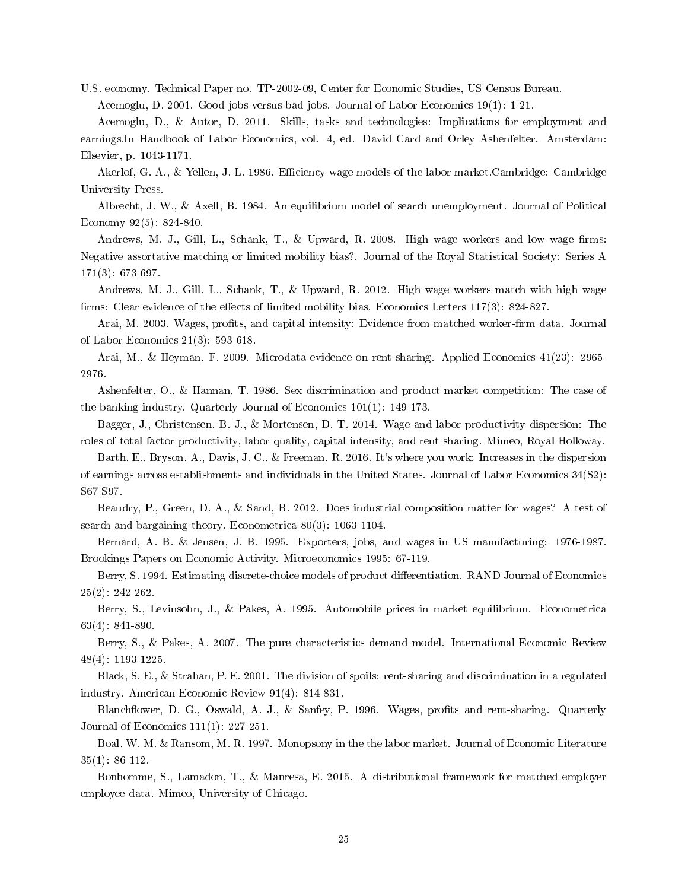U.S. economy. Technical Paper no. TP-2002-09, Center for Economic Studies, US Census Bureau.

Acemoglu, D. 2001. Good jobs versus bad jobs. Journal of Labor Economics 19(1): 1-21.

Acemoglu, D., & Autor, D. 2011. Skills, tasks and technologies: Implications for employment and earnings.In Handbook of Labor Economics, vol. 4, ed. David Card and Orley Ashenfelter. Amsterdam: Elsevier, p. 1043-1171.

Akerlof, G. A., & Yellen, J. L. 1986. Efficiency wage models of the labor market.Cambridge: Cambridge University Press.

Albrecht, J. W., & Axell, B. 1984. An equilibrium model of search unemployment. Journal of Political Economy 92(5): 824-840.

Andrews, M. J., Gill, L., Schank, T., & Upward, R. 2008. High wage workers and low wage firms: Negative assortative matching or limited mobility bias?. Journal of the Royal Statistical Society: Series A 171(3): 673-697.

Andrews, M. J., Gill, L., Schank, T., & Upward, R. 2012. High wage workers match with high wage firms: Clear evidence of the effects of limited mobility bias. Economics Letters 117(3): 824-827.

Arai, M. 2003. Wages, profits, and capital intensity: Evidence from matched worker-firm data. Journal of Labor Economics 21(3): 593-618.

Arai, M., & Heyman, F. 2009. Microdata evidence on rent-sharing. Applied Economics 41(23): 2965-2976.

Ashenfelter, O., & Hannan, T. 1986. Sex discrimination and product market competition: The case of the banking industry. Quarterly Journal of Economics 101(1): 149-173.

Bagger, J., Christensen, B. J., & Mortensen, D. T. 2014. Wage and labor productivity dispersion: The roles of total factor productivity, labor quality, capital intensity, and rent sharing. Mimeo, Royal Holloway.

Barth, E., Bryson, A., Davis, J. C., & Freeman, R. 2016. It's where you work: Increases in the dispersion of earnings across establishments and individuals in the United States. Journal of Labor Economics 34(S2): S67-S97.

Beaudry, P., Green, D. A., & Sand, B. 2012. Does industrial composition matter for wages? A test of search and bargaining theory. Econometrica 80(3): 1063-1104.

Bernard, A. B. & Jensen, J. B. 1995. Exporters, jobs, and wages in US manufacturing: 1976-1987. Brookings Papers on Economic Activity. Microeconomics 1995: 67-119.

Berry, S. 1994. Estimating discrete-choice models of product differentiation. RAND Journal of Economics 25(2): 242-262.

Berry, S., Levinsohn, J., & Pakes, A. 1995. Automobile prices in market equilibrium. Econometrica 63(4): 841-890.

Berry, S., & Pakes, A. 2007. The pure characteristics demand model. International Economic Review 48(4): 1193-1225.

Black, S. E., & Strahan, P. E. 2001. The division of spoils: rent-sharing and discrimination in a regulated industry. American Economic Review 91(4): 814-831.

Blanchflower, D. G., Oswald, A. J., & Sanfey, P. 1996. Wages, profits and rent-sharing. Quarterly Journal of Economics 111(1): 227-251.

Boal, W. M. & Ransom, M. R. 1997. Monopsony in the the labor market. Journal of Economic Literature 35(1): 86-112.

Bonhomme, S., Lamadon, T., & Manresa, E. 2015. A distributional framework for matched employer employee data. Mimeo, University of Chicago.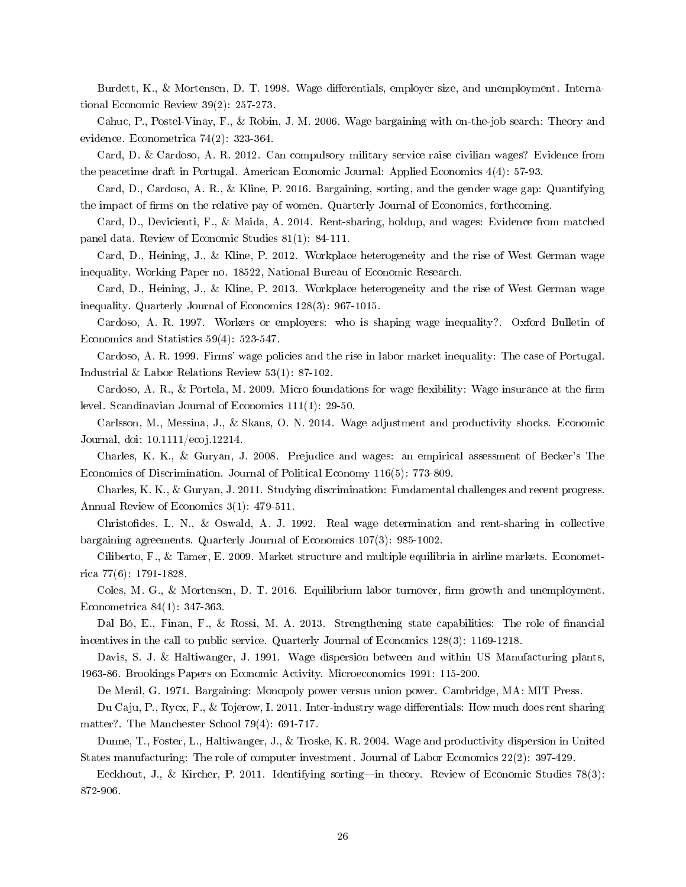Burdett, K., & Mortensen, D. T. 1998. Wage differentials, employer size, and unemployment. International Economic Review 39(2): 257-273.

Cahuc, P., Postel-Vinay, F., & Robin, J. M. 2006. Wage bargaining with on-the-job search: Theory and evidence. Econometrica 74(2): 323-364.

Card, D. & Cardoso, A. R. 2012. Can compulsory military service raise civilian wages? Evidence from the peacetime draft in Portugal. American Economic Journal: Applied Economics 4(4): 57-93.

Card, D., Cardoso, A. R., & Kline, P. 2016. Bargaining, sorting, and the gender wage gap: Quantifying the impact of firms on the relative pay of women. Quarterly Journal of Economics, forthcoming.

Card, D., Devicienti, F., & Maida, A. 2014. Rent-sharing, holdup, and wages: Evidence from matched panel data. Review of Economic Studies 81(1): 84-111.

Card, D., Heining, J., & Kline, P. 2012. Workplace heterogeneity and the rise of West German wage inequality. Working Paper no. 18522, National Bureau of Economic Research.

Card, D., Heining, J., & Kline, P. 2013. Workplace heterogeneity and the rise of West German wage inequality. Quarterly Journal of Economics 128(3): 967-1015.

Cardoso, A. R. 1997. Workers or employers: who is shaping wage inequality?. Oxford Bulletin of Economics and Statistics 59(4): 523-547.

Cardoso, A. R. 1999. Firms' wage policies and the rise in labor market inequality: The case of Portugal. Industrial & Labor Relations Review 53(1): 87-102.

Cardoso, A. R., & Portela, M. 2009. Micro foundations for wage flexibility: Wage insurance at the firm level. Scandinavian Journal of Economics 111(1): 29-50.

Carlsson, M., Messina, J., & Skans, O. N. 2014. Wage adjustment and productivity shocks. Economic Journal, doi: 10.1111/ecoj.12214.

Charles, K. K., & Guryan, J. 2008. Prejudice and wages: an empirical assessment of Becker's The Economics of Discrimination. Journal of Political Economy 116(5): 773-809.

Charles, K. K., & Guryan, J. 2011. Studying discrimination: Fundamental challenges and recent progress. Annual Review of Economics 3(1): 479-511.

Christofides, L. N., & Oswald, A. J. 1992. Real wage determination and rent-sharing in collective bargaining agreements. Quarterly Journal of Economics 107(3): 985-1002.

Ciliberto, F., & Tamer, E. 2009. Market structure and multiple equilibria in airline markets. Econometrica 77(6): 1791-1828.

Coles, M. G., & Mortensen, D. T. 2016. Equilibrium labor turnover, firm growth and unemployment. Econometrica 84(1): 347-363.

Dal Bó, E., Finan, F., & Rossi, M. A. 2013. Strengthening state capabilities: The role of financial incentives in the call to public service. Quarterly Journal of Economics 128(3): 1169-1218.

Davis, S. J. & Haltiwanger, J. 1991. Wage dispersion between and within US Manufacturing plants, 1963-86. Brookings Papers on Economic Activity. Microeconomics 1991: 115-200.

De Menil, G. 1971. Bargaining: Monopoly power versus union power. Cambridge, MA: MIT Press.

Du Caju, P., Rycx, F., & Tojerow, I. 2011. Inter-industry wage differentials: How much does rent sharing matter?. The Manchester School 79(4): 691-717.

Dunne, T., Foster, L., Haltiwanger, J., & Troske, K. R. 2004. Wage and productivity dispersion in United States manufacturing: The role of computer investment. Journal of Labor Economics 22(2): 397-429.

Eeckhout, J., & Kircher, P. 2011. Identifying sorting—in theory. Review of Economic Studies 78(3): 872-906.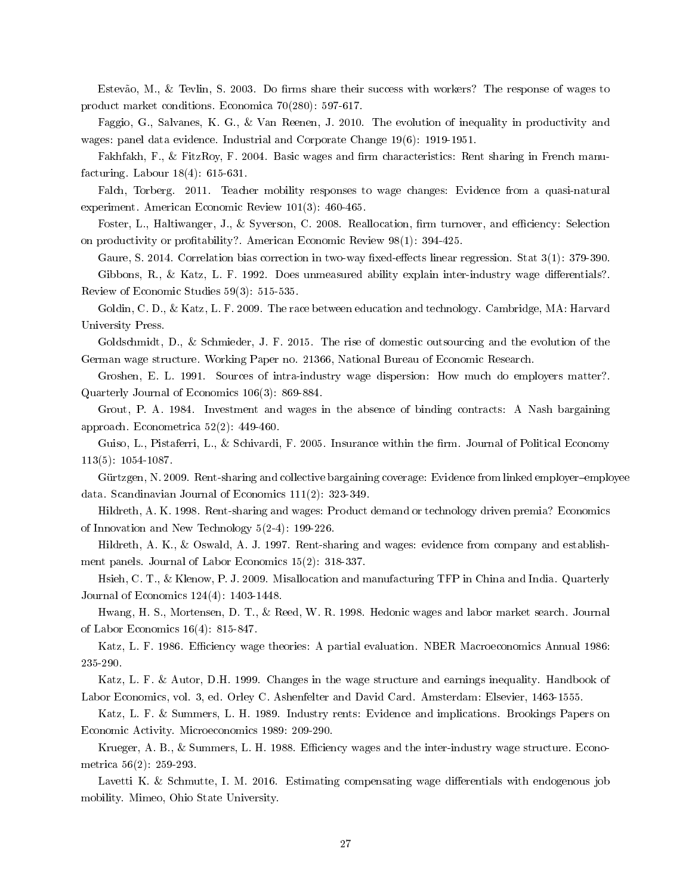Estevão, M., & Tevlin, S. 2003. Do firms share their success with workers? The response of wages to product market conditions. Economica 70(280): 597-617.

Faggio, G., Salvanes, K. G., & Van Reenen, J. 2010. The evolution of inequality in productivity and wages: panel data evidence. Industrial and Corporate Change 19(6): 1919-1951.

Fakhfakh, F., & FitzRoy, F. 2004. Basic wages and firm characteristics: Rent sharing in French manufacturing. Labour 18(4): 615-631.

Falch, Torberg. 2011. Teacher mobility responses to wage changes: Evidence from a quasi-natural experiment. American Economic Review 101(3): 460-465.

Foster, L., Haltiwanger, J., & Syverson, C. 2008. Reallocation, firm turnover, and efficiency: Selection on productivity or profitability?. American Economic Review 98(1): 394-425.

Gaure, S. 2014. Correlation bias correction in two-way fixed-effects linear regression. Stat 3(1): 379-390.

Gibbons, R., & Katz, L. F. 1992. Does unmeasured ability explain inter-industry wage differentials?. Review of Economic Studies 59(3): 515-535.

Goldin, C. D., & Katz, L. F. 2009. The race between education and technology. Cambridge, MA: Harvard University Press.

Goldschmidt, D., & Schmieder, J. F. 2015. The rise of domestic outsourcing and the evolution of the German wage structure. Working Paper no. 21366, National Bureau of Economic Research.

Groshen, E. L. 1991. Sources of intra-industry wage dispersion: How much do employers matter?. Quarterly Journal of Economics 106(3): 869-884.

Grout, P. A. 1984. Investment and wages in the absence of binding contracts: A Nash bargaining approach. Econometrica 52(2): 449-460.

Guiso, L., Pistaferri, L., & Schivardi, F. 2005. Insurance within the firm. Journal of Political Economy 113(5): 1054-1087.

Gürtzgen, N. 2009. Rent-sharing and collective bargaining coverage: Evidence from linked employer–employee data. Scandinavian Journal of Economics 111(2): 323-349.

Hildreth, A. K. 1998. Rent-sharing and wages: Product demand or technology driven premia? Economics of Innovation and New Technology 5(2-4): 199-226.

Hildreth, A. K., & Oswald, A. J. 1997. Rent-sharing and wages: evidence from company and establishment panels. Journal of Labor Economics 15(2): 318-337.

Hsieh, C. T., & Klenow, P. J. 2009. Misallocation and manufacturing TFP in China and India. Quarterly Journal of Economics 124(4): 1403-1448.

Hwang, H. S., Mortensen, D. T., & Reed, W. R. 1998. Hedonic wages and labor market search. Journal of Labor Economics 16(4): 815-847.

Katz, L. F. 1986. Efficiency wage theories: A partial evaluation. NBER Macroeconomics Annual 1986: 235-290.

Katz, L. F. & Autor, D.H. 1999. Changes in the wage structure and earnings inequality. Handbook of Labor Economics, vol. 3, ed. Orley C. Ashenfelter and David Card. Amsterdam: Elsevier, 1463-1555.

Katz, L. F. & Summers, L. H. 1989. Industry rents: Evidence and implications. Brookings Papers on Economic Activity. Microeconomics 1989: 209-290.

Krueger, A. B., & Summers, L. H. 1988. Efficiency wages and the inter-industry wage structure. Econometrica 56(2): 259-293.

Lavetti K. & Schmutte, I. M. 2016. Estimating compensating wage differentials with endogenous job mobility. Mimeo, Ohio State University.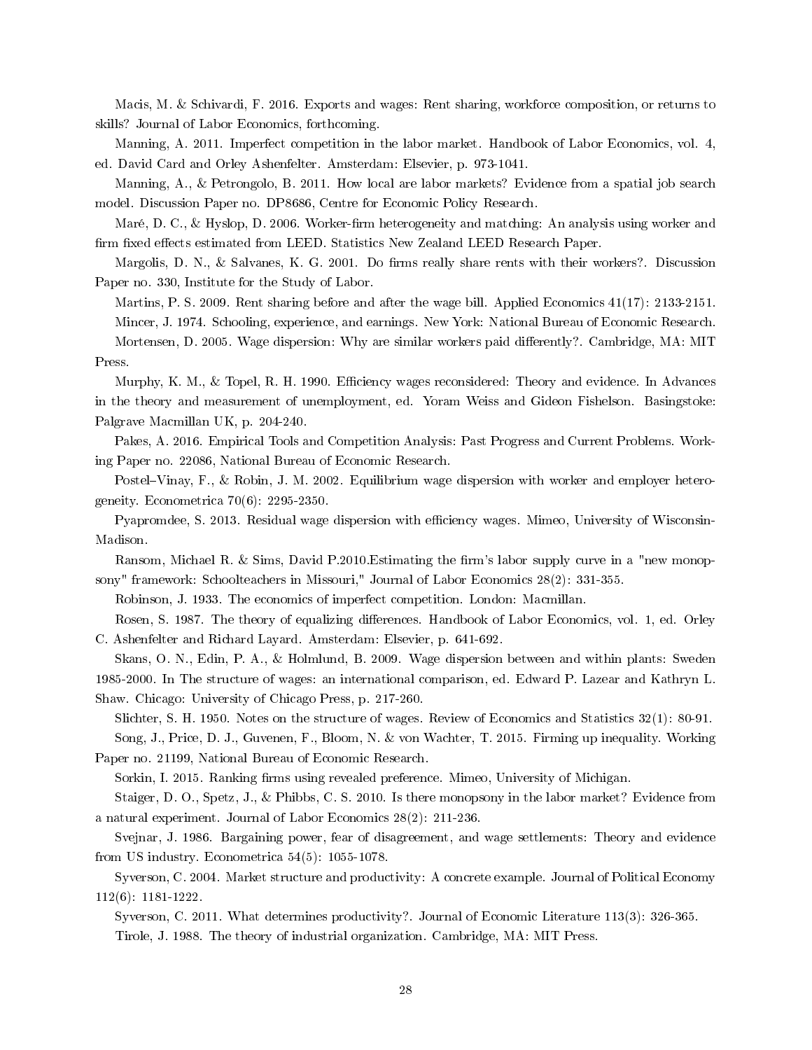Macis, M. & Schivardi, F. 2016. Exports and wages: Rent sharing, workforce composition, or returns to skills? Journal of Labor Economics, forthcoming.

Manning, A. 2011. Imperfect competition in the labor market. Handbook of Labor Economics, vol. 4, ed. David Card and Orley Ashenfelter. Amsterdam: Elsevier, p. 973-1041.

Manning, A., & Petrongolo, B. 2011. How local are labor markets? Evidence from a spatial job search model. Discussion Paper no. DP8686, Centre for Economic Policy Research.

Maré, D. C., & Hyslop, D. 2006. Worker-firm heterogeneity and matching: An analysis using worker and firm fixed effects estimated from LEED. Statistics New Zealand LEED Research Paper.

Margolis, D. N., & Salvanes, K. G. 2001. Do firms really share rents with their workers?. Discussion Paper no. 330, Institute for the Study of Labor.

Martins, P. S. 2009. Rent sharing before and after the wage bill. Applied Economics 41(17): 2133-2151.

Mincer, J. 1974. Schooling, experience, and earnings. New York: National Bureau of Economic Research.

Mortensen, D. 2005. Wage dispersion: Why are similar workers paid differently?. Cambridge, MA: MIT Press.

Murphy, K. M., & Topel, R. H. 1990. Efficiency wages reconsidered: Theory and evidence. In Advances in the theory and measurement of unemployment, ed. Yoram Weiss and Gideon Fishelson. Basingstoke: Palgrave Macmillan UK, p. 204-240.

Pakes, A. 2016. Empirical Tools and Competition Analysis: Past Progress and Current Problems. Working Paper no. 22086, National Bureau of Economic Research.

Postel–Vinay, F., & Robin, J. M. 2002. Equilibrium wage dispersion with worker and employer heterogeneity. Econometrica 70(6): 2295-2350.

Pyapromdee, S. 2013. Residual wage dispersion with efficiency wages. Mimeo, University of Wisconsin-Madison.

Ransom, Michael R. & Sims, David P.2010.Estimating the firm's labor supply curve in a "new monopsony" framework: Schoolteachers in Missouri," Journal of Labor Economics 28(2): 331-355.

Robinson, J. 1933. The economics of imperfect competition. London: Macmillan.

Rosen, S. 1987. The theory of equalizing differences. Handbook of Labor Economics, vol. 1, ed. Orley C. Ashenfelter and Richard Layard. Amsterdam: Elsevier, p. 641-692.

Skans, O. N., Edin, P. A., & Holmlund, B. 2009. Wage dispersion between and within plants: Sweden 1985-2000. In The structure of wages: an international comparison, ed. Edward P. Lazear and Kathryn L. Shaw. Chicago: University of Chicago Press, p. 217-260.

Slichter, S. H. 1950. Notes on the structure of wages. Review of Economics and Statistics 32(1): 80-91.

Song, J., Price, D. J., Guvenen, F., Bloom, N. & von Wachter, T. 2015. Firming up inequality. Working Paper no. 21199, National Bureau of Economic Research.

Sorkin, I. 2015. Ranking firms using revealed preference. Mimeo, University of Michigan.

Staiger, D. O., Spetz, J., & Phibbs, C. S. 2010. Is there monopsony in the labor market? Evidence from a natural experiment. Journal of Labor Economics 28(2): 211-236.

Svejnar, J. 1986. Bargaining power, fear of disagreement, and wage settlements: Theory and evidence from US industry. Econometrica 54(5): 1055-1078.

Syverson, C. 2004. Market structure and productivity: A concrete example. Journal of Political Economy 112(6): 1181-1222.

Syverson, C. 2011. What determines productivity?. Journal of Economic Literature 113(3): 326-365.

Tirole, J. 1988. The theory of industrial organization. Cambridge, MA: MIT Press.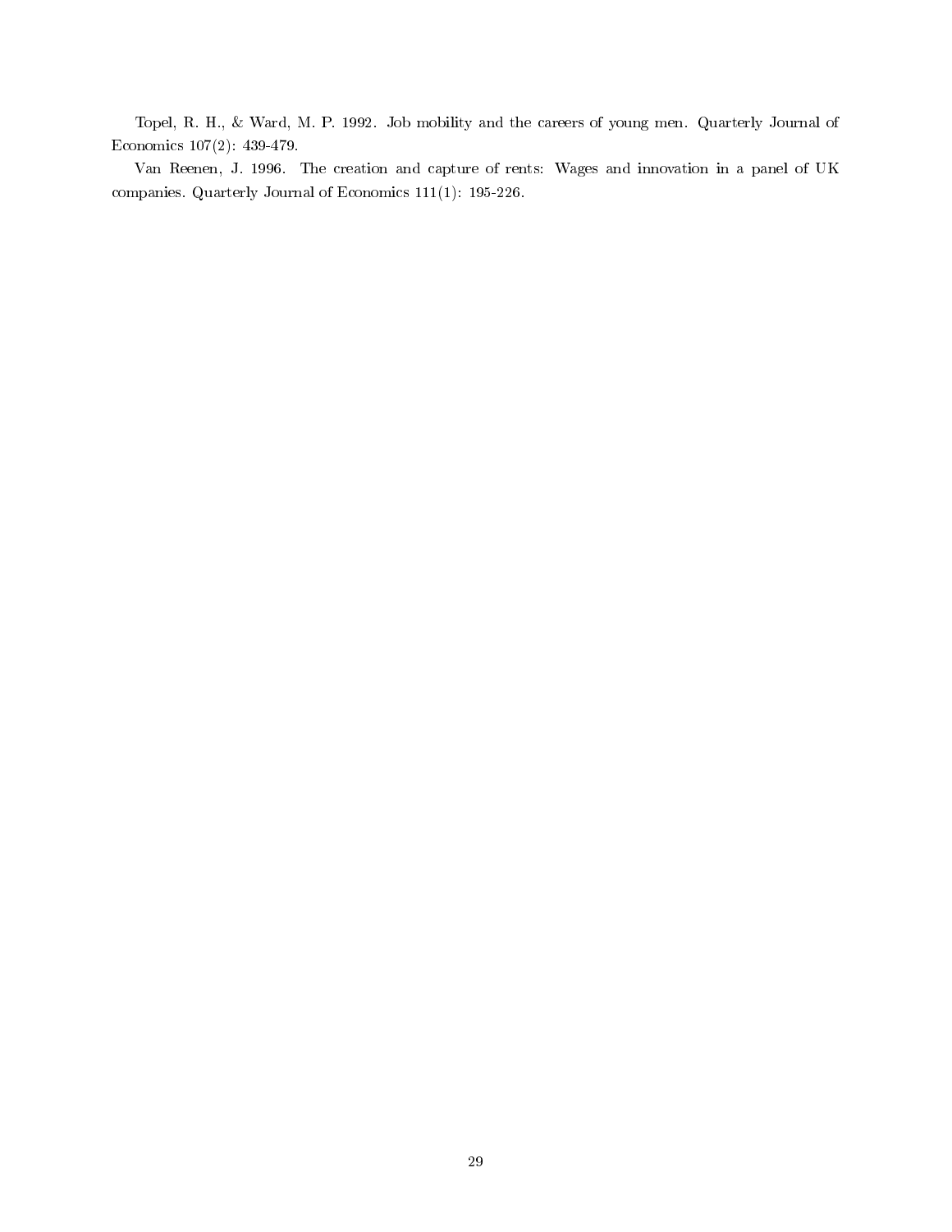Topel, R. H., & Ward, M. P. 1992. Job mobility and the careers of young men. Quarterly Journal of Economics 107(2): 439-479.

Van Reenen, J. 1996. The creation and capture of rents: Wages and innovation in a panel of UK companies. Quarterly Journal of Economics 111(1): 195-226.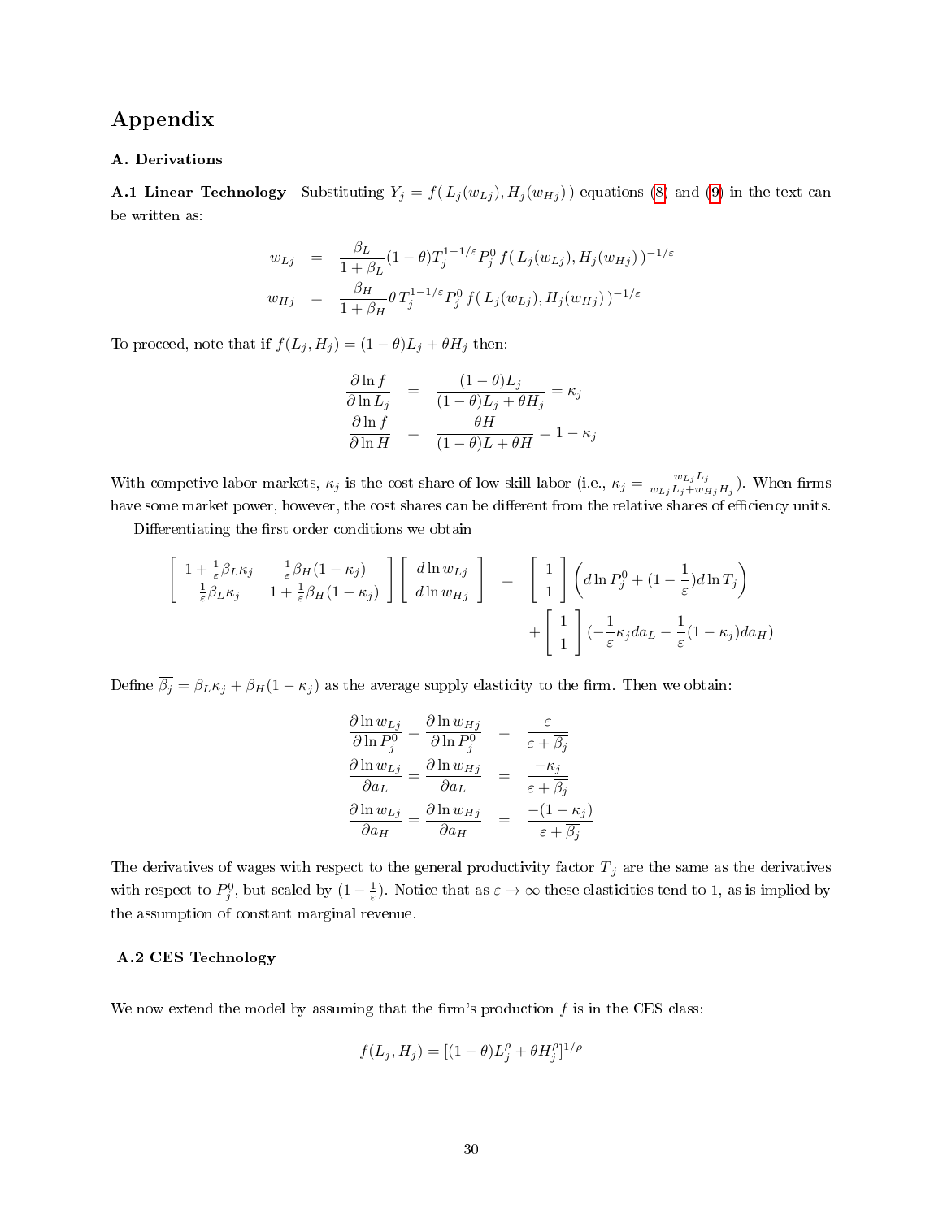# Appendix

### A. Derivations

**A.1 Linear Technology** Substituting $Y_j = f(\, L_j(w_{Lj}), H_j(w_{Hj})\,)$ equations (8) and (9) in the text can be written as:

$$
\begin{aligned}
w_{Lj} &= \frac{\beta_L}{1+\beta_L}(1-\theta)T_j^{1-1/\varepsilon}P_j^0\, f(\, L_j(w_{Lj}), H_j(w_{Hj})\,)^{-1/\varepsilon} \\
w_{Hj} &= \frac{\beta_H}{1+\beta_H}\theta\, T_j^{1-1/\varepsilon}P_j^0\, f(\, L_j(w_{Lj}), H_j(w_{Hj})\,)^{-1/\varepsilon}
\end{aligned}
$$

To proceed, note that if $f(L_j, H_j) = (1-\theta)L_j + \theta H_j$ then:

$$
\begin{aligned}
\frac{\partial \ln f}{\partial \ln L_j} &= \frac{(1-\theta)L_j}{(1-\theta)L_j + \theta H_j} = \kappa_j \\
\frac{\partial \ln f}{\partial \ln H} &= \frac{\theta H}{(1-\theta)L + \theta H} = 1 - \kappa_j
\end{aligned}
$$

With competive labor markets, $\kappa_j$ is the cost share of low-skill labor (i.e., $\kappa_j = \frac{w_{Lj}L_j}{w_{Lj}L_j + w_{Hj}H_j}$). When firms have some market power, however, the cost shares can be different from the relative shares of efficiency units.

Differentiating the first order conditions we obtain

$$
\begin{bmatrix} 1+\frac{1}{\varepsilon}\beta_L\kappa_j & \frac{1}{\varepsilon}\beta_H(1-\kappa_j) \\ \frac{1}{\varepsilon}\beta_L\kappa_j & 1+\frac{1}{\varepsilon}\beta_H(1-\kappa_j) \end{bmatrix}
\begin{bmatrix} d\ln w_{Lj} \\ d\ln w_{Hj} \end{bmatrix}
= \begin{bmatrix} 1 \\ 1 \end{bmatrix} \left( d\ln P_j^0 + (1-\frac{1}{\varepsilon}) d\ln T_j \right)
+ \begin{bmatrix} 1 \\ 1 \end{bmatrix} (-\frac{1}{\varepsilon}\kappa_j da_L - \frac{1}{\varepsilon}(1-\kappa_j) da_H)
$$

Define $\overline{\beta_j} = \beta_L\kappa_j + \beta_H(1-\kappa_j)$ as the average supply elasticity to the firm. Then we obtain:

$$
\begin{aligned}
\frac{\partial \ln w_{Lj}}{\partial \ln P_j^0} = \frac{\partial \ln w_{Hj}}{\partial \ln P_j^0} &= \frac{\varepsilon}{\varepsilon + \overline{\beta_j}} \\
\frac{\partial \ln w_{Lj}}{\partial a_L} = \frac{\partial \ln w_{Hj}}{\partial a_L} &= \frac{-\kappa_j}{\varepsilon + \overline{\beta_j}} \\
\frac{\partial \ln w_{Lj}}{\partial a_H} = \frac{\partial \ln w_{Hj}}{\partial a_H} &= \frac{-(1-\kappa_j)}{\varepsilon + \overline{\beta_j}}
\end{aligned}
$$

The derivatives of wages with respect to the general productivity factor $T_j$ are the same as the derivatives with respect to $P_j^0$, but scaled by $(1-\frac{1}{\varepsilon})$. Notice that as $\varepsilon \to \infty$ these elasticities tend to 1, as is implied by the assumption of constant marginal revenue.

**A.2 CES Technology**

We now extend the model by assuming that the firm's production $f$ is in the CES class:

$$
f(L_j, H_j) = [(1-\theta)L_j^\rho + \theta H_j^\rho]^{1/\rho}
$$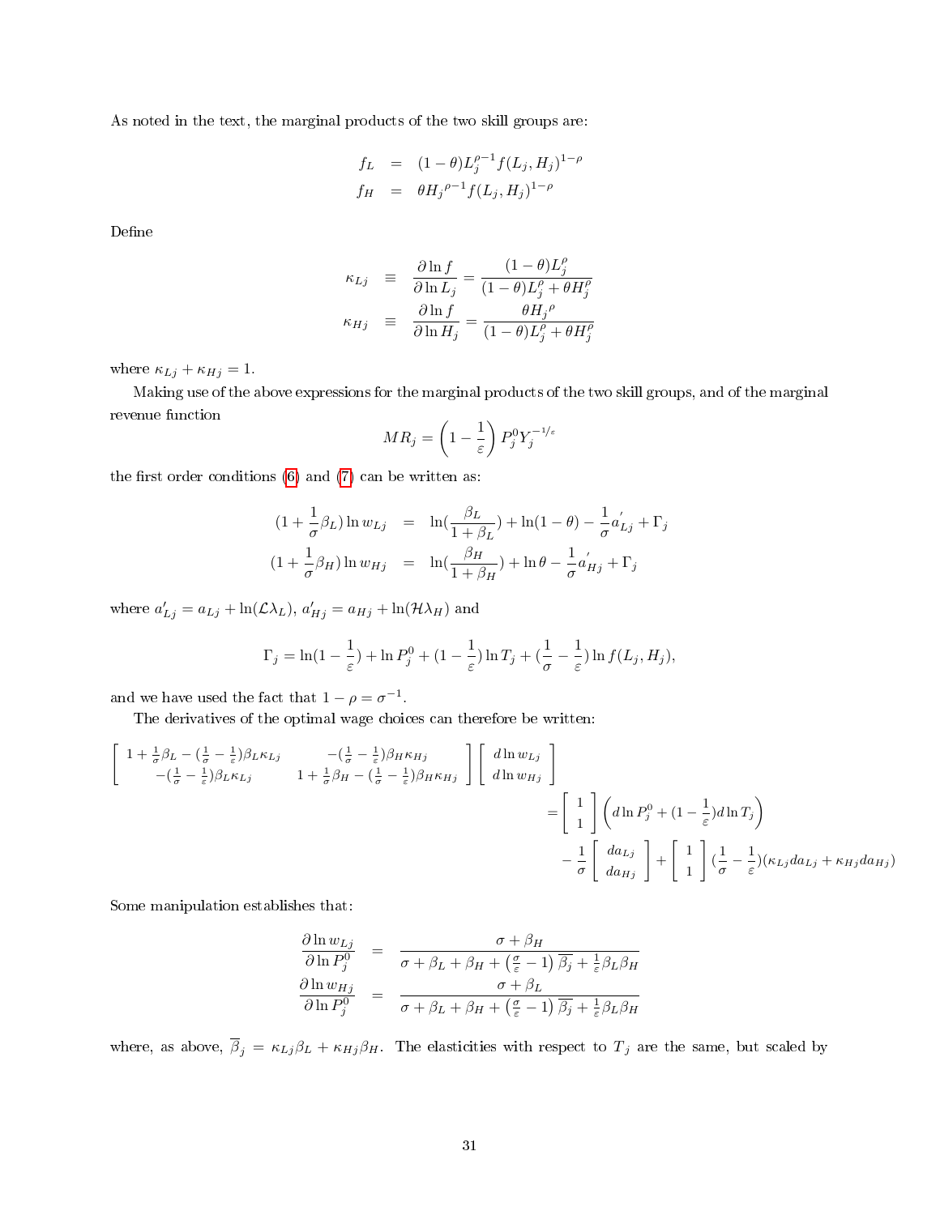As noted in the text, the marginal products of the two skill groups are:

$$
\begin{aligned}
f_L &= (1-\theta)L_j^{\rho-1} f(L_j, H_j)^{1-\rho} \\
f_H &= \theta {H_j}^{\rho-1} f(L_j, H_j)^{1-\rho}
\end{aligned}
$$

Define

$$
\begin{aligned}
\kappa_{Lj} &\equiv \frac{\partial \ln f}{\partial \ln L_j} = \frac{(1-\theta)L_j^\rho}{(1-\theta)L_j^\rho + \theta H_j^\rho} \\
\kappa_{Hj} &\equiv \frac{\partial \ln f}{\partial \ln H_j} = \frac{\theta {H_j}^\rho}{(1-\theta)L_j^\rho + \theta H_j^\rho}
\end{aligned}
$$

where $\kappa_{Lj} + \kappa_{Hj} = 1$.

Making use of the above expressions for the marginal products of the two skill groups, and of the marginal revenue function

$$
MR_j = \left(1 - \frac{1}{\varepsilon}\right) P_j^0 Y_j^{-1/\varepsilon}
$$

the first order conditions (6) and (7) can be written as:

$$
\begin{aligned}
(1 + \frac{1}{\sigma}\beta_L)\ln w_{Lj} &= \ln(\frac{\beta_L}{1+\beta_L}) + \ln(1-\theta) - \frac{1}{\sigma}a_{Lj}^{'} + \Gamma_j \\
(1 + \frac{1}{\sigma}\beta_H)\ln w_{Hj} &= \ln(\frac{\beta_H}{1+\beta_H}) + \ln\theta - \frac{1}{\sigma}a_{Hj}^{'} + \Gamma_j
\end{aligned}
$$

where $a'_{Lj} = a_{Lj} + \ln(\mathcal{L}\lambda_L)$, $a'_{Hj} = a_{Hj} + \ln(\mathcal{H}\lambda_H)$ and

$$
\Gamma_j = \ln(1 - \frac{1}{\varepsilon}) + \ln P_j^0 + (1 - \frac{1}{\varepsilon})\ln T_j + (\frac{1}{\sigma} - \frac{1}{\varepsilon})\ln f(L_j, H_j),
$$

and we have used the fact that $1 - \rho = \sigma^{-1}$.

The derivatives of the optimal wage choices can therefore be written:

$$
\begin{aligned}
&\begin{bmatrix} 1 + \frac{1}{\sigma}\beta_L - (\frac{1}{\sigma} - \frac{1}{\varepsilon})\beta_L\kappa_{Lj} & -(\frac{1}{\sigma} - \frac{1}{\varepsilon})\beta_H\kappa_{Hj} \\ -(\frac{1}{\sigma} - \frac{1}{\varepsilon})\beta_L\kappa_{Lj} & 1 + \frac{1}{\sigma}\beta_H - (\frac{1}{\sigma} - \frac{1}{\varepsilon})\beta_H\kappa_{Hj} \end{bmatrix} \begin{bmatrix} d\ln w_{Lj} \\ d\ln w_{Hj} \end{bmatrix} \\
&\qquad = \begin{bmatrix} 1 \\ 1 \end{bmatrix} \left( d\ln P_j^0 + (1 - \frac{1}{\varepsilon}) d\ln T_j \right) \\
&\qquad\quad - \frac{1}{\sigma}\begin{bmatrix} da_{Lj} \\ da_{Hj} \end{bmatrix} + \begin{bmatrix} 1 \\ 1 \end{bmatrix} (\frac{1}{\sigma} - \frac{1}{\varepsilon})(\kappa_{Lj}da_{Lj} + \kappa_{Hj}da_{Hj})
\end{aligned}
$$

Some manipulation establishes that:

$$
\begin{aligned}
\frac{\partial \ln w_{Lj}}{\partial \ln P_j^0} &= \frac{\sigma + \beta_H}{\sigma + \beta_L + \beta_H + \left(\frac{\sigma}{\varepsilon} - 1\right)\overline{\beta_j} + \frac{1}{\varepsilon}\beta_L\beta_H} \\
\frac{\partial \ln w_{Hj}}{\partial \ln P_j^0} &= \frac{\sigma + \beta_L}{\sigma + \beta_L + \beta_H + \left(\frac{\sigma}{\varepsilon} - 1\right)\overline{\beta_j} + \frac{1}{\varepsilon}\beta_L\beta_H}
\end{aligned}
$$

where, as above, $\overline{\beta}_j = \kappa_{Lj}\beta_L + \kappa_{Hj}\beta_H$. The elasticities with respect to $T_j$ are the same, but scaled by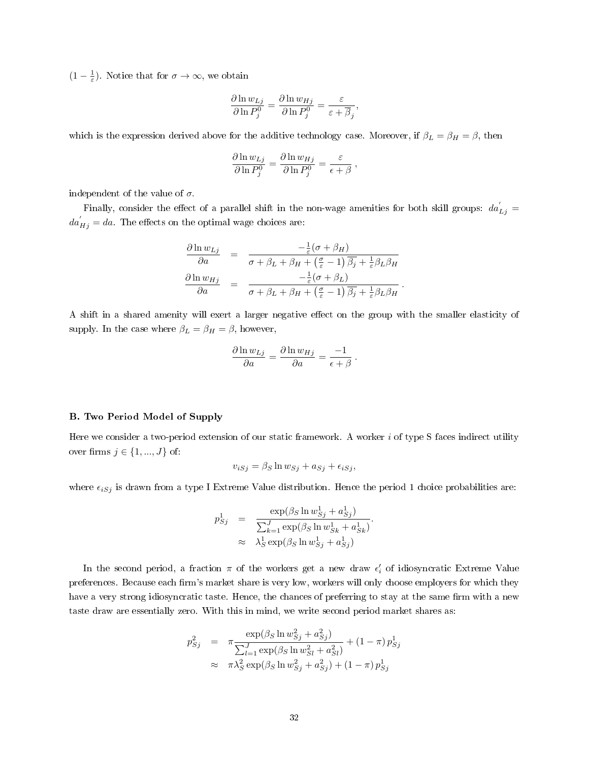$(1 - \frac{1}{\varepsilon})$. Notice that for $\sigma \to \infty$, we obtain

$$\frac{\partial \ln w_{Lj}}{\partial \ln P_j^0} = \frac{\partial \ln w_{Hj}}{\partial \ln P_j^0} = \frac{\varepsilon}{\varepsilon + \overline{\beta}_j},$$

which is the expression derived above for the additive technology case. Moreover, if $\beta_L = \beta_H = \beta$, then

$$\frac{\partial \ln w_{Lj}}{\partial \ln P_j^0} = \frac{\partial \ln w_{Hj}}{\partial \ln P_j^0} = \frac{\varepsilon}{\epsilon + \beta},$$

independent of the value of $\sigma$.

Finally, consider the effect of a parallel shift in the non-wage amenities for both skill groups: $da_{Lj}^{'} = da_{Hj}^{'} = da$. The effects on the optimal wage choices are:

$$\begin{aligned}
\frac{\partial \ln w_{Lj}}{\partial a} &= \frac{-\frac{1}{\varepsilon}(\sigma + \beta_H)}{\sigma + \beta_L + \beta_H + \left(\frac{\sigma}{\varepsilon} - 1\right)\overline{\beta}_j + \frac{1}{\varepsilon}\beta_L \beta_H} \\
\frac{\partial \ln w_{Hj}}{\partial a} &= \frac{-\frac{1}{\varepsilon}(\sigma + \beta_L)}{\sigma + \beta_L + \beta_H + \left(\frac{\sigma}{\varepsilon} - 1\right)\overline{\beta}_j + \frac{1}{\varepsilon}\beta_L \beta_H}.
\end{aligned}$$

A shift in a shared amenity will exert a larger negative effect on the group with the smaller elasticity of supply. In the case where $\beta_L = \beta_H = \beta$, however,

$$\frac{\partial \ln w_{Lj}}{\partial a} = \frac{\partial \ln w_{Hj}}{\partial a} = \frac{-1}{\epsilon + \beta}.$$

### B. Two Period Model of Supply

Here we consider a two-period extension of our static framework. A worker $i$ of type S faces indirect utility over firms $j \in \{1, ..., J\}$ of:

$$v_{iSj} = \beta_S \ln w_{Sj} + a_{Sj} + \epsilon_{iSj},$$

where $\epsilon_{iSj}$ is drawn from a type I Extreme Value distribution. Hence the period 1 choice probabilities are:

$$\begin{aligned}
p_{Sj}^1 &= \frac{\exp(\beta_S \ln w_{Sj}^1 + a_{Sj}^1)}{\sum_{k=1}^{J} \exp(\beta_S \ln w_{Sk}^1 + a_{Sk}^1)}. \\
&\approx \lambda_S^1 \exp(\beta_S \ln w_{Sj}^1 + a_{Sj}^1)
\end{aligned}$$

In the second period, a fraction $\pi$ of the workers get a new draw $\epsilon_i'$ of idiosyncratic Extreme Value preferences. Because each firm's market share is very low, workers will only choose employers for which they have a very strong idiosyncratic taste. Hence, the chances of preferring to stay at the same firm with a new taste draw are essentially zero. With this in mind, we write second period market shares as:

$$\begin{aligned}
p_{Sj}^2 &= \pi \frac{\exp(\beta_S \ln w_{Sj}^2 + a_{Sj}^2)}{\sum_{l=1}^{J} \exp(\beta_S \ln w_{Sl}^2 + a_{Sl}^2)} + (1 - \pi)\, p_{Sj}^1 \\
&\approx \pi \lambda_S^2 \exp(\beta_S \ln w_{Sj}^2 + a_{Sj}^2) + (1 - \pi)\, p_{Sj}^1
\end{aligned}$$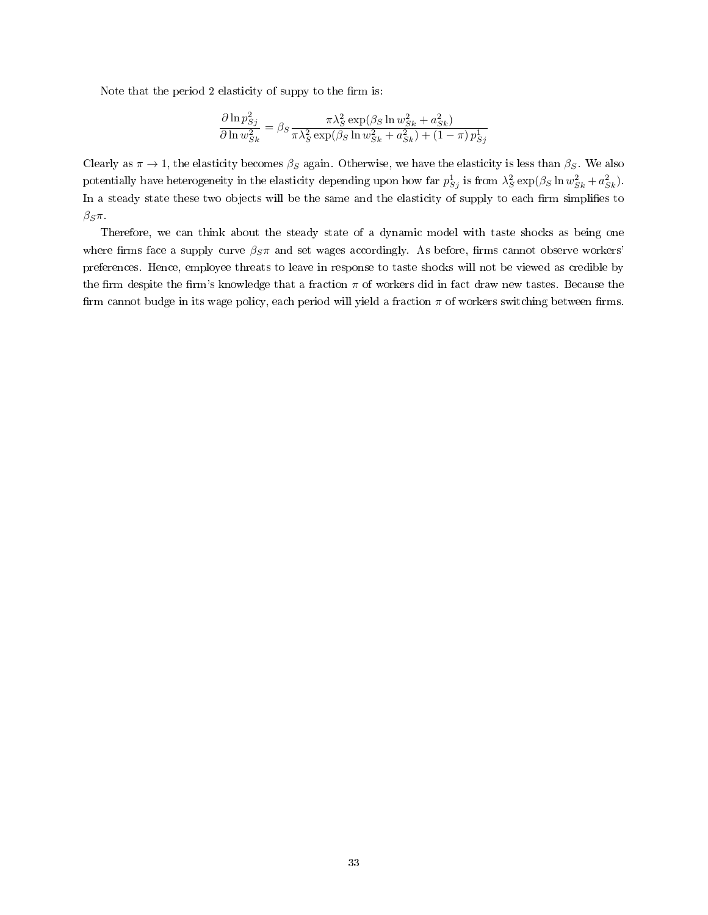Note that the period 2 elasticity of suppy to the firm is:

$$\frac{\partial \ln p_{Sj}^2}{\partial \ln w_{Sk}^2} = \beta_S \frac{\pi \lambda_S^2 \exp(\beta_S \ln w_{Sk}^2 + a_{Sk}^2)}{\pi \lambda_S^2 \exp(\beta_S \ln w_{Sk}^2 + a_{Sk}^2) + (1 - \pi)\, p_{Sj}^1}$$

Clearly as $\pi \to 1$, the elasticity becomes $\beta_S$ again. Otherwise, we have the elasticity is less than $\beta_S$. We also potentially have heterogeneity in the elasticity depending upon how far $p_{Sj}^1$ is from $\lambda_S^2 \exp(\beta_S \ln w_{Sk}^2 + a_{Sk}^2)$. In a steady state these two objects will be the same and the elasticity of supply to each firm simplifies to $\beta_S \pi$.

Therefore, we can think about the steady state of a dynamic model with taste shocks as being one where firms face a supply curve $\beta_S \pi$ and set wages accordingly. As before, firms cannot observe workers' preferences. Hence, employee threats to leave in response to taste shocks will not be viewed as credible by the firm despite the firm's knowledge that a fraction $\pi$ of workers did in fact draw new tastes. Because the firm cannot budge in its wage policy, each period will yield a fraction $\pi$ of workers switching between firms.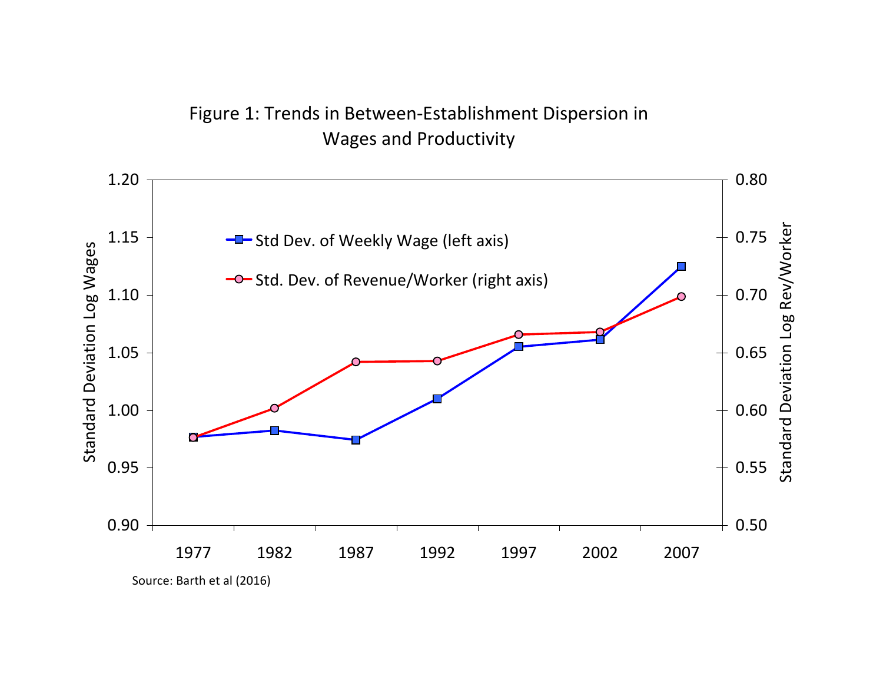Figure 1: Trends in Between-Establishment Dispersion in Wages and Productivity

Source: Barth et al (2016)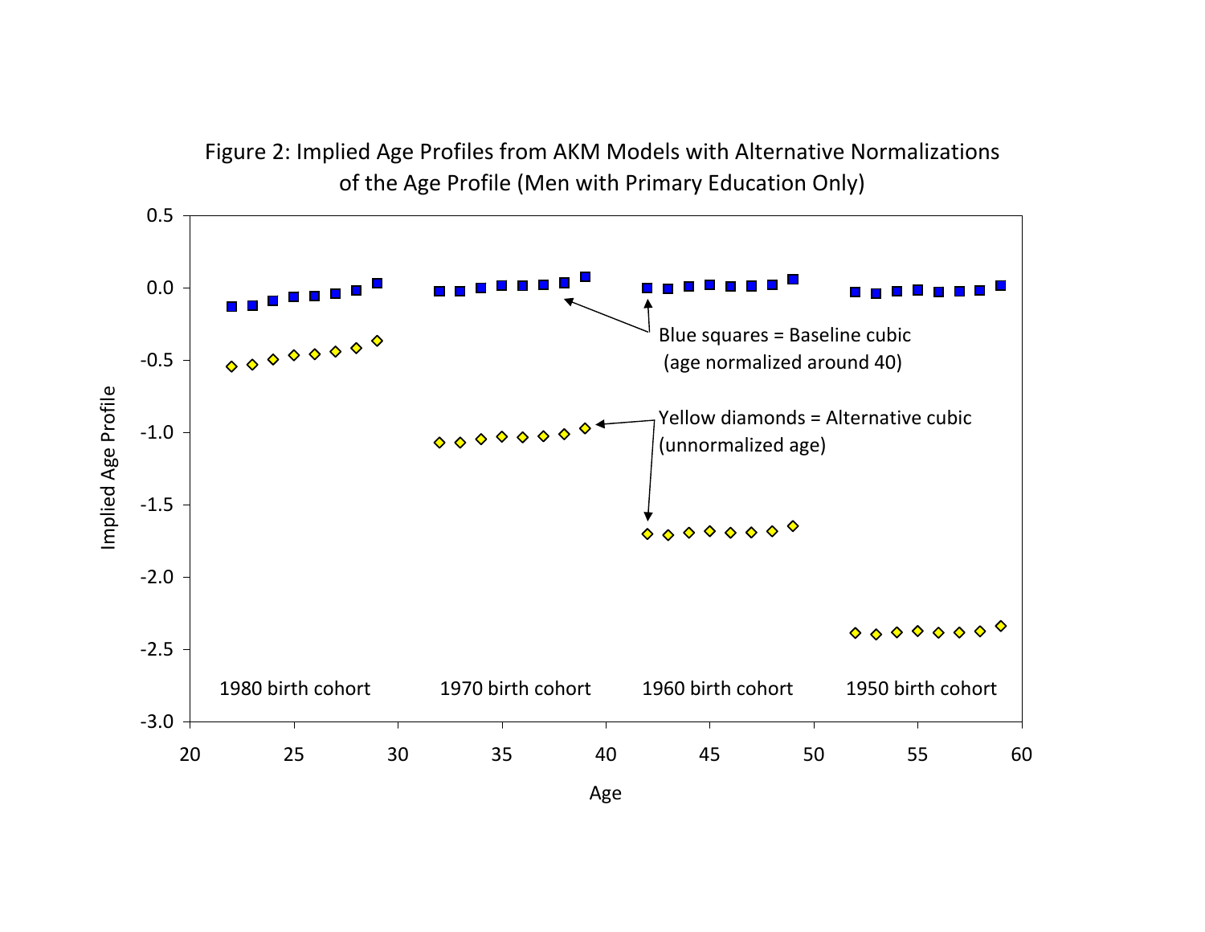Figure 2: Implied Age Profiles from AKM Models with Alternative Normalizations of the Age Profile (Men with Primary Education Only)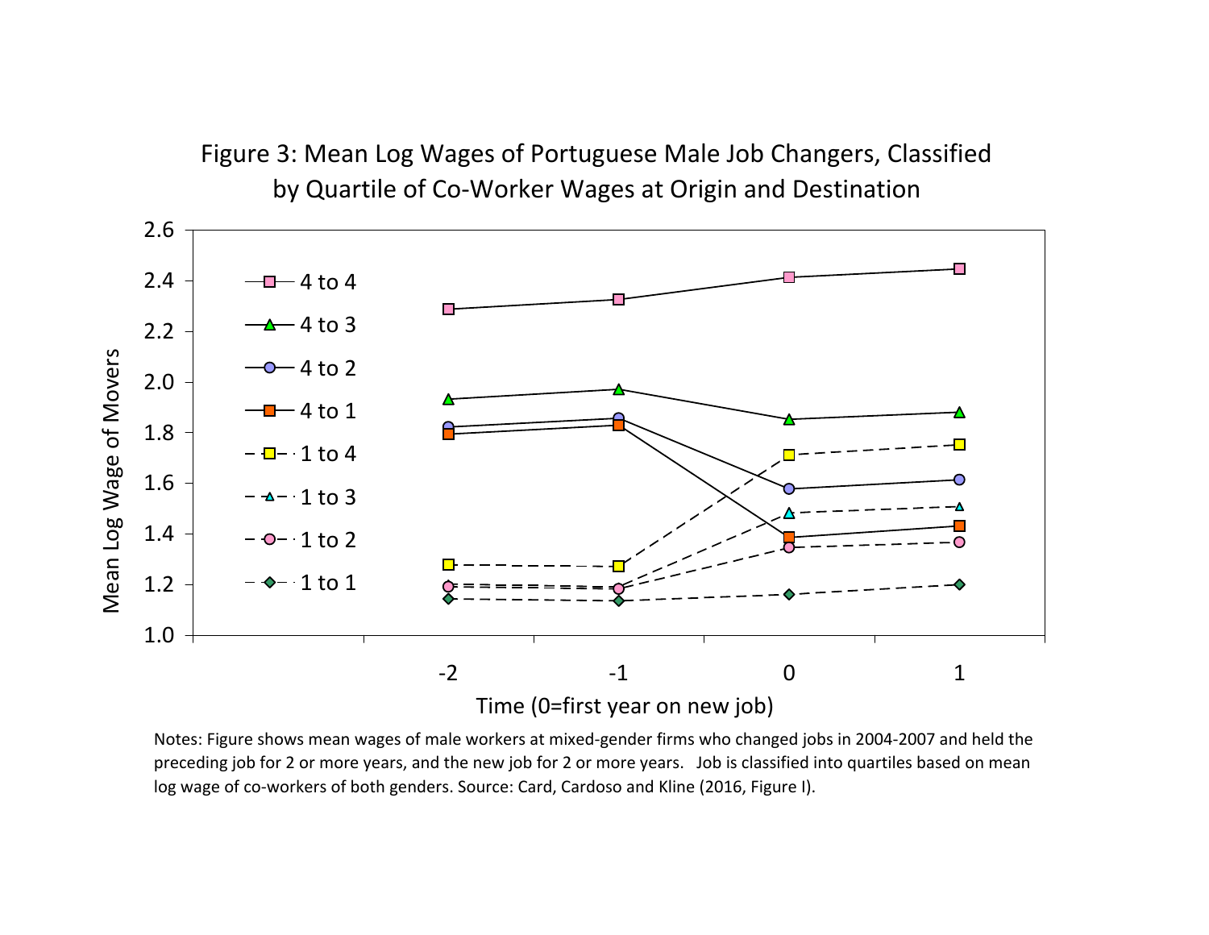Figure 3: Mean Log Wages of Portuguese Male Job Changers, Classified by Quartile of Co-Worker Wages at Origin and Destination

Notes: Figure shows mean wages of male workers at mixed-gender firms who changed jobs in 2004-2007 and held the preceding job for 2 or more years, and the new job for 2 or more years. Job is classified into quartiles based on mean log wage of co-workers of both genders. Source: Card, Cardoso and Kline (2016, Figure I).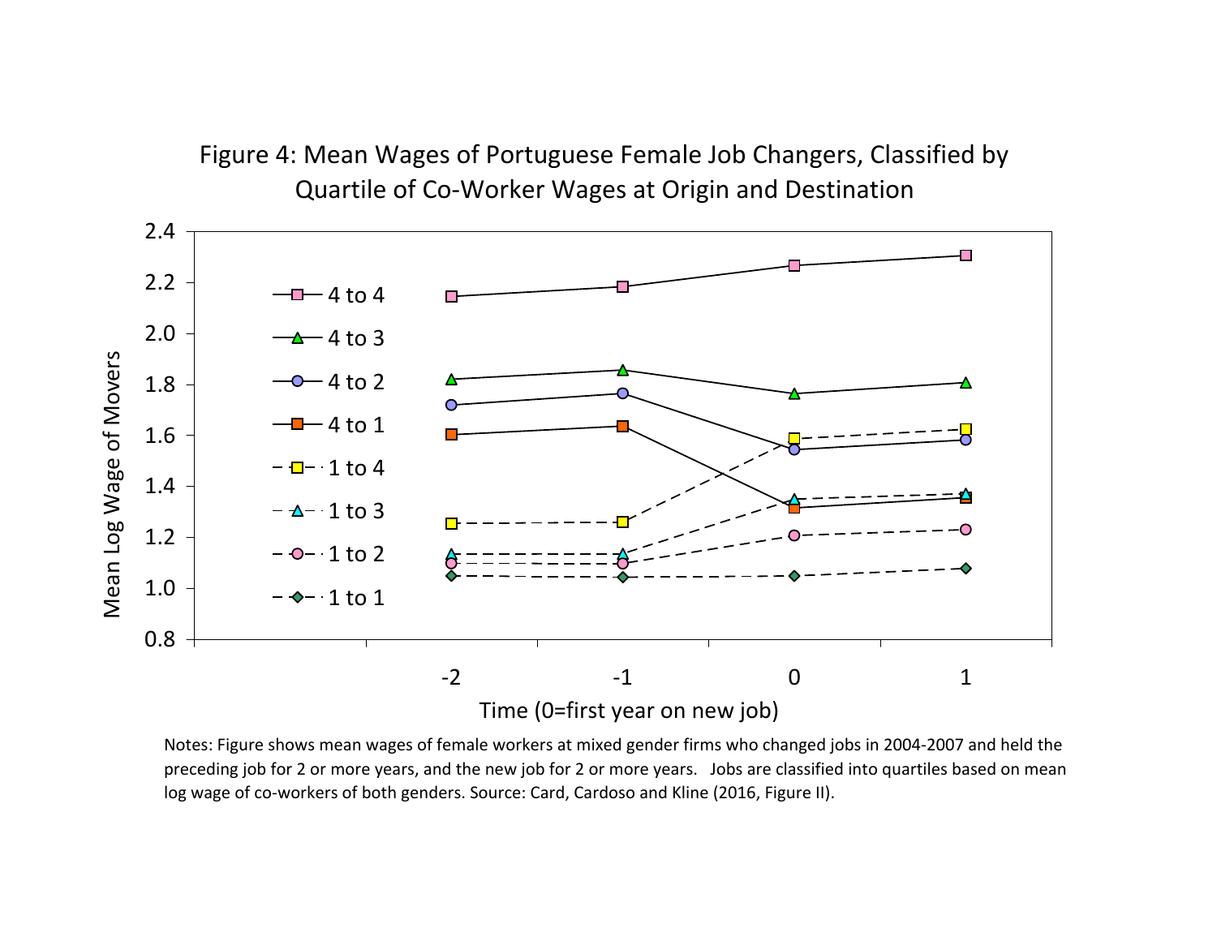Figure 4: Mean Wages of Portuguese Female Job Changers, Classified by Quartile of Co-Worker Wages at Origin and Destination

Notes: Figure shows mean wages of female workers at mixed gender firms who changed jobs in 2004-2007 and held the preceding job for 2 or more years, and the new job for 2 or more years. Jobs are classified into quartiles based on mean log wage of co-workers of both genders. Source: Card, Cardoso and Kline (2016, Figure II).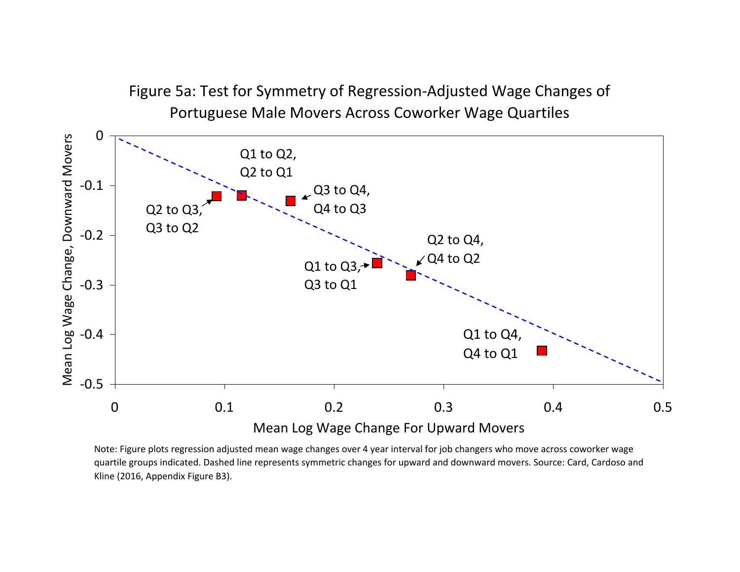Figure 5a: Test for Symmetry of Regression-Adjusted Wage Changes of Portuguese Male Movers Across Coworker Wage Quartiles

Note: Figure plots regression adjusted mean wage changes over 4 year interval for job changers who move across coworker wage quartile groups indicated. Dashed line represents symmetric changes for upward and downward movers. Source: Card, Cardoso and Kline (2016, Appendix Figure B3).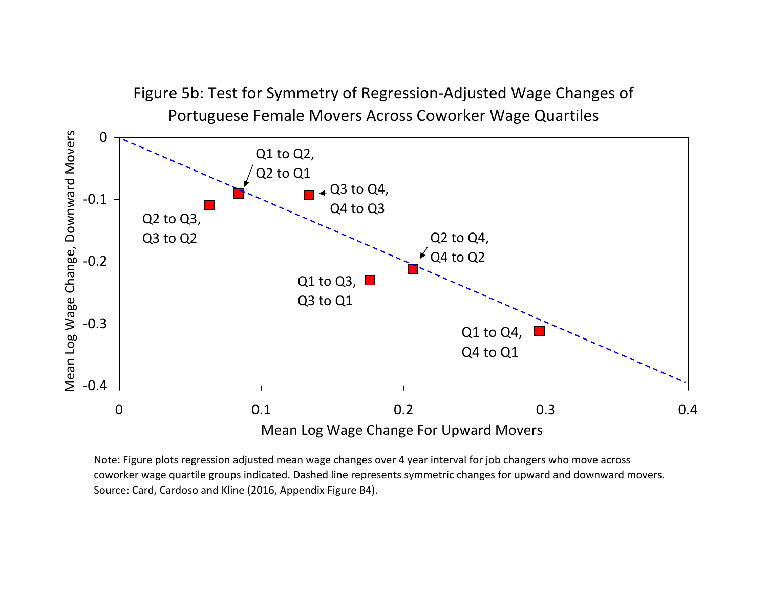Figure 5b: Test for Symmetry of Regression-Adjusted Wage Changes of Portuguese Female Movers Across Coworker Wage Quartiles

Note: Figure plots regression adjusted mean wage changes over 4 year interval for job changers who move across coworker wage quartile groups indicated. Dashed line represents symmetric changes for upward and downward movers.
Source: Card, Cardoso and Kline (2016, Appendix Figure B4).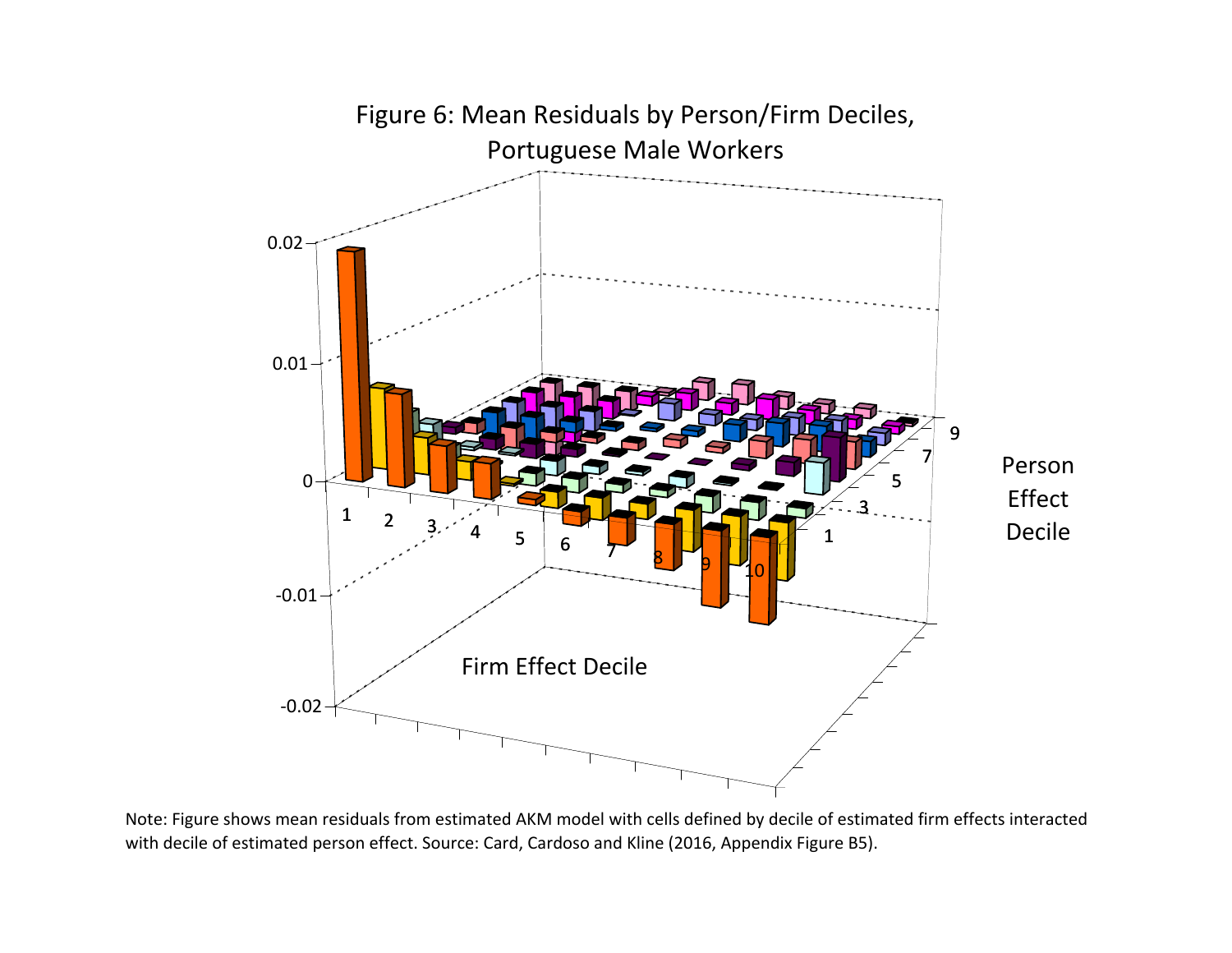Figure 6: Mean Residuals by Person/Firm Deciles, Portuguese Male Workers

Note: Figure shows mean residuals from estimated AKM model with cells defined by decile of estimated firm effects interacted with decile of estimated person effect. Source: Card, Cardoso and Kline (2016, Appendix Figure B5).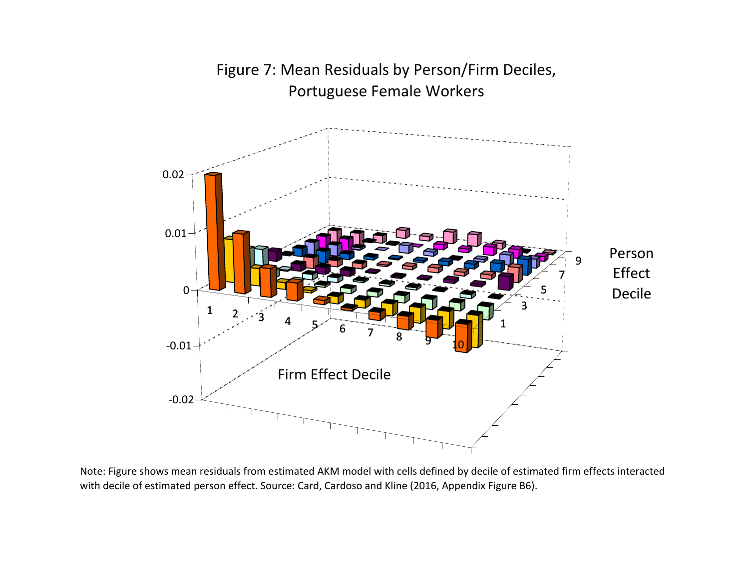Figure 7: Mean Residuals by Person/Firm Deciles, Portuguese Female Workers

Note: Figure shows mean residuals from estimated AKM model with cells defined by decile of estimated firm effects interacted with decile of estimated person effect. Source: Card, Cardoso and Kline (2016, Appendix Figure B6).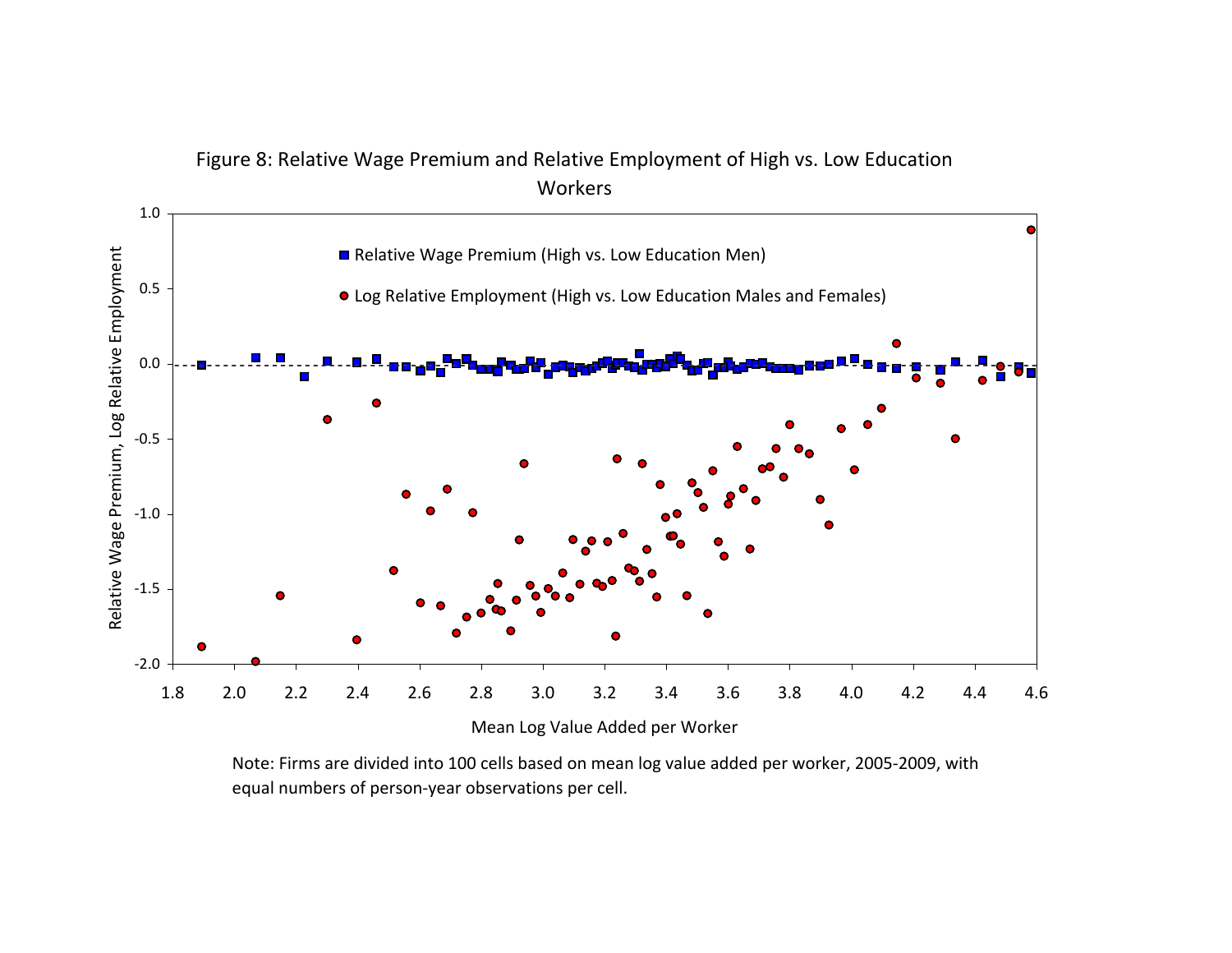Figure 8: Relative Wage Premium and Relative Employment of High vs. Low Education Workers

Note: Firms are divided into 100 cells based on mean log value added per worker, 2005-2009, with equal numbers of person-year observations per cell.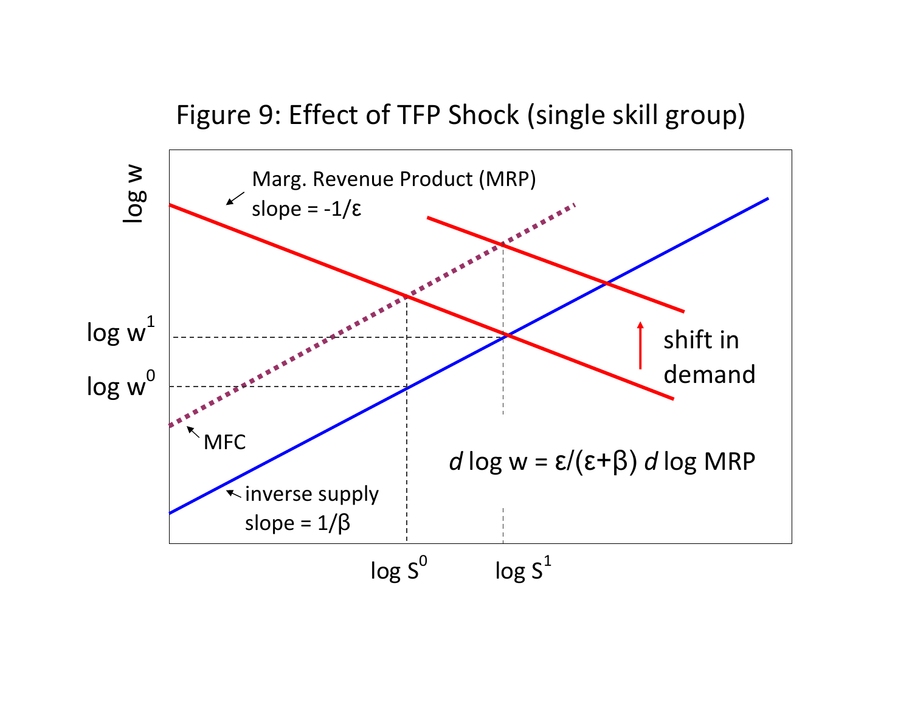Figure 9: Effect of TFP Shock (single skill group)

log w

Marg. Revenue Product (MRP) slope = $-1/\varepsilon$

$\log w^1$

$\log w^0$

MFC

inverse supply slope = $1/\beta$

shift in demand

$$d \log w = \varepsilon/(\varepsilon+\beta)\, d \log MRP$$

$\log S^0$ $\log S^1$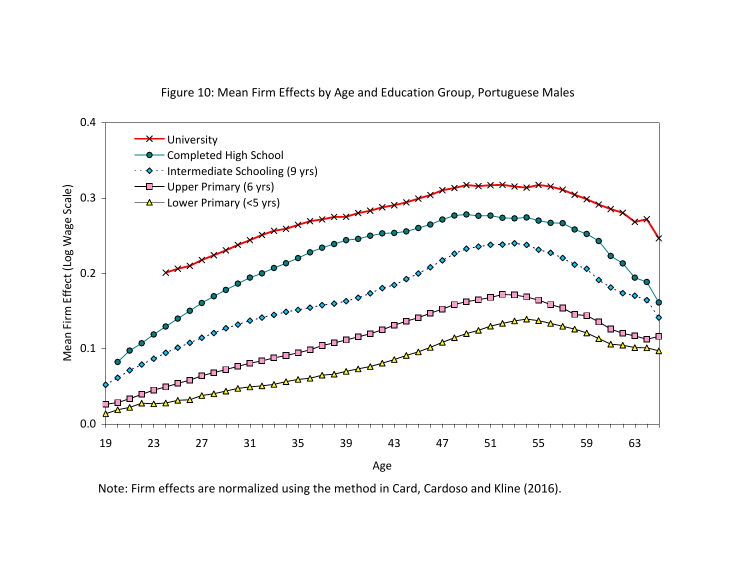Figure 10: Mean Firm Effects by Age and Education Group, Portuguese Males

Note: Firm effects are normalized using the method in Card, Cardoso and Kline (2016).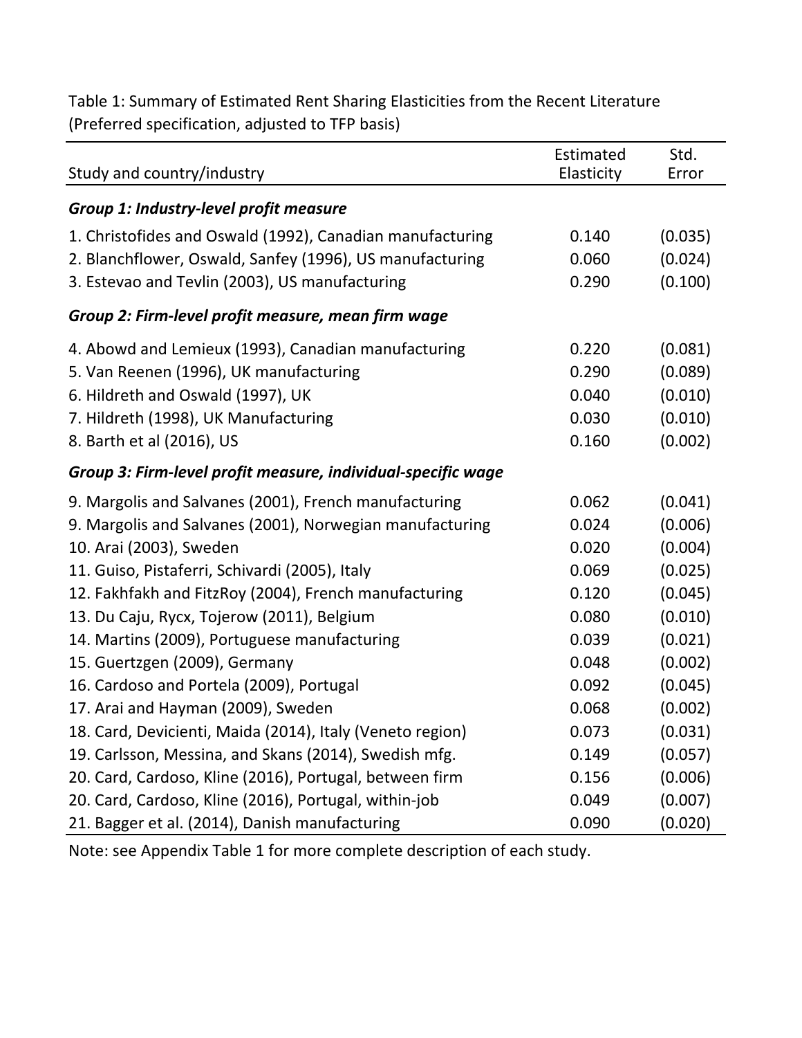Table 1: Summary of Estimated Rent Sharing Elasticities from the Recent Literature (Preferred specification, adjusted to TFP basis)

| Study and country/industry | Estimated Elasticity | Std. Error |
|---|---|---|
| ***Group 1: Industry-level profit measure*** | | |
| 1. Christofides and Oswald (1992), Canadian manufacturing | 0.140 | (0.035) |
| 2. Blanchflower, Oswald, Sanfey (1996), US manufacturing | 0.060 | (0.024) |
| 3. Estevao and Tevlin (2003), US manufacturing | 0.290 | (0.100) |
| ***Group 2: Firm-level profit measure, mean firm wage*** | | |
| 4. Abowd and Lemieux (1993), Canadian manufacturing | 0.220 | (0.081) |
| 5. Van Reenen (1996), UK manufacturing | 0.290 | (0.089) |
| 6. Hildreth and Oswald (1997), UK | 0.040 | (0.010) |
| 7. Hildreth (1998), UK Manufacturing | 0.030 | (0.010) |
| 8. Barth et al (2016), US | 0.160 | (0.002) |
| ***Group 3: Firm-level profit measure, individual-specific wage*** | | |
| 9. Margolis and Salvanes (2001), French manufacturing | 0.062 | (0.041) |
| 9. Margolis and Salvanes (2001), Norwegian manufacturing | 0.024 | (0.006) |
| 10. Arai (2003), Sweden | 0.020 | (0.004) |
| 11. Guiso, Pistaferri, Schivardi (2005), Italy | 0.069 | (0.025) |
| 12. Fakhfakh and FitzRoy (2004), French manufacturing | 0.120 | (0.045) |
| 13. Du Caju, Rycx, Tojerow (2011), Belgium | 0.080 | (0.010) |
| 14. Martins (2009), Portuguese manufacturing | 0.039 | (0.021) |
| 15. Guertzgen (2009), Germany | 0.048 | (0.002) |
| 16. Cardoso and Portela (2009), Portugal | 0.092 | (0.045) |
| 17. Arai and Hayman (2009), Sweden | 0.068 | (0.002) |
| 18. Card, Devicienti, Maida (2014), Italy (Veneto region) | 0.073 | (0.031) |
| 19. Carlsson, Messina, and Skans (2014), Swedish mfg. | 0.149 | (0.057) |
| 20. Card, Cardoso, Kline (2016), Portugal, between firm | 0.156 | (0.006) |
| 20. Card, Cardoso, Kline (2016), Portugal, within-job | 0.049 | (0.007) |
| 21. Bagger et al. (2014), Danish manufacturing | 0.090 | (0.020) |

Note: see Appendix Table 1 for more complete description of each study.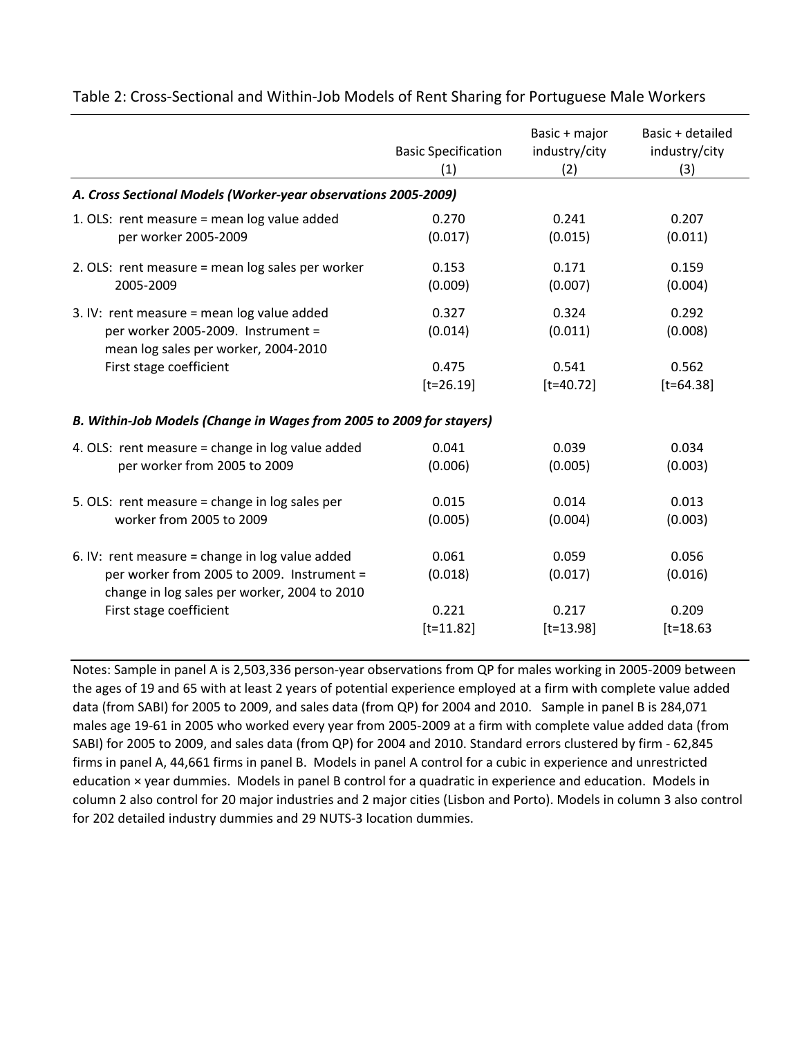Table 2: Cross-Sectional and Within-Job Models of Rent Sharing for Portuguese Male Workers

| | Basic Specification (1) | Basic + major industry/city (2) | Basic + detailed industry/city (3) |
|---|---|---|---|
| ***A. Cross Sectional Models (Worker-year observations 2005-2009)*** | | | |
| 1. OLS: rent measure = mean log value added per worker 2005-2009 | 0.270 | 0.241 | 0.207 |
| | (0.017) | (0.015) | (0.011) |
| 2. OLS: rent measure = mean log sales per worker 2005-2009 | 0.153 | 0.171 | 0.159 |
| | (0.009) | (0.007) | (0.004) |
| 3. IV: rent measure = mean log value added per worker 2005-2009. Instrument = mean log sales per worker, 2004-2010 | 0.327 | 0.324 | 0.292 |
| | (0.014) | (0.011) | (0.008) |
| First stage coefficient | 0.475 | 0.541 | 0.562 |
| | [t=26.19] | [t=40.72] | [t=64.38] |
| ***B. Within-Job Models (Change in Wages from 2005 to 2009 for stayers)*** | | | |
| 4. OLS: rent measure = change in log value added per worker from 2005 to 2009 | 0.041 | 0.039 | 0.034 |
| | (0.006) | (0.005) | (0.003) |
| 5. OLS: rent measure = change in log sales per worker from 2005 to 2009 | 0.015 | 0.014 | 0.013 |
| | (0.005) | (0.004) | (0.003) |
| 6. IV: rent measure = change in log value added per worker from 2005 to 2009. Instrument = change in log sales per worker, 2004 to 2010 | 0.061 | 0.059 | 0.056 |
| | (0.018) | (0.017) | (0.016) |
| First stage coefficient | 0.221 | 0.217 | 0.209 |
| | [t=11.82] | [t=13.98] | [t=18.63 |

Notes: Sample in panel A is 2,503,336 person-year observations from QP for males working in 2005-2009 between the ages of 19 and 65 with at least 2 years of potential experience employed at a firm with complete value added data (from SABI) for 2005 to 2009, and sales data (from QP) for 2004 and 2010. Sample in panel B is 284,071 males age 19-61 in 2005 who worked every year from 2005-2009 at a firm with complete value added data (from SABI) for 2005 to 2009, and sales data (from QP) for 2004 and 2010. Standard errors clustered by firm - 62,845 firms in panel A, 44,661 firms in panel B. Models in panel A control for a cubic in experience and unrestricted education × year dummies. Models in panel B control for a quadratic in experience and education. Models in column 2 also control for 20 major industries and 2 major cities (Lisbon and Porto). Models in column 3 also control for 202 detailed industry dummies and 29 NUTS-3 location dummies.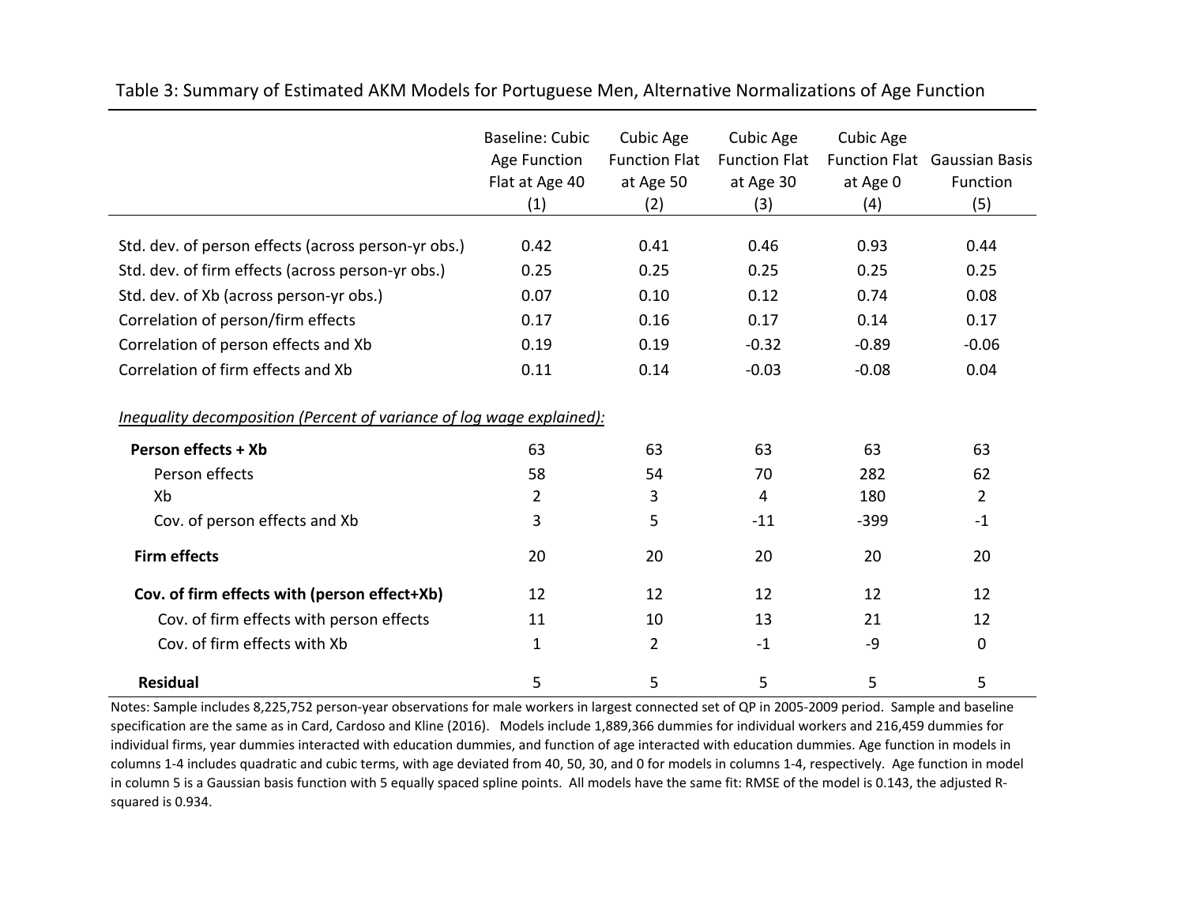Table 3: Summary of Estimated AKM Models for Portuguese Men, Alternative Normalizations of Age Function

| | Baseline: Cubic Age Function Flat at Age 40 (1) | Cubic Age Function Flat at Age 50 (2) | Cubic Age Function Flat at Age 30 (3) | Cubic Age Function Flat at Age 0 (4) | Gaussian Basis Function (5) |
|---|---|---|---|---|---|
| Std. dev. of person effects (across person-yr obs.) | 0.42 | 0.41 | 0.46 | 0.93 | 0.44 |
| Std. dev. of firm effects (across person-yr obs.) | 0.25 | 0.25 | 0.25 | 0.25 | 0.25 |
| Std. dev. of Xb (across person-yr obs.) | 0.07 | 0.10 | 0.12 | 0.74 | 0.08 |
| Correlation of person/firm effects | 0.17 | 0.16 | 0.17 | 0.14 | 0.17 |
| Correlation of person effects and Xb | 0.19 | 0.19 | -0.32 | -0.89 | -0.06 |
| Correlation of firm effects and Xb | 0.11 | 0.14 | -0.03 | -0.08 | 0.04 |
| *Inequality decomposition (Percent of variance of log wage explained):* | | | | | |
| **Person effects + Xb** | 63 | 63 | 63 | 63 | 63 |
| Person effects | 58 | 54 | 70 | 282 | 62 |
| Xb | 2 | 3 | 4 | 180 | 2 |
| Cov. of person effects and Xb | 3 | 5 | -11 | -399 | -1 |
| **Firm effects** | 20 | 20 | 20 | 20 | 20 |
| **Cov. of firm effects with (person effect+Xb)** | 12 | 12 | 12 | 12 | 12 |
| Cov. of firm effects with person effects | 11 | 10 | 13 | 21 | 12 |
| Cov. of firm effects with Xb | 1 | 2 | -1 | -9 | 0 |
| **Residual** | 5 | 5 | 5 | 5 | 5 |

Notes: Sample includes 8,225,752 person-year observations for male workers in largest connected set of QP in 2005-2009 period. Sample and baseline specification are the same as in Card, Cardoso and Kline (2016). Models include 1,889,366 dummies for individual workers and 216,459 dummies for individual firms, year dummies interacted with education dummies, and function of age interacted with education dummies. Age function in models in columns 1-4 includes quadratic and cubic terms, with age deviated from 40, 50, 30, and 0 for models in columns 1-4, respectively. Age function in model in column 5 is a Gaussian basis function with 5 equally spaced spline points. All models have the same fit: RMSE of the model is 0.143, the adjusted R-squared is 0.934.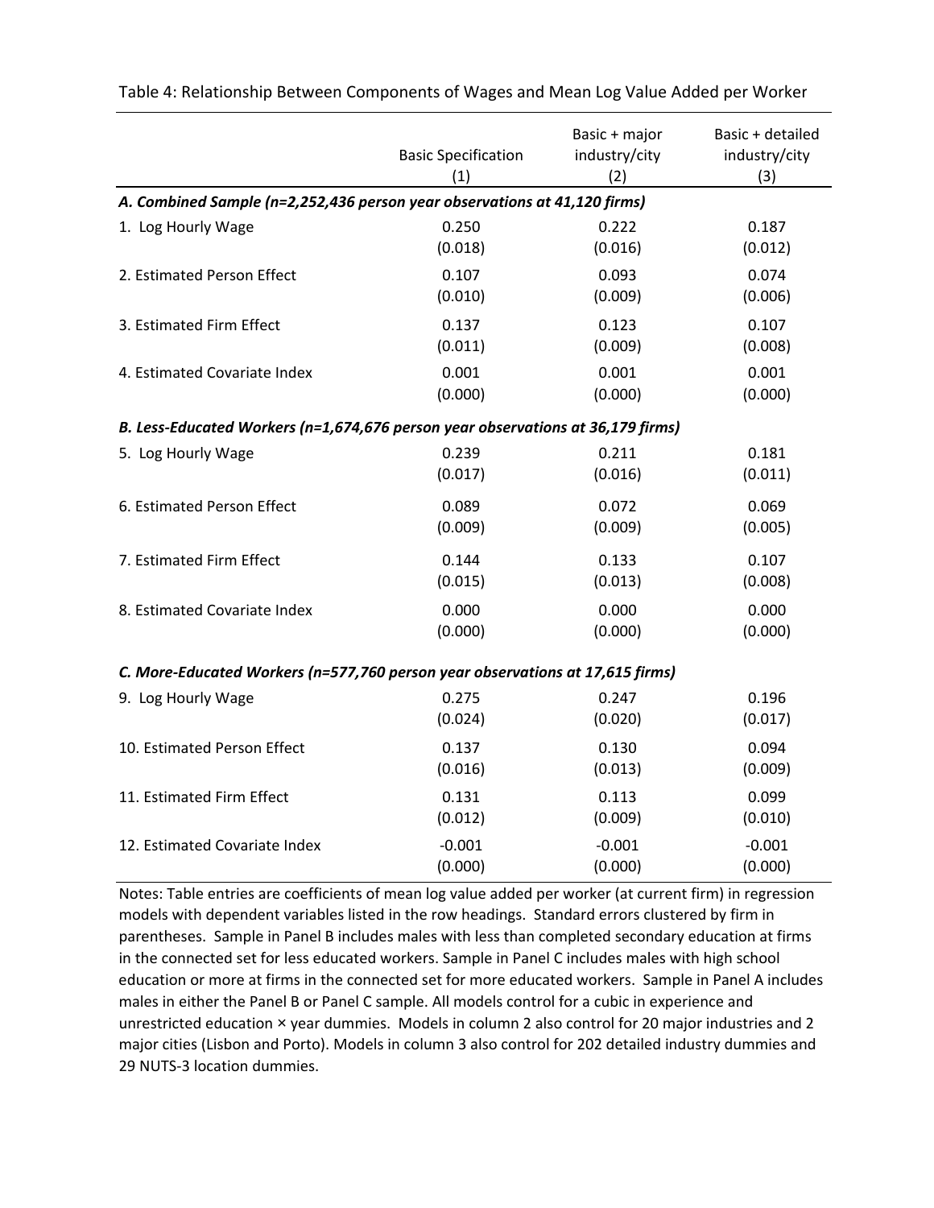Table 4: Relationship Between Components of Wages and Mean Log Value Added per Worker

| | Basic Specification (1) | Basic + major industry/city (2) | Basic + detailed industry/city (3) |
|---|---|---|---|
| ***A. Combined Sample (n=2,252,436 person year observations at 41,120 firms)*** | | | |
| 1. Log Hourly Wage | 0.250 | 0.222 | 0.187 |
| | (0.018) | (0.016) | (0.012) |
| 2. Estimated Person Effect | 0.107 | 0.093 | 0.074 |
| | (0.010) | (0.009) | (0.006) |
| 3. Estimated Firm Effect | 0.137 | 0.123 | 0.107 |
| | (0.011) | (0.009) | (0.008) |
| 4. Estimated Covariate Index | 0.001 | 0.001 | 0.001 |
| | (0.000) | (0.000) | (0.000) |
| ***B. Less-Educated Workers (n=1,674,676 person year observations at 36,179 firms)*** | | | |
| 5. Log Hourly Wage | 0.239 | 0.211 | 0.181 |
| | (0.017) | (0.016) | (0.011) |
| 6. Estimated Person Effect | 0.089 | 0.072 | 0.069 |
| | (0.009) | (0.009) | (0.005) |
| 7. Estimated Firm Effect | 0.144 | 0.133 | 0.107 |
| | (0.015) | (0.013) | (0.008) |
| 8. Estimated Covariate Index | 0.000 | 0.000 | 0.000 |
| | (0.000) | (0.000) | (0.000) |
| ***C. More-Educated Workers (n=577,760 person year observations at 17,615 firms)*** | | | |
| 9. Log Hourly Wage | 0.275 | 0.247 | 0.196 |
| | (0.024) | (0.020) | (0.017) |
| 10. Estimated Person Effect | 0.137 | 0.130 | 0.094 |
| | (0.016) | (0.013) | (0.009) |
| 11. Estimated Firm Effect | 0.131 | 0.113 | 0.099 |
| | (0.012) | (0.009) | (0.010) |
| 12. Estimated Covariate Index | -0.001 | -0.001 | -0.001 |
| | (0.000) | (0.000) | (0.000) |

Notes: Table entries are coefficients of mean log value added per worker (at current firm) in regression models with dependent variables listed in the row headings. Standard errors clustered by firm in parentheses. Sample in Panel B includes males with less than completed secondary education at firms in the connected set for less educated workers. Sample in Panel C includes males with high school education or more at firms in the connected set for more educated workers. Sample in Panel A includes males in either the Panel B or Panel C sample. All models control for a cubic in experience and unrestricted education × year dummies. Models in column 2 also control for 20 major industries and 2 major cities (Lisbon and Porto). Models in column 3 also control for 202 detailed industry dummies and 29 NUTS-3 location dummies.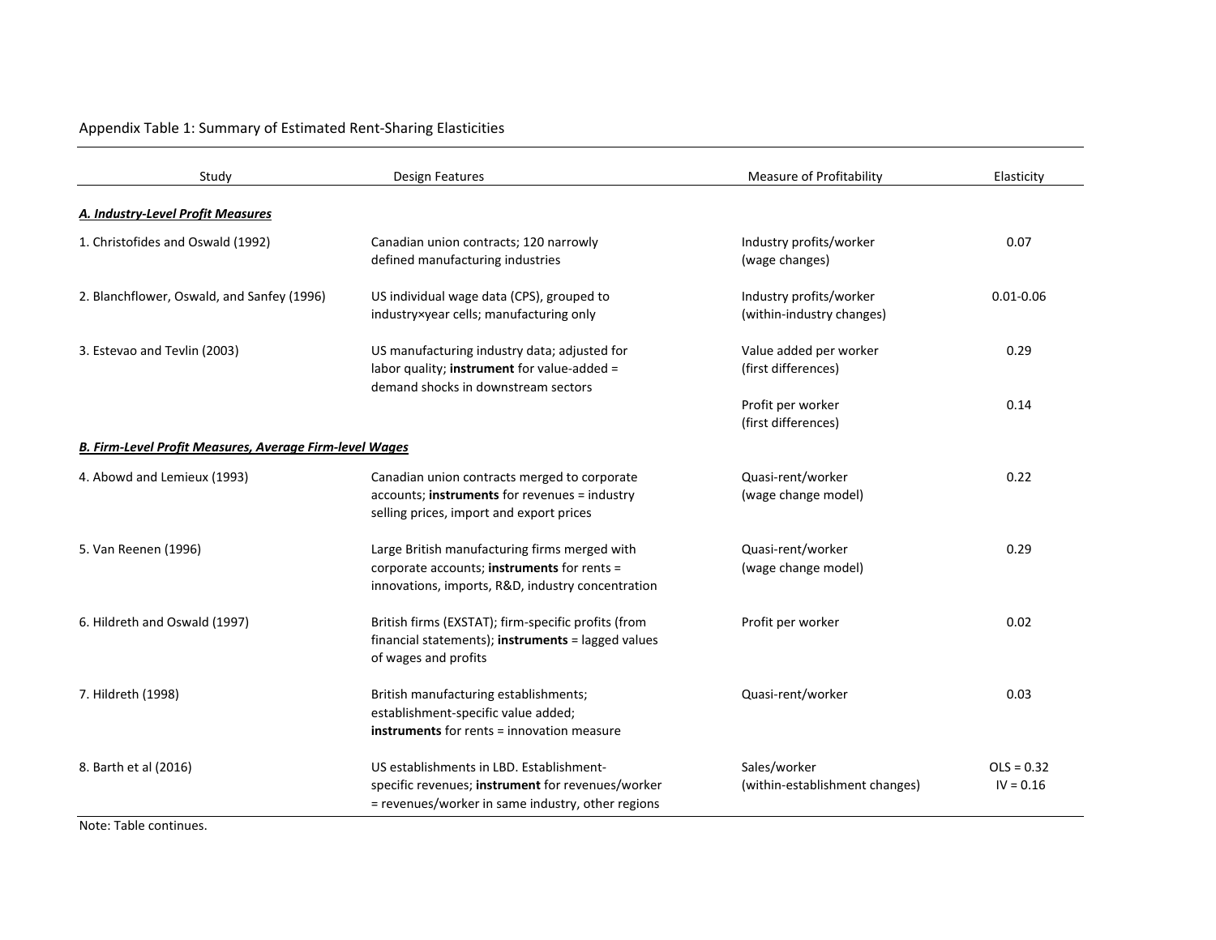Appendix Table 1: Summary of Estimated Rent-Sharing Elasticities

| Study | Design Features | Measure of Profitability | Elasticity |
|---|---|---|---|
| ***A. Industry-Level Profit Measures*** | | | |
| 1. Christofides and Oswald (1992) | Canadian union contracts; 120 narrowly defined manufacturing industries | Industry profits/worker (wage changes) | 0.07 |
| 2. Blanchflower, Oswald, and Sanfey (1996) | US individual wage data (CPS), grouped to industry×year cells; manufacturing only | Industry profits/worker (within-industry changes) | 0.01-0.06 |
| 3. Estevao and Tevlin (2003) | US manufacturing industry data; adjusted for labor quality; **instrument** for value-added = demand shocks in downstream sectors | Value added per worker (first differences) | 0.29 |
| | | Profit per worker (first differences) | 0.14 |
| ***B. Firm-Level Profit Measures, Average Firm-level Wages*** | | | |
| 4. Abowd and Lemieux (1993) | Canadian union contracts merged to corporate accounts; **instruments** for revenues = industry selling prices, import and export prices | Quasi-rent/worker (wage change model) | 0.22 |
| 5. Van Reenen (1996) | Large British manufacturing firms merged with corporate accounts; **instruments** for rents = innovations, imports, R&D, industry concentration | Quasi-rent/worker (wage change model) | 0.29 |
| 6. Hildreth and Oswald (1997) | British firms (EXSTAT); firm-specific profits (from financial statements); **instruments** = lagged values of wages and profits | Profit per worker | 0.02 |
| 7. Hildreth (1998) | British manufacturing establishments; establishment-specific value added; **instruments** for rents = innovation measure | Quasi-rent/worker | 0.03 |
| 8. Barth et al (2016) | US establishments in LBD. Establishment-specific revenues; **instrument** for revenues/worker = revenues/worker in same industry, other regions | Sales/worker (within-establishment changes) | OLS = 0.32<br>IV = 0.16 |

Note: Table continues.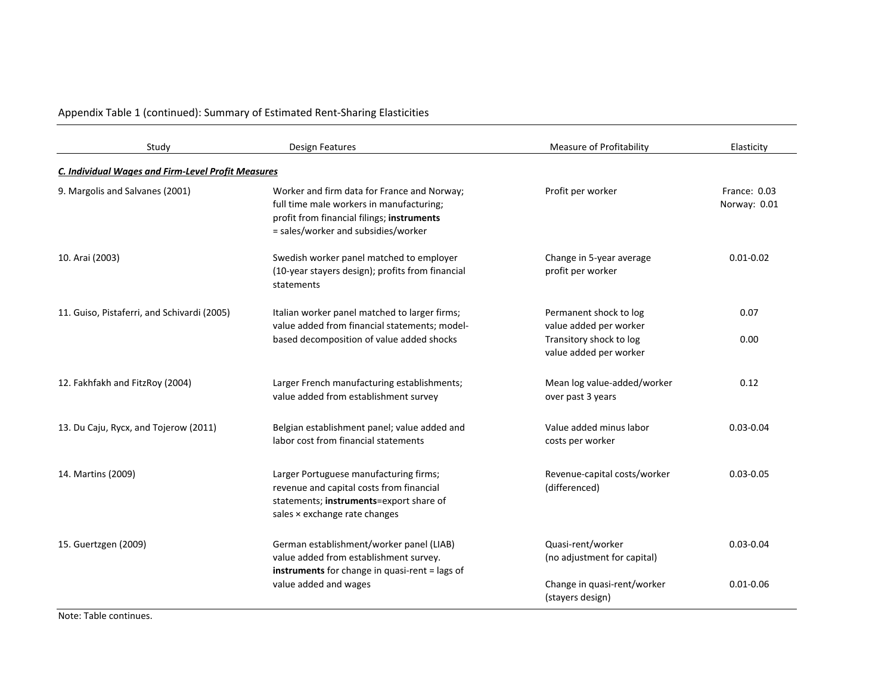Appendix Table 1 (continued): Summary of Estimated Rent-Sharing Elasticities

| Study | Design Features | Measure of Profitability | Elasticity |
|---|---|---|---|
| ***C. Individual Wages and Firm-Level Profit Measures*** | | | |
| 9. Margolis and Salvanes (2001) | Worker and firm data for France and Norway; full time male workers in manufacturing; profit from financial filings; **instruments** = sales/worker and subsidies/worker | Profit per worker | France: 0.03<br>Norway: 0.01 |
| 10. Arai (2003) | Swedish worker panel matched to employer (10-year stayers design); profits from financial statements | Change in 5-year average profit per worker | 0.01-0.02 |
| 11. Guiso, Pistaferri, and Schivardi (2005) | Italian worker panel matched to larger firms; value added from financial statements; model-based decomposition of value added shocks | Permanent shock to log value added per worker | 0.07 |
| | | Transitory shock to log value added per worker | 0.00 |
| 12. Fakhfakh and FitzRoy (2004) | Larger French manufacturing establishments; value added from establishment survey | Mean log value-added/worker over past 3 years | 0.12 |
| 13. Du Caju, Rycx, and Tojerow (2011) | Belgian establishment panel; value added and labor cost from financial statements | Value added minus labor costs per worker | 0.03-0.04 |
| 14. Martins (2009) | Larger Portuguese manufacturing firms; revenue and capital costs from financial statements; **instruments**=export share of sales × exchange rate changes | Revenue-capital costs/worker (differenced) | 0.03-0.05 |
| 15. Guertzgen (2009) | German establishment/worker panel (LIAB) value added from establishment survey. **instruments** for change in quasi-rent = lags of value added and wages | Quasi-rent/worker (no adjustment for capital) | 0.03-0.04 |
| | | Change in quasi-rent/worker (stayers design) | 0.01-0.06 |

Note: Table continues.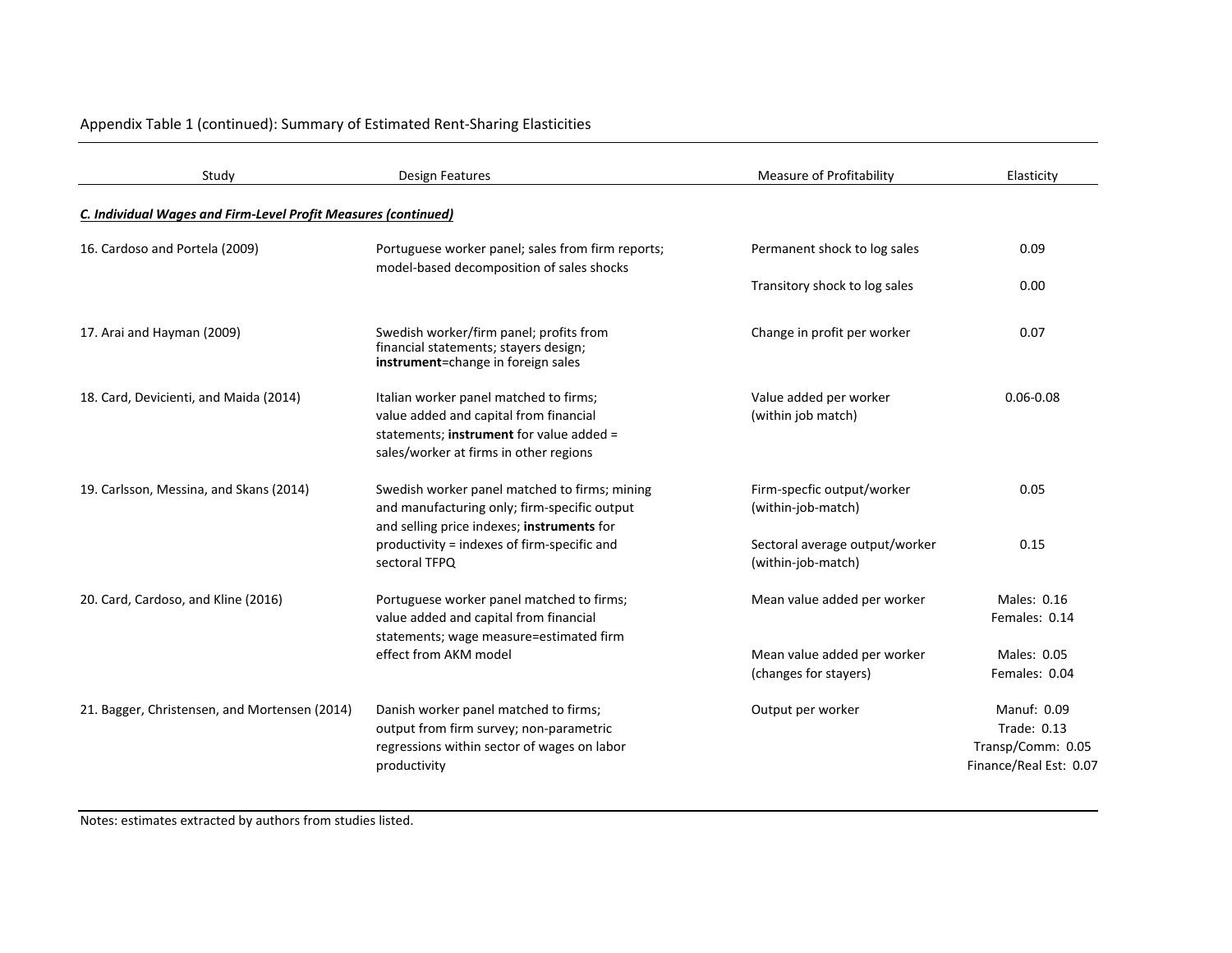Appendix Table 1 (continued): Summary of Estimated Rent-Sharing Elasticities

| Study | Design Features | Measure of Profitability | Elasticity |
|---|---|---|---|
| ***C. Individual Wages and Firm-Level Profit Measures (continued)*** | | | |
| 16. Cardoso and Portela (2009) | Portuguese worker panel; sales from firm reports; model-based decomposition of sales shocks | Permanent shock to log sales | 0.09 |
| | | Transitory shock to log sales | 0.00 |
| 17. Arai and Hayman (2009) | Swedish worker/firm panel; profits from financial statements; stayers design; **instrument**=change in foreign sales | Change in profit per worker | 0.07 |
| 18. Card, Devicienti, and Maida (2014) | Italian worker panel matched to firms; value added and capital from financial statements; **instrument** for value added = sales/worker at firms in other regions | Value added per worker (within job match) | 0.06-0.08 |
| 19. Carlsson, Messina, and Skans (2014) | Swedish worker panel matched to firms; mining and manufacturing only; firm-specific output and selling price indexes; **instruments** for productivity = indexes of firm-specific and sectoral TFPQ | Firm-specfic output/worker (within-job-match) | 0.05 |
| | | Sectoral average output/worker (within-job-match) | 0.15 |
| 20. Card, Cardoso, and Kline (2016) | Portuguese worker panel matched to firms; value added and capital from financial statements; wage measure=estimated firm effect from AKM model | Mean value added per worker | Males: 0.16<br>Females: 0.14 |
| | | Mean value added per worker (changes for stayers) | Males: 0.05<br>Females: 0.04 |
| 21. Bagger, Christensen, and Mortensen (2014) | Danish worker panel matched to firms; output from firm survey; non-parametric regressions within sector of wages on labor productivity | Output per worker | Manuf: 0.09<br>Trade: 0.13<br>Transp/Comm: 0.05<br>Finance/Real Est: 0.07 |

Notes: estimates extracted by authors from studies listed.